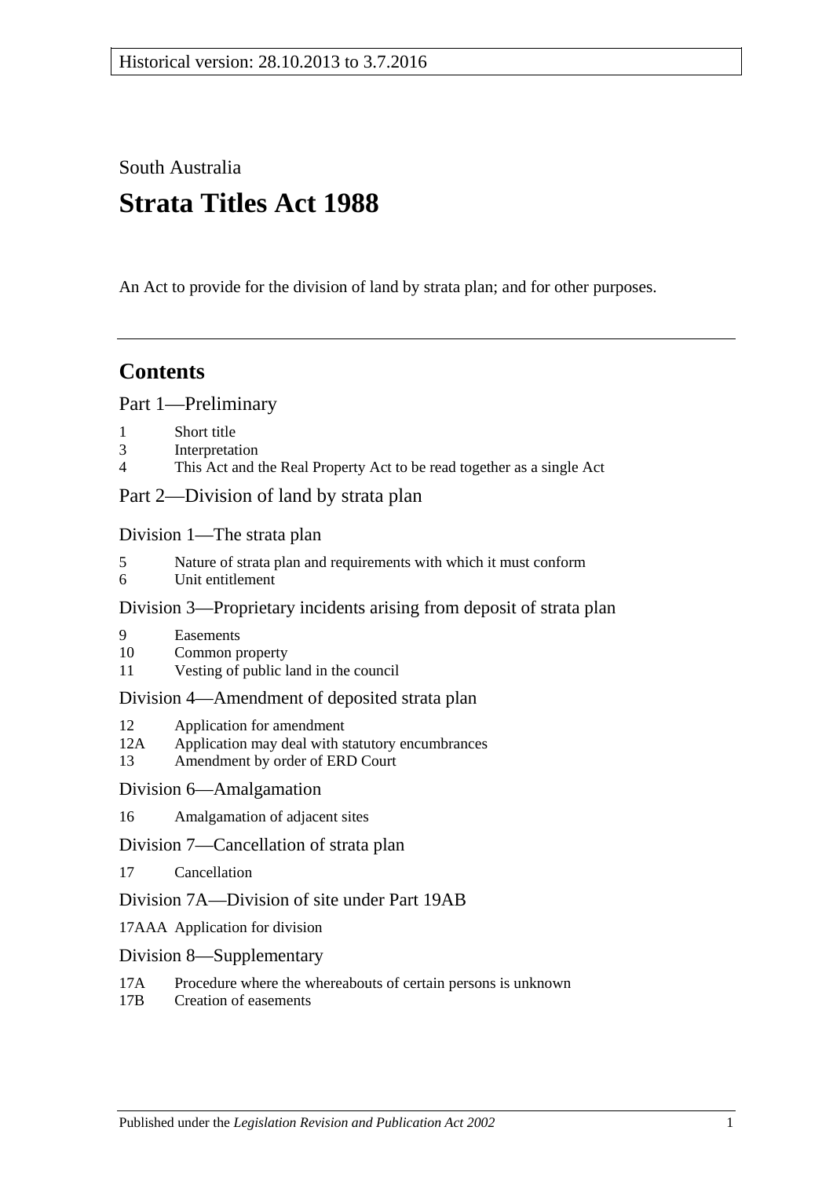Historical version: 28.10.2013 to 3.7.2016

South Australia

# Strata Titles Act 1988

An Act to provide for the division of land by strata plan; and for other purposes.

## Contents

### Part 1—Preliminary

1 Short title
3 Interpretation
4 This Act and the Real Property Act to be read together as a single Act

### Part 2—Division of land by strata plan

#### Division 1—The strata plan

5 Nature of strata plan and requirements with which it must conform
6 Unit entitlement

#### Division 3—Proprietary incidents arising from deposit of strata plan

9 Easements
10 Common property
11 Vesting of public land in the council

#### Division 4—Amendment of deposited strata plan

12 Application for amendment
12A Application may deal with statutory encumbrances
13 Amendment by order of ERD Court

#### Division 6—Amalgamation

16 Amalgamation of adjacent sites

#### Division 7—Cancellation of strata plan

17 Cancellation

#### Division 7A—Division of site under Part 19AB

17AAA Application for division

#### Division 8—Supplementary

17A Procedure where the whereabouts of certain persons is unknown
17B Creation of easements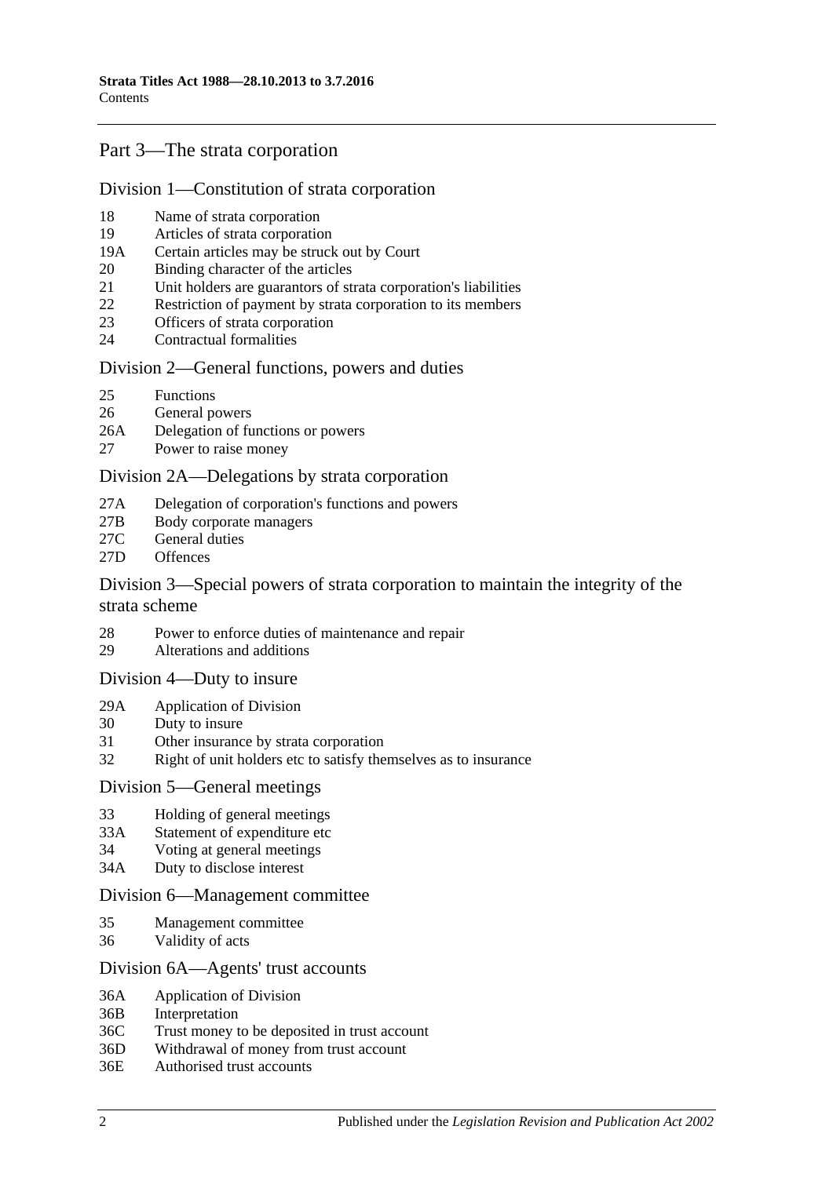## Part 3—The strata corporation

### Division 1—Constitution of strata corporation

18 Name of strata corporation
19 Articles of strata corporation
19A Certain articles may be struck out by Court
20 Binding character of the articles
21 Unit holders are guarantors of strata corporation's liabilities
22 Restriction of payment by strata corporation to its members
23 Officers of strata corporation
24 Contractual formalities

### Division 2—General functions, powers and duties

25 Functions
26 General powers
26A Delegation of functions or powers
27 Power to raise money

### Division 2A—Delegations by strata corporation

27A Delegation of corporation's functions and powers
27B Body corporate managers
27C General duties
27D Offences

### Division 3—Special powers of strata corporation to maintain the integrity of the strata scheme

28 Power to enforce duties of maintenance and repair
29 Alterations and additions

### Division 4—Duty to insure

29A Application of Division
30 Duty to insure
31 Other insurance by strata corporation
32 Right of unit holders etc to satisfy themselves as to insurance

### Division 5—General meetings

33 Holding of general meetings
33A Statement of expenditure etc
34 Voting at general meetings
34A Duty to disclose interest

### Division 6—Management committee

35 Management committee
36 Validity of acts

### Division 6A—Agents' trust accounts

36A Application of Division
36B Interpretation
36C Trust money to be deposited in trust account
36D Withdrawal of money from trust account
36E Authorised trust accounts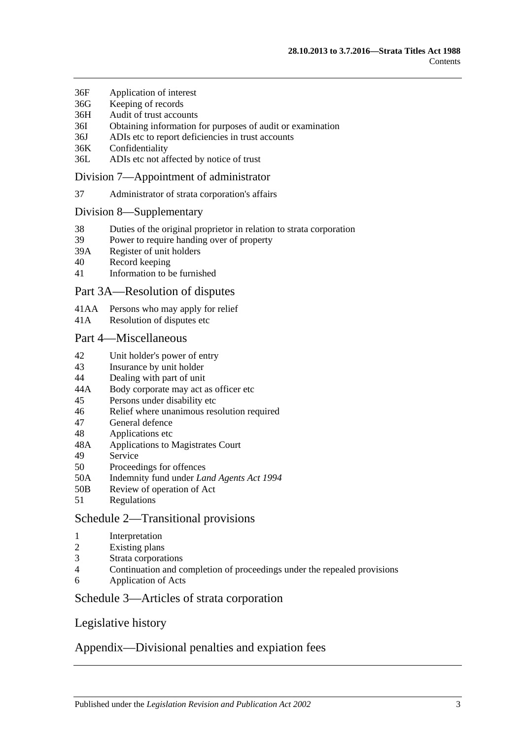36F Application of interest
36G Keeping of records
36H Audit of trust accounts
36I Obtaining information for purposes of audit or examination
36J ADIs etc to report deficiencies in trust accounts
36K Confidentiality
36L ADIs etc not affected by notice of trust

## Division 7—Appointment of administrator

37 Administrator of strata corporation's affairs

## Division 8—Supplementary

38 Duties of the original proprietor in relation to strata corporation
39 Power to require handing over of property
39A Register of unit holders
40 Record keeping
41 Information to be furnished

## Part 3A—Resolution of disputes

41AA Persons who may apply for relief
41A Resolution of disputes etc

## Part 4—Miscellaneous

42 Unit holder's power of entry
43 Insurance by unit holder
44 Dealing with part of unit
44A Body corporate may act as officer etc
45 Persons under disability etc
46 Relief where unanimous resolution required
47 General defence
48 Applications etc
48A Applications to Magistrates Court
49 Service
50 Proceedings for offences
50A Indemnity fund under *Land Agents Act 1994*
50B Review of operation of Act
51 Regulations

## Schedule 2—Transitional provisions

1 Interpretation
2 Existing plans
3 Strata corporations
4 Continuation and completion of proceedings under the repealed provisions
6 Application of Acts

## Schedule 3—Articles of strata corporation

## Legislative history

## Appendix—Divisional penalties and expiation fees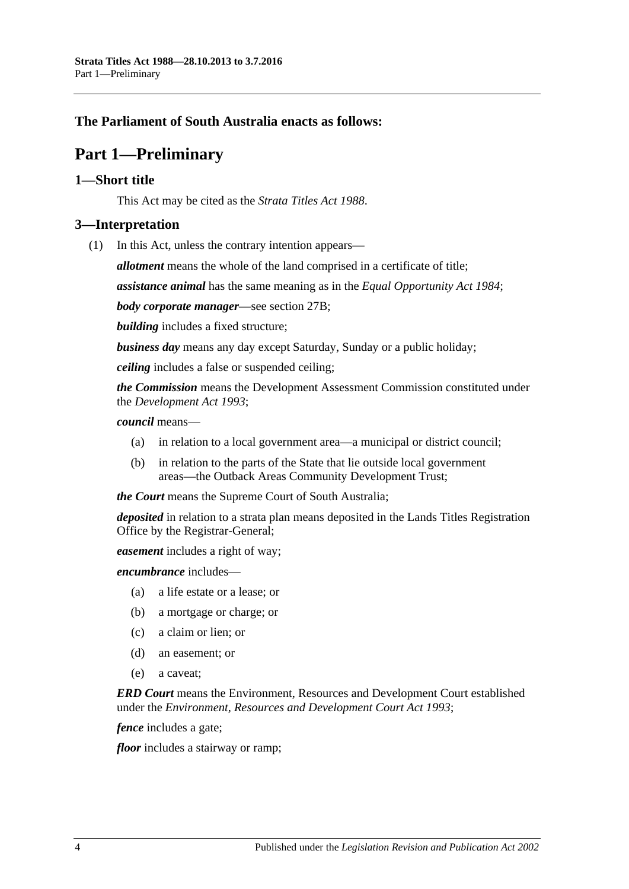**The Parliament of South Australia enacts as follows:**

# Part 1—Preliminary

## 1—Short title

This Act may be cited as the *Strata Titles Act 1988*.

## 3—Interpretation

(1) In this Act, unless the contrary intention appears—

***allotment*** means the whole of the land comprised in a certificate of title;

***assistance animal*** has the same meaning as in the *Equal Opportunity Act 1984*;

***body corporate manager***—see section 27B;

***building*** includes a fixed structure;

***business day*** means any day except Saturday, Sunday or a public holiday;

***ceiling*** includes a false or suspended ceiling;

***the Commission*** means the Development Assessment Commission constituted under the *Development Act 1993*;

***council*** means—

- (a) in relation to a local government area—a municipal or district council;
- (b) in relation to the parts of the State that lie outside local government areas—the Outback Areas Community Development Trust;

***the Court*** means the Supreme Court of South Australia;

***deposited*** in relation to a strata plan means deposited in the Lands Titles Registration Office by the Registrar-General;

***easement*** includes a right of way;

***encumbrance*** includes—

- (a) a life estate or a lease; or
- (b) a mortgage or charge; or
- (c) a claim or lien; or
- (d) an easement; or
- (e) a caveat;

***ERD Court*** means the Environment, Resources and Development Court established under the *Environment, Resources and Development Court Act 1993*;

***fence*** includes a gate;

***floor*** includes a stairway or ramp;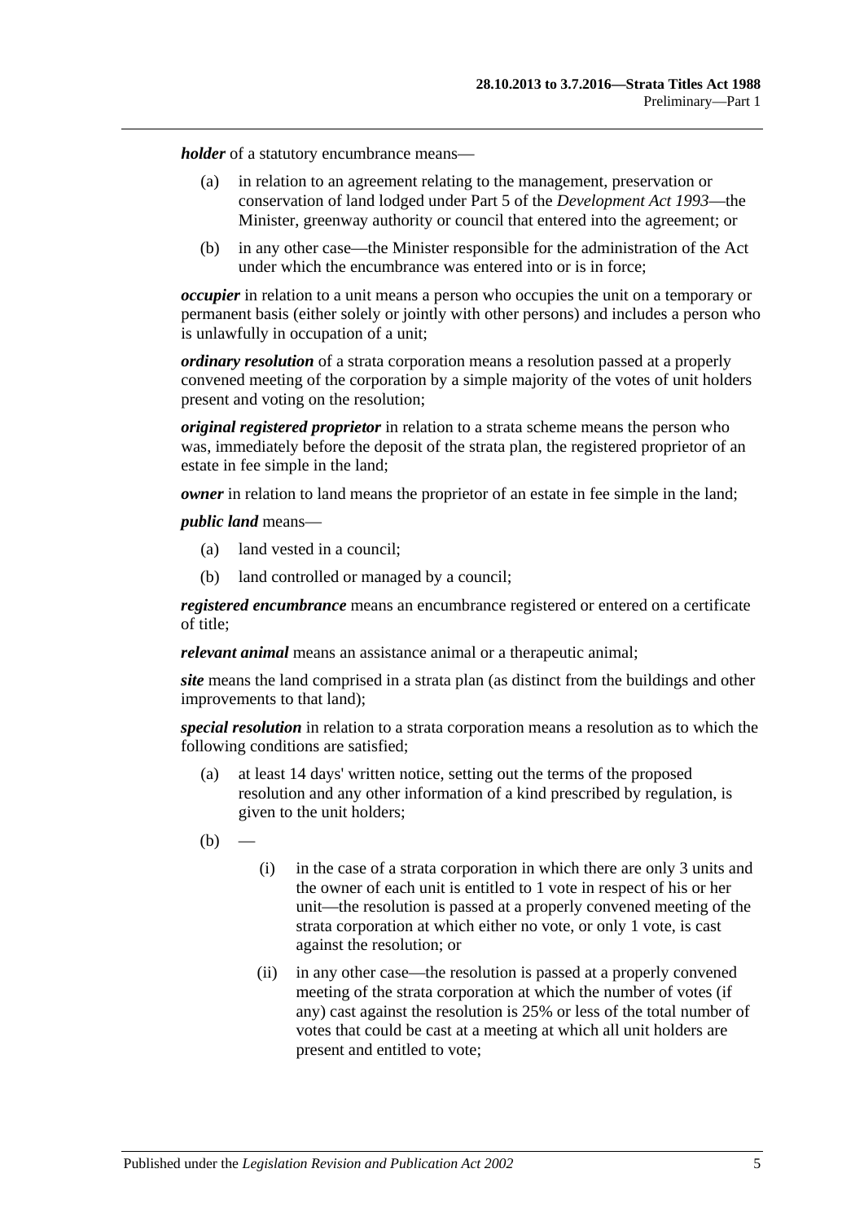***holder*** of a statutory encumbrance means—

(a) in relation to an agreement relating to the management, preservation or conservation of land lodged under Part 5 of the *Development Act 1993*—the Minister, greenway authority or council that entered into the agreement; or

(b) in any other case—the Minister responsible for the administration of the Act under which the encumbrance was entered into or is in force;

***occupier*** in relation to a unit means a person who occupies the unit on a temporary or permanent basis (either solely or jointly with other persons) and includes a person who is unlawfully in occupation of a unit;

***ordinary resolution*** of a strata corporation means a resolution passed at a properly convened meeting of the corporation by a simple majority of the votes of unit holders present and voting on the resolution;

***original registered proprietor*** in relation to a strata scheme means the person who was, immediately before the deposit of the strata plan, the registered proprietor of an estate in fee simple in the land;

***owner*** in relation to land means the proprietor of an estate in fee simple in the land;

***public land*** means—

(a) land vested in a council;

(b) land controlled or managed by a council;

***registered encumbrance*** means an encumbrance registered or entered on a certificate of title;

***relevant animal*** means an assistance animal or a therapeutic animal;

***site*** means the land comprised in a strata plan (as distinct from the buildings and other improvements to that land);

***special resolution*** in relation to a strata corporation means a resolution as to which the following conditions are satisfied;

(a) at least 14 days' written notice, setting out the terms of the proposed resolution and any other information of a kind prescribed by regulation, is given to the unit holders;

(b) —

(i) in the case of a strata corporation in which there are only 3 units and the owner of each unit is entitled to 1 vote in respect of his or her unit—the resolution is passed at a properly convened meeting of the strata corporation at which either no vote, or only 1 vote, is cast against the resolution; or

(ii) in any other case—the resolution is passed at a properly convened meeting of the strata corporation at which the number of votes (if any) cast against the resolution is 25% or less of the total number of votes that could be cast at a meeting at which all unit holders are present and entitled to vote;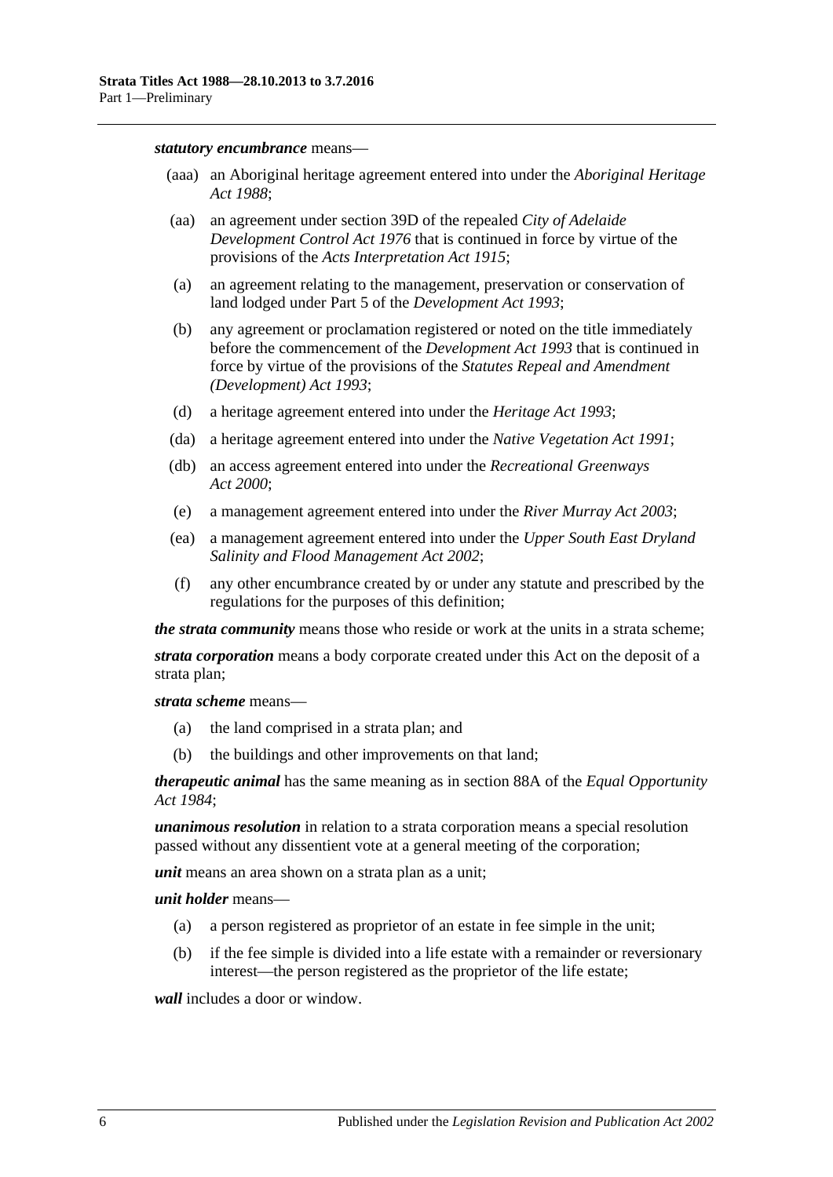***statutory encumbrance*** means—

- (aaa) an Aboriginal heritage agreement entered into under the *Aboriginal Heritage Act 1988*;
- (aa) an agreement under section 39D of the repealed *City of Adelaide Development Control Act 1976* that is continued in force by virtue of the provisions of the *Acts Interpretation Act 1915*;
- (a) an agreement relating to the management, preservation or conservation of land lodged under Part 5 of the *Development Act 1993*;
- (b) any agreement or proclamation registered or noted on the title immediately before the commencement of the *Development Act 1993* that is continued in force by virtue of the provisions of the *Statutes Repeal and Amendment (Development) Act 1993*;
- (d) a heritage agreement entered into under the *Heritage Act 1993*;
- (da) a heritage agreement entered into under the *Native Vegetation Act 1991*;
- (db) an access agreement entered into under the *Recreational Greenways Act 2000*;
- (e) a management agreement entered into under the *River Murray Act 2003*;
- (ea) a management agreement entered into under the *Upper South East Dryland Salinity and Flood Management Act 2002*;
- (f) any other encumbrance created by or under any statute and prescribed by the regulations for the purposes of this definition;

***the strata community*** means those who reside or work at the units in a strata scheme;

***strata corporation*** means a body corporate created under this Act on the deposit of a strata plan;

***strata scheme*** means—

- (a) the land comprised in a strata plan; and
- (b) the buildings and other improvements on that land;

***therapeutic animal*** has the same meaning as in section 88A of the *Equal Opportunity Act 1984*;

***unanimous resolution*** in relation to a strata corporation means a special resolution passed without any dissentient vote at a general meeting of the corporation;

***unit*** means an area shown on a strata plan as a unit;

***unit holder*** means—

- (a) a person registered as proprietor of an estate in fee simple in the unit;
- (b) if the fee simple is divided into a life estate with a remainder or reversionary interest—the person registered as the proprietor of the life estate;

***wall*** includes a door or window.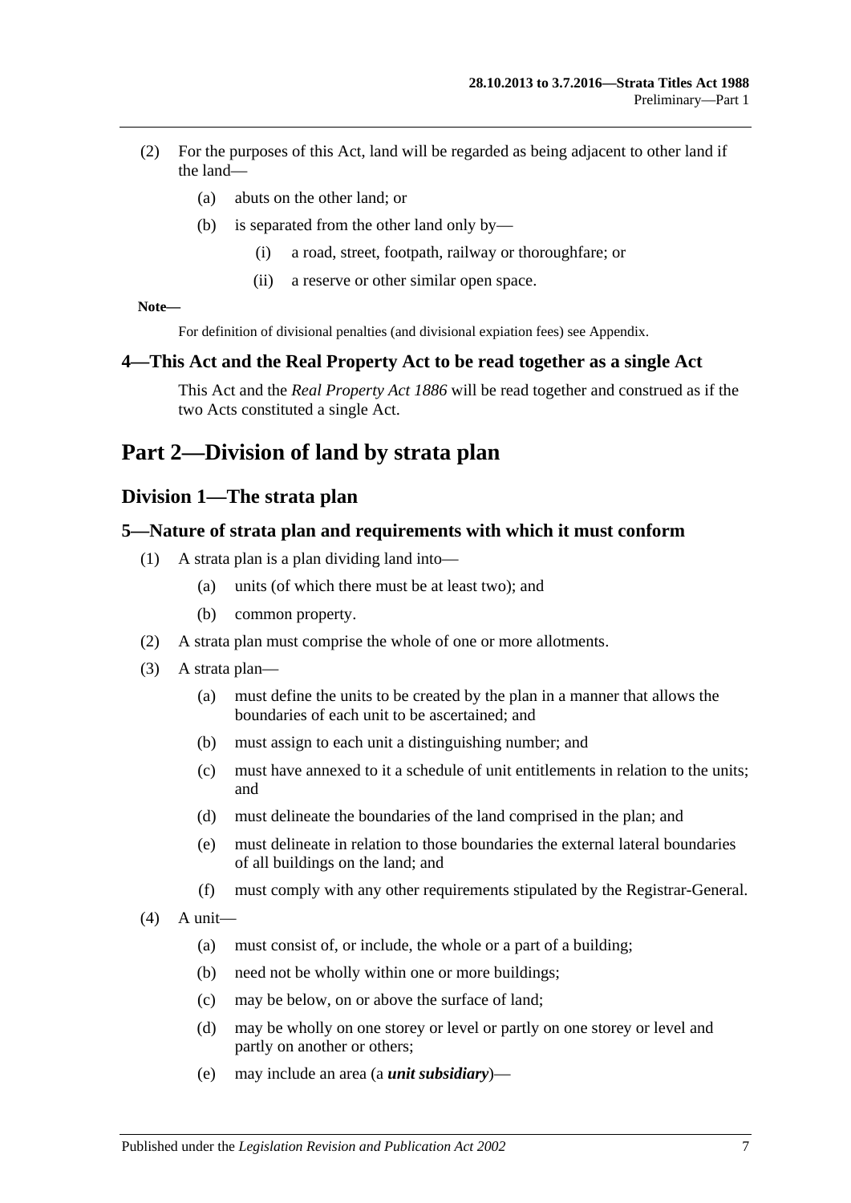(2) For the purposes of this Act, land will be regarded as being adjacent to other land if the land—

(a) abuts on the other land; or

(b) is separated from the other land only by—

(i) a road, street, footpath, railway or thoroughfare; or

(ii) a reserve or other similar open space.

**Note—**

For definition of divisional penalties (and divisional expiation fees) see Appendix.

### 4—This Act and the Real Property Act to be read together as a single Act

This Act and the *Real Property Act 1886* will be read together and construed as if the two Acts constituted a single Act.

# Part 2—Division of land by strata plan

## Division 1—The strata plan

### 5—Nature of strata plan and requirements with which it must conform

(1) A strata plan is a plan dividing land into—

(a) units (of which there must be at least two); and

(b) common property.

(2) A strata plan must comprise the whole of one or more allotments.

(3) A strata plan—

(a) must define the units to be created by the plan in a manner that allows the boundaries of each unit to be ascertained; and

(b) must assign to each unit a distinguishing number; and

(c) must have annexed to it a schedule of unit entitlements in relation to the units; and

(d) must delineate the boundaries of the land comprised in the plan; and

(e) must delineate in relation to those boundaries the external lateral boundaries of all buildings on the land; and

(f) must comply with any other requirements stipulated by the Registrar-General.

(4) A unit—

(a) must consist of, or include, the whole or a part of a building;

(b) need not be wholly within one or more buildings;

(c) may be below, on or above the surface of land;

(d) may be wholly on one storey or level or partly on one storey or level and partly on another or others;

(e) may include an area (a ***unit subsidiary***)—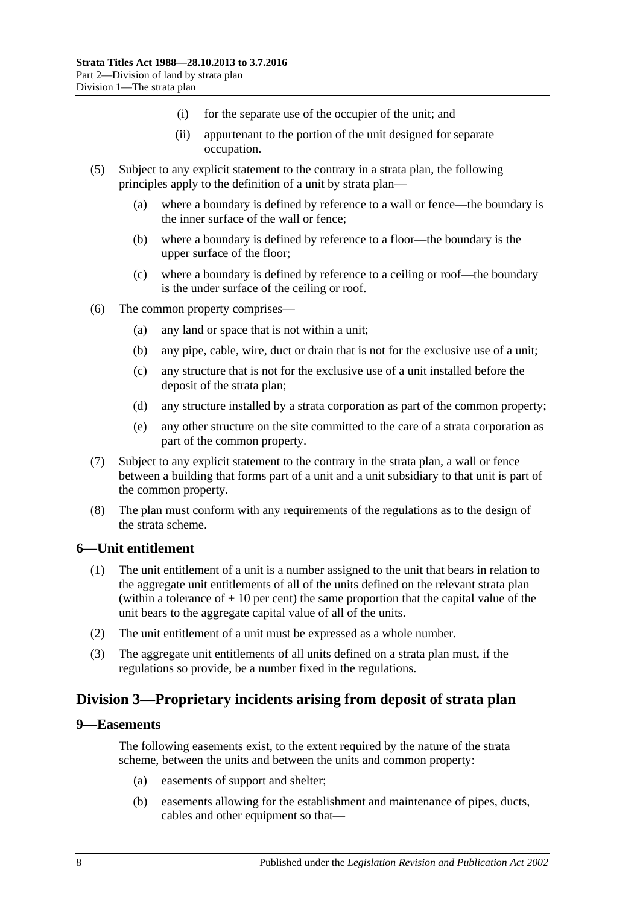(i) for the separate use of the occupier of the unit; and

(ii) appurtenant to the portion of the unit designed for separate occupation.

(5) Subject to any explicit statement to the contrary in a strata plan, the following principles apply to the definition of a unit by strata plan—

(a) where a boundary is defined by reference to a wall or fence—the boundary is the inner surface of the wall or fence;

(b) where a boundary is defined by reference to a floor—the boundary is the upper surface of the floor;

(c) where a boundary is defined by reference to a ceiling or roof—the boundary is the under surface of the ceiling or roof.

(6) The common property comprises—

(a) any land or space that is not within a unit;

(b) any pipe, cable, wire, duct or drain that is not for the exclusive use of a unit;

(c) any structure that is not for the exclusive use of a unit installed before the deposit of the strata plan;

(d) any structure installed by a strata corporation as part of the common property;

(e) any other structure on the site committed to the care of a strata corporation as part of the common property.

(7) Subject to any explicit statement to the contrary in the strata plan, a wall or fence between a building that forms part of a unit and a unit subsidiary to that unit is part of the common property.

(8) The plan must conform with any requirements of the regulations as to the design of the strata scheme.

## 6—Unit entitlement

(1) The unit entitlement of a unit is a number assigned to the unit that bears in relation to the aggregate unit entitlements of all of the units defined on the relevant strata plan (within a tolerance of $\pm$ 10 per cent) the same proportion that the capital value of the unit bears to the aggregate capital value of all of the units.

(2) The unit entitlement of a unit must be expressed as a whole number.

(3) The aggregate unit entitlements of all units defined on a strata plan must, if the regulations so provide, be a number fixed in the regulations.

## Division 3—Proprietary incidents arising from deposit of strata plan

## 9—Easements

The following easements exist, to the extent required by the nature of the strata scheme, between the units and between the units and common property:

(a) easements of support and shelter;

(b) easements allowing for the establishment and maintenance of pipes, ducts, cables and other equipment so that—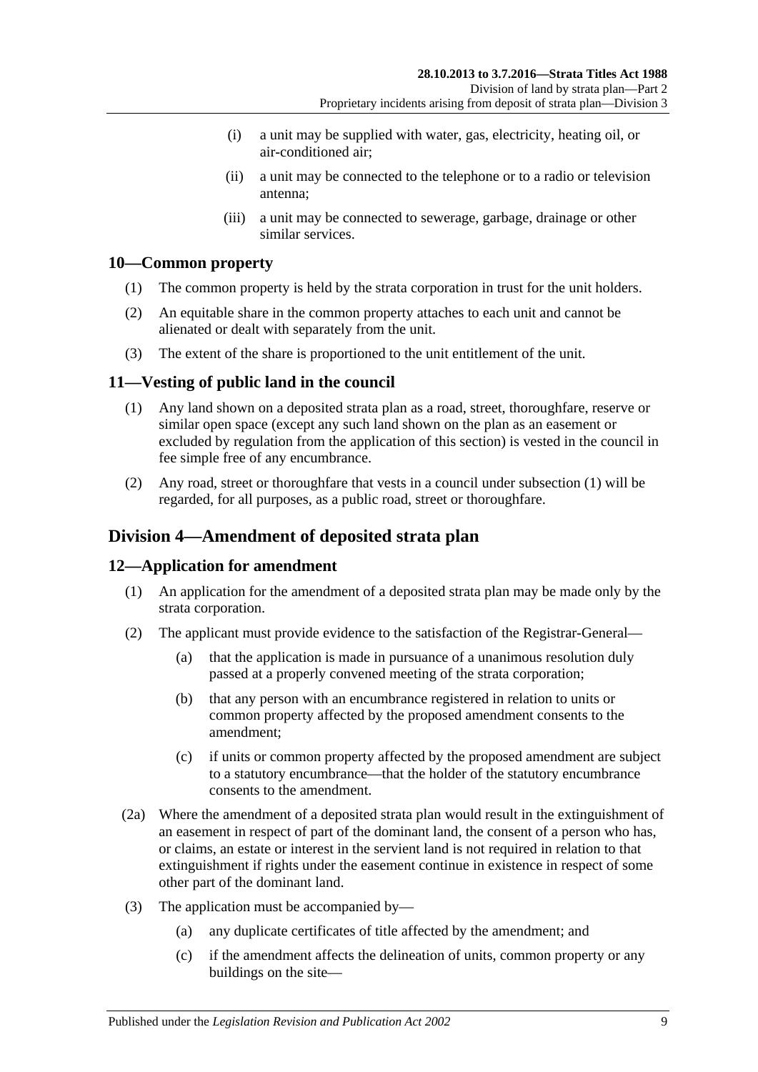(i) a unit may be supplied with water, gas, electricity, heating oil, or air-conditioned air;

(ii) a unit may be connected to the telephone or to a radio or television antenna;

(iii) a unit may be connected to sewerage, garbage, drainage or other similar services.

## 10—Common property

(1) The common property is held by the strata corporation in trust for the unit holders.

(2) An equitable share in the common property attaches to each unit and cannot be alienated or dealt with separately from the unit.

(3) The extent of the share is proportioned to the unit entitlement of the unit.

## 11—Vesting of public land in the council

(1) Any land shown on a deposited strata plan as a road, street, thoroughfare, reserve or similar open space (except any such land shown on the plan as an easement or excluded by regulation from the application of this section) is vested in the council in fee simple free of any encumbrance.

(2) Any road, street or thoroughfare that vests in a council under subsection (1) will be regarded, for all purposes, as a public road, street or thoroughfare.

# Division 4—Amendment of deposited strata plan

## 12—Application for amendment

(1) An application for the amendment of a deposited strata plan may be made only by the strata corporation.

(2) The applicant must provide evidence to the satisfaction of the Registrar-General—

(a) that the application is made in pursuance of a unanimous resolution duly passed at a properly convened meeting of the strata corporation;

(b) that any person with an encumbrance registered in relation to units or common property affected by the proposed amendment consents to the amendment;

(c) if units or common property affected by the proposed amendment are subject to a statutory encumbrance—that the holder of the statutory encumbrance consents to the amendment.

(2a) Where the amendment of a deposited strata plan would result in the extinguishment of an easement in respect of part of the dominant land, the consent of a person who has, or claims, an estate or interest in the servient land is not required in relation to that extinguishment if rights under the easement continue in existence in respect of some other part of the dominant land.

(3) The application must be accompanied by—

(a) any duplicate certificates of title affected by the amendment; and

(c) if the amendment affects the delineation of units, common property or any buildings on the site—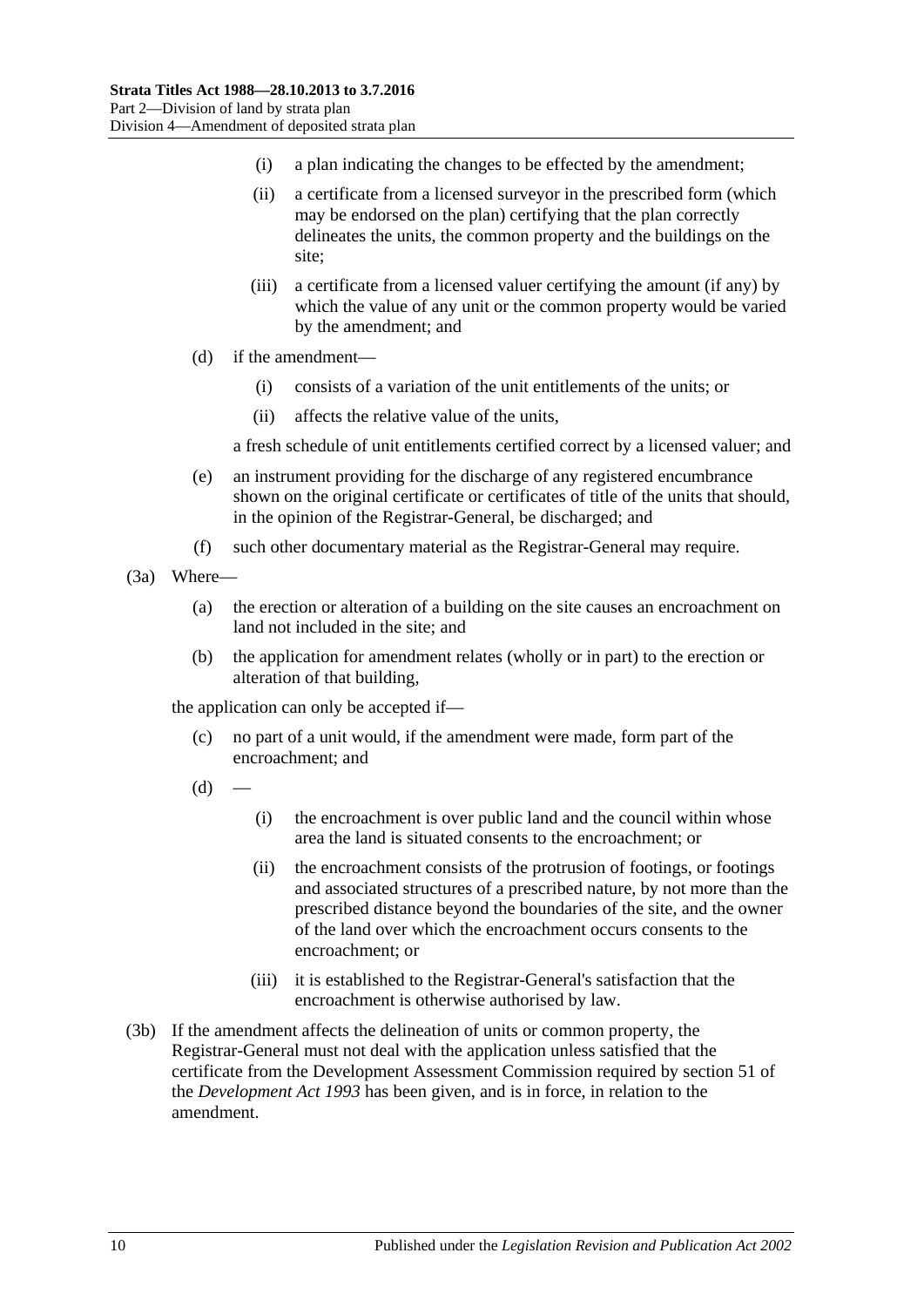(i) a plan indicating the changes to be effected by the amendment;

(ii) a certificate from a licensed surveyor in the prescribed form (which may be endorsed on the plan) certifying that the plan correctly delineates the units, the common property and the buildings on the site;

(iii) a certificate from a licensed valuer certifying the amount (if any) by which the value of any unit or the common property would be varied by the amendment; and

(d) if the amendment—

(i) consists of a variation of the unit entitlements of the units; or

(ii) affects the relative value of the units,

a fresh schedule of unit entitlements certified correct by a licensed valuer; and

(e) an instrument providing for the discharge of any registered encumbrance shown on the original certificate or certificates of title of the units that should, in the opinion of the Registrar-General, be discharged; and

(f) such other documentary material as the Registrar-General may require.

(3a) Where—

(a) the erection or alteration of a building on the site causes an encroachment on land not included in the site; and

(b) the application for amendment relates (wholly or in part) to the erection or alteration of that building,

the application can only be accepted if—

(c) no part of a unit would, if the amendment were made, form part of the encroachment; and

(d) —

(i) the encroachment is over public land and the council within whose area the land is situated consents to the encroachment; or

(ii) the encroachment consists of the protrusion of footings, or footings and associated structures of a prescribed nature, by not more than the prescribed distance beyond the boundaries of the site, and the owner of the land over which the encroachment occurs consents to the encroachment; or

(iii) it is established to the Registrar-General's satisfaction that the encroachment is otherwise authorised by law.

(3b) If the amendment affects the delineation of units or common property, the Registrar-General must not deal with the application unless satisfied that the certificate from the Development Assessment Commission required by section 51 of the *Development Act 1993* has been given, and is in force, in relation to the amendment.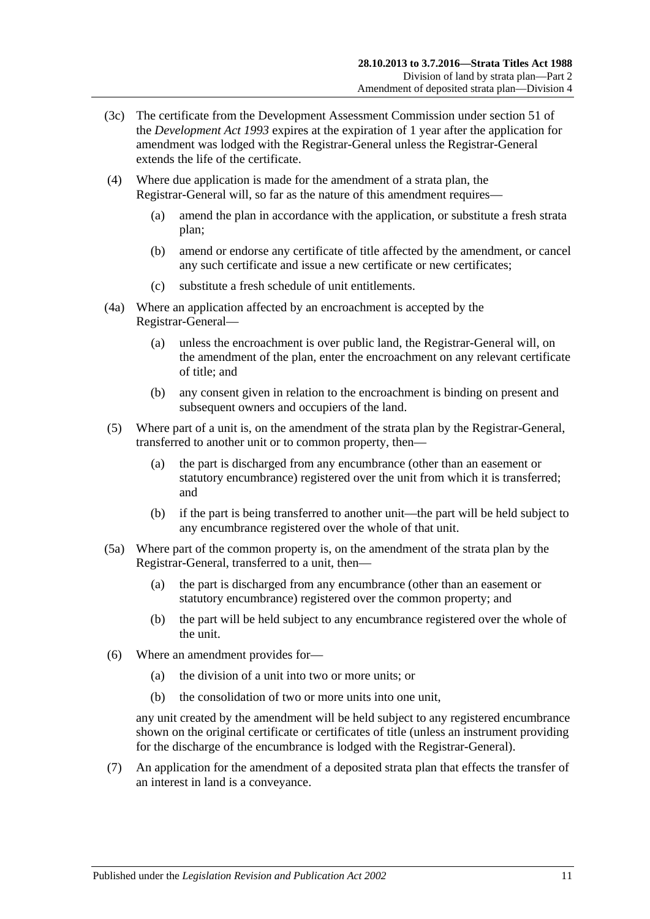(3c) The certificate from the Development Assessment Commission under section 51 of the *Development Act 1993* expires at the expiration of 1 year after the application for amendment was lodged with the Registrar-General unless the Registrar-General extends the life of the certificate.

(4) Where due application is made for the amendment of a strata plan, the Registrar-General will, so far as the nature of this amendment requires—

- (a) amend the plan in accordance with the application, or substitute a fresh strata plan;
- (b) amend or endorse any certificate of title affected by the amendment, or cancel any such certificate and issue a new certificate or new certificates;
- (c) substitute a fresh schedule of unit entitlements.

(4a) Where an application affected by an encroachment is accepted by the Registrar-General—

- (a) unless the encroachment is over public land, the Registrar-General will, on the amendment of the plan, enter the encroachment on any relevant certificate of title; and
- (b) any consent given in relation to the encroachment is binding on present and subsequent owners and occupiers of the land.

(5) Where part of a unit is, on the amendment of the strata plan by the Registrar-General, transferred to another unit or to common property, then—

- (a) the part is discharged from any encumbrance (other than an easement or statutory encumbrance) registered over the unit from which it is transferred; and
- (b) if the part is being transferred to another unit—the part will be held subject to any encumbrance registered over the whole of that unit.

(5a) Where part of the common property is, on the amendment of the strata plan by the Registrar-General, transferred to a unit, then—

- (a) the part is discharged from any encumbrance (other than an easement or statutory encumbrance) registered over the common property; and
- (b) the part will be held subject to any encumbrance registered over the whole of the unit.

(6) Where an amendment provides for—

- (a) the division of a unit into two or more units; or
- (b) the consolidation of two or more units into one unit,

any unit created by the amendment will be held subject to any registered encumbrance shown on the original certificate or certificates of title (unless an instrument providing for the discharge of the encumbrance is lodged with the Registrar-General).

(7) An application for the amendment of a deposited strata plan that effects the transfer of an interest in land is a conveyance.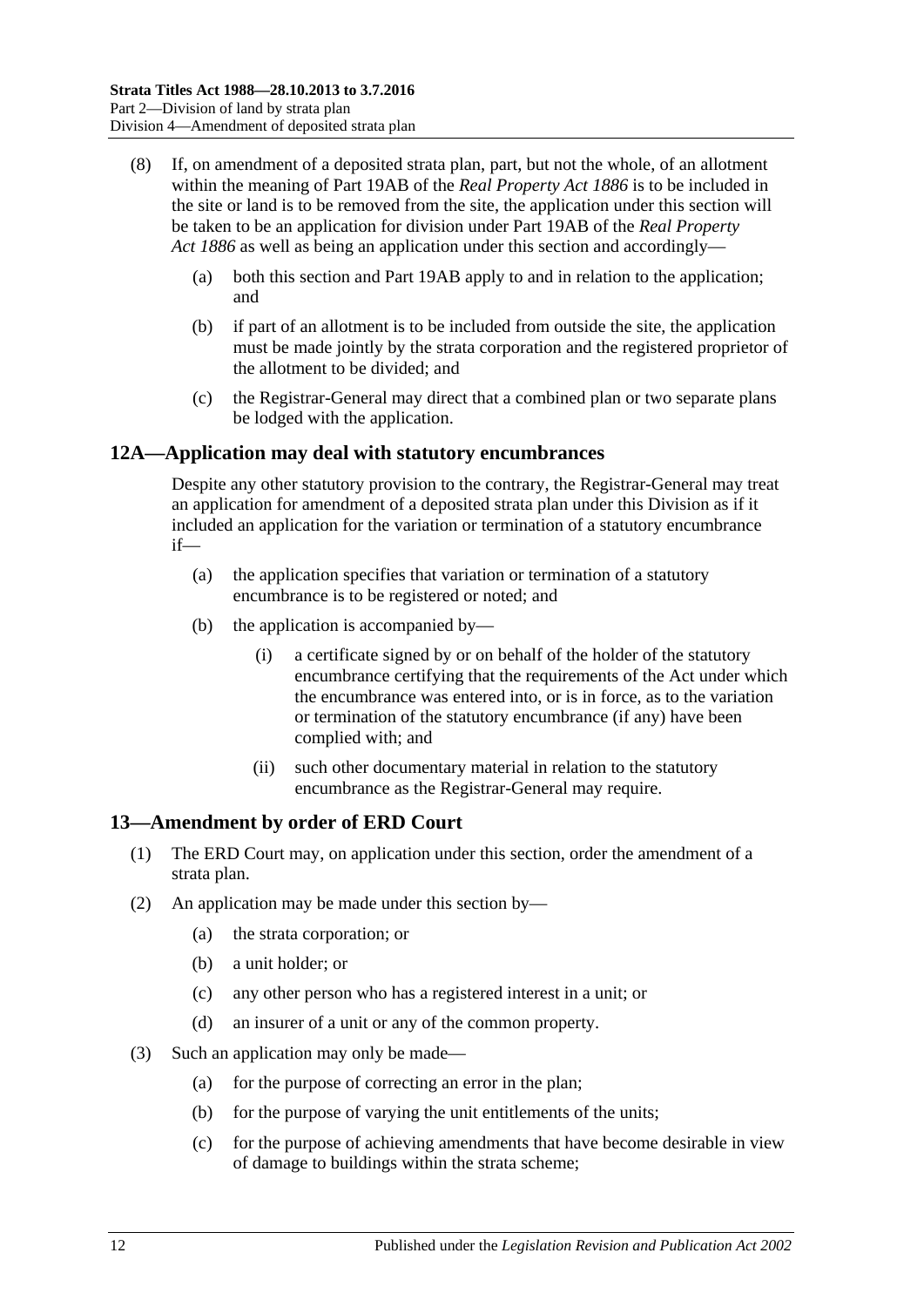(8) If, on amendment of a deposited strata plan, part, but not the whole, of an allotment within the meaning of Part 19AB of the *Real Property Act 1886* is to be included in the site or land is to be removed from the site, the application under this section will be taken to be an application for division under Part 19AB of the *Real Property Act 1886* as well as being an application under this section and accordingly—

(a) both this section and Part 19AB apply to and in relation to the application; and

(b) if part of an allotment is to be included from outside the site, the application must be made jointly by the strata corporation and the registered proprietor of the allotment to be divided; and

(c) the Registrar-General may direct that a combined plan or two separate plans be lodged with the application.

## 12A—Application may deal with statutory encumbrances

Despite any other statutory provision to the contrary, the Registrar-General may treat an application for amendment of a deposited strata plan under this Division as if it included an application for the variation or termination of a statutory encumbrance if—

(a) the application specifies that variation or termination of a statutory encumbrance is to be registered or noted; and

(b) the application is accompanied by—

(i) a certificate signed by or on behalf of the holder of the statutory encumbrance certifying that the requirements of the Act under which the encumbrance was entered into, or is in force, as to the variation or termination of the statutory encumbrance (if any) have been complied with; and

(ii) such other documentary material in relation to the statutory encumbrance as the Registrar-General may require.

## 13—Amendment by order of ERD Court

(1) The ERD Court may, on application under this section, order the amendment of a strata plan.

(2) An application may be made under this section by—

(a) the strata corporation; or

(b) a unit holder; or

(c) any other person who has a registered interest in a unit; or

(d) an insurer of a unit or any of the common property.

(3) Such an application may only be made—

(a) for the purpose of correcting an error in the plan;

(b) for the purpose of varying the unit entitlements of the units;

(c) for the purpose of achieving amendments that have become desirable in view of damage to buildings within the strata scheme;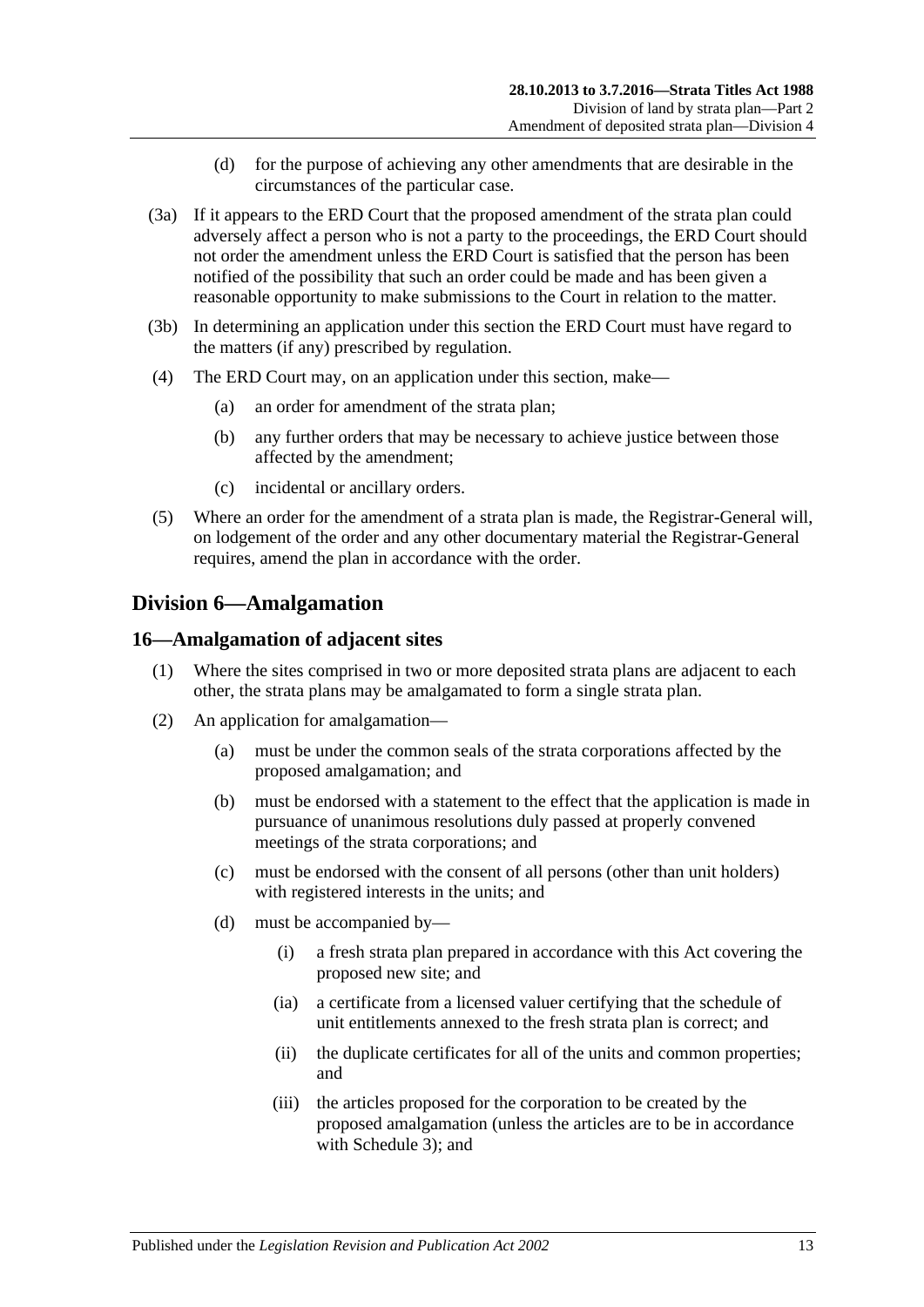(d) for the purpose of achieving any other amendments that are desirable in the circumstances of the particular case.

(3a) If it appears to the ERD Court that the proposed amendment of the strata plan could adversely affect a person who is not a party to the proceedings, the ERD Court should not order the amendment unless the ERD Court is satisfied that the person has been notified of the possibility that such an order could be made and has been given a reasonable opportunity to make submissions to the Court in relation to the matter.

(3b) In determining an application under this section the ERD Court must have regard to the matters (if any) prescribed by regulation.

(4) The ERD Court may, on an application under this section, make—

(a) an order for amendment of the strata plan;

(b) any further orders that may be necessary to achieve justice between those affected by the amendment;

(c) incidental or ancillary orders.

(5) Where an order for the amendment of a strata plan is made, the Registrar-General will, on lodgement of the order and any other documentary material the Registrar-General requires, amend the plan in accordance with the order.

## Division 6—Amalgamation

### 16—Amalgamation of adjacent sites

(1) Where the sites comprised in two or more deposited strata plans are adjacent to each other, the strata plans may be amalgamated to form a single strata plan.

(2) An application for amalgamation—

(a) must be under the common seals of the strata corporations affected by the proposed amalgamation; and

(b) must be endorsed with a statement to the effect that the application is made in pursuance of unanimous resolutions duly passed at properly convened meetings of the strata corporations; and

(c) must be endorsed with the consent of all persons (other than unit holders) with registered interests in the units; and

(d) must be accompanied by—

(i) a fresh strata plan prepared in accordance with this Act covering the proposed new site; and

(ia) a certificate from a licensed valuer certifying that the schedule of unit entitlements annexed to the fresh strata plan is correct; and

(ii) the duplicate certificates for all of the units and common properties; and

(iii) the articles proposed for the corporation to be created by the proposed amalgamation (unless the articles are to be in accordance with Schedule 3); and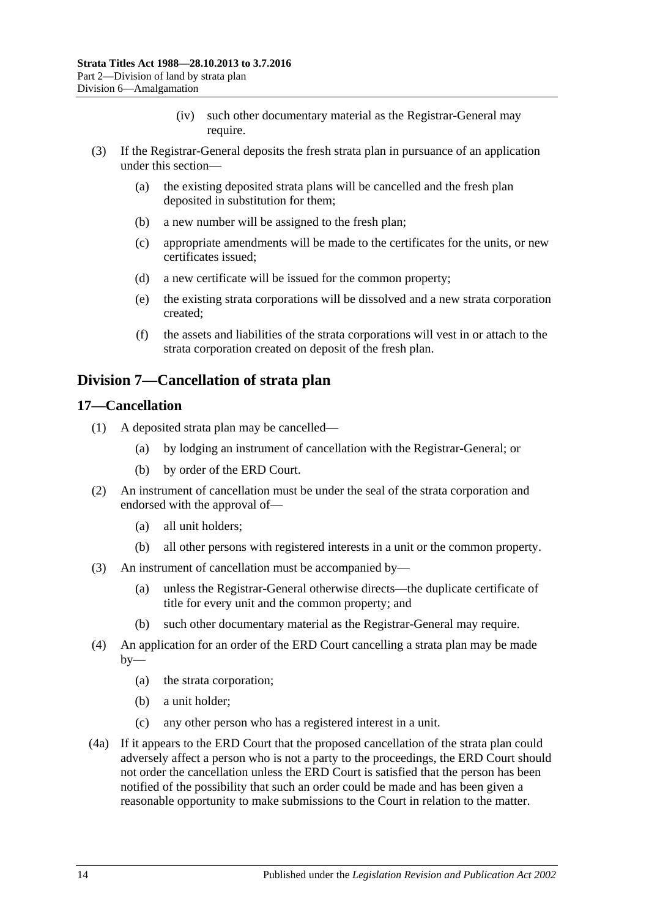(iv) such other documentary material as the Registrar-General may require.

(3) If the Registrar-General deposits the fresh strata plan in pursuance of an application under this section—

(a) the existing deposited strata plans will be cancelled and the fresh plan deposited in substitution for them;

(b) a new number will be assigned to the fresh plan;

(c) appropriate amendments will be made to the certificates for the units, or new certificates issued;

(d) a new certificate will be issued for the common property;

(e) the existing strata corporations will be dissolved and a new strata corporation created;

(f) the assets and liabilities of the strata corporations will vest in or attach to the strata corporation created on deposit of the fresh plan.

## Division 7—Cancellation of strata plan

### 17—Cancellation

(1) A deposited strata plan may be cancelled—

(a) by lodging an instrument of cancellation with the Registrar-General; or

(b) by order of the ERD Court.

(2) An instrument of cancellation must be under the seal of the strata corporation and endorsed with the approval of—

(a) all unit holders;

(b) all other persons with registered interests in a unit or the common property.

(3) An instrument of cancellation must be accompanied by—

(a) unless the Registrar-General otherwise directs—the duplicate certificate of title for every unit and the common property; and

(b) such other documentary material as the Registrar-General may require.

(4) An application for an order of the ERD Court cancelling a strata plan may be made by—

(a) the strata corporation;

(b) a unit holder;

(c) any other person who has a registered interest in a unit.

(4a) If it appears to the ERD Court that the proposed cancellation of the strata plan could adversely affect a person who is not a party to the proceedings, the ERD Court should not order the cancellation unless the ERD Court is satisfied that the person has been notified of the possibility that such an order could be made and has been given a reasonable opportunity to make submissions to the Court in relation to the matter.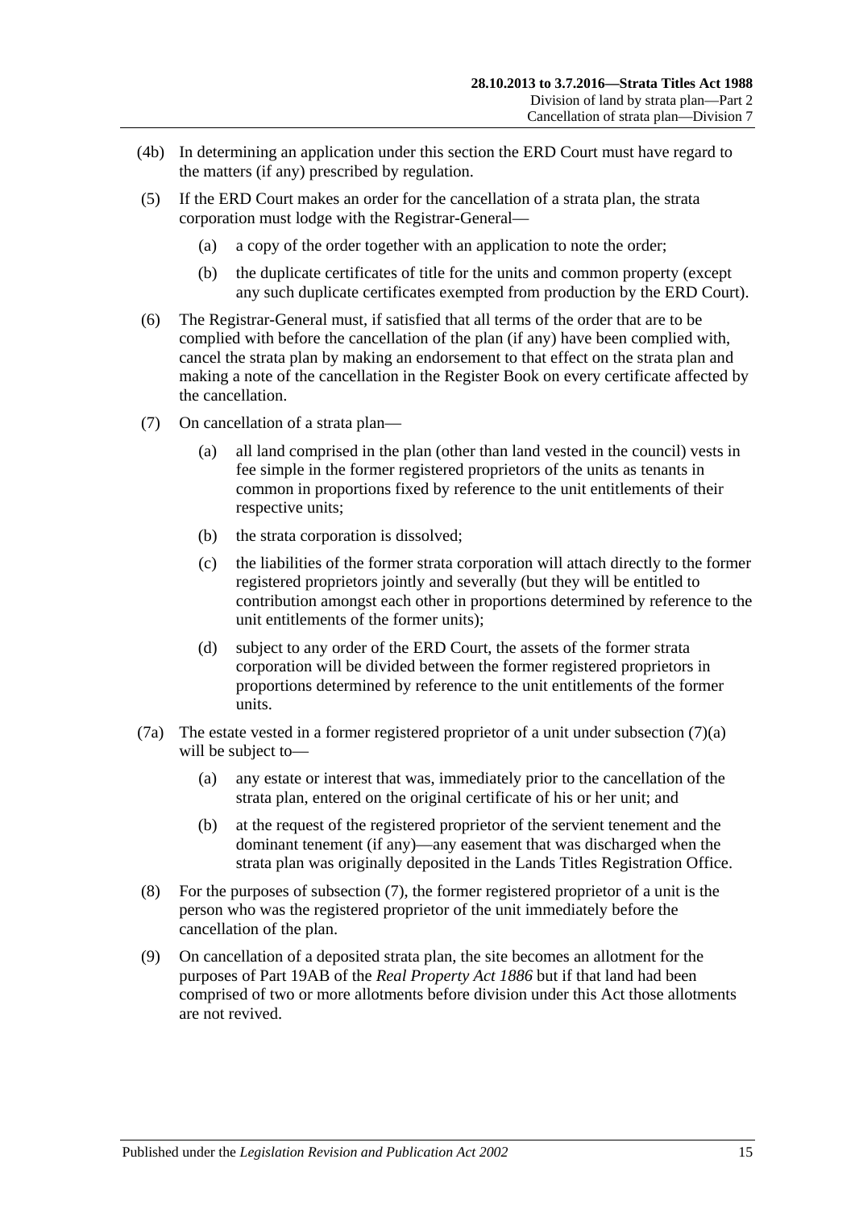(4b) In determining an application under this section the ERD Court must have regard to the matters (if any) prescribed by regulation.

(5) If the ERD Court makes an order for the cancellation of a strata plan, the strata corporation must lodge with the Registrar-General—

(a) a copy of the order together with an application to note the order;

(b) the duplicate certificates of title for the units and common property (except any such duplicate certificates exempted from production by the ERD Court).

(6) The Registrar-General must, if satisfied that all terms of the order that are to be complied with before the cancellation of the plan (if any) have been complied with, cancel the strata plan by making an endorsement to that effect on the strata plan and making a note of the cancellation in the Register Book on every certificate affected by the cancellation.

(7) On cancellation of a strata plan—

(a) all land comprised in the plan (other than land vested in the council) vests in fee simple in the former registered proprietors of the units as tenants in common in proportions fixed by reference to the unit entitlements of their respective units;

(b) the strata corporation is dissolved;

(c) the liabilities of the former strata corporation will attach directly to the former registered proprietors jointly and severally (but they will be entitled to contribution amongst each other in proportions determined by reference to the unit entitlements of the former units);

(d) subject to any order of the ERD Court, the assets of the former strata corporation will be divided between the former registered proprietors in proportions determined by reference to the unit entitlements of the former units.

(7a) The estate vested in a former registered proprietor of a unit under subsection (7)(a) will be subject to—

(a) any estate or interest that was, immediately prior to the cancellation of the strata plan, entered on the original certificate of his or her unit; and

(b) at the request of the registered proprietor of the servient tenement and the dominant tenement (if any)—any easement that was discharged when the strata plan was originally deposited in the Lands Titles Registration Office.

(8) For the purposes of subsection (7), the former registered proprietor of a unit is the person who was the registered proprietor of the unit immediately before the cancellation of the plan.

(9) On cancellation of a deposited strata plan, the site becomes an allotment for the purposes of Part 19AB of the *Real Property Act 1886* but if that land had been comprised of two or more allotments before division under this Act those allotments are not revived.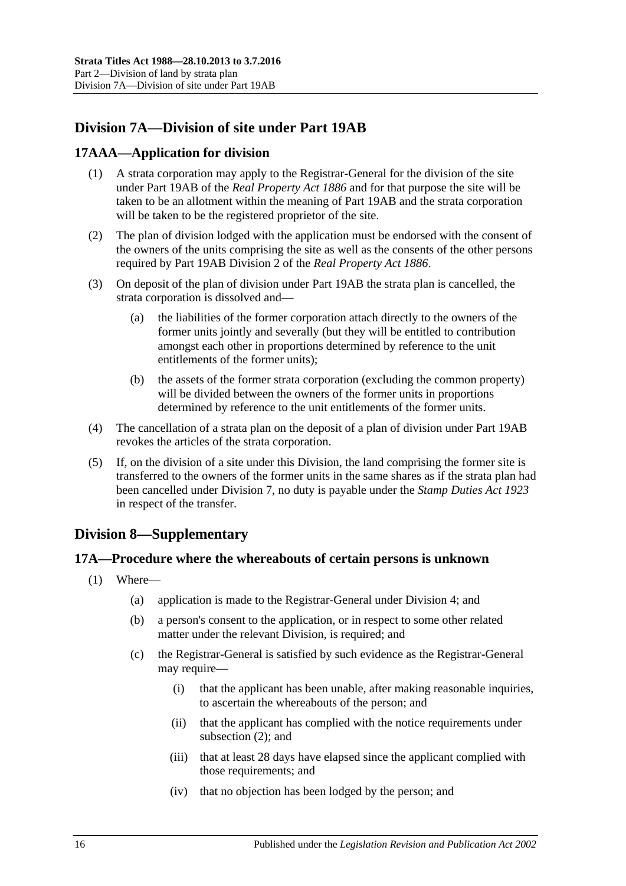## Division 7A—Division of site under Part 19AB

### 17AAA—Application for division

(1) A strata corporation may apply to the Registrar-General for the division of the site under Part 19AB of the *Real Property Act 1886* and for that purpose the site will be taken to be an allotment within the meaning of Part 19AB and the strata corporation will be taken to be the registered proprietor of the site.

(2) The plan of division lodged with the application must be endorsed with the consent of the owners of the units comprising the site as well as the consents of the other persons required by Part 19AB Division 2 of the *Real Property Act 1886*.

(3) On deposit of the plan of division under Part 19AB the strata plan is cancelled, the strata corporation is dissolved and—

(a) the liabilities of the former corporation attach directly to the owners of the former units jointly and severally (but they will be entitled to contribution amongst each other in proportions determined by reference to the unit entitlements of the former units);

(b) the assets of the former strata corporation (excluding the common property) will be divided between the owners of the former units in proportions determined by reference to the unit entitlements of the former units.

(4) The cancellation of a strata plan on the deposit of a plan of division under Part 19AB revokes the articles of the strata corporation.

(5) If, on the division of a site under this Division, the land comprising the former site is transferred to the owners of the former units in the same shares as if the strata plan had been cancelled under Division 7, no duty is payable under the *Stamp Duties Act 1923* in respect of the transfer.

## Division 8—Supplementary

### 17A—Procedure where the whereabouts of certain persons is unknown

(1) Where—

(a) application is made to the Registrar-General under Division 4; and

(b) a person's consent to the application, or in respect to some other related matter under the relevant Division, is required; and

(c) the Registrar-General is satisfied by such evidence as the Registrar-General may require—

(i) that the applicant has been unable, after making reasonable inquiries, to ascertain the whereabouts of the person; and

(ii) that the applicant has complied with the notice requirements under subsection (2); and

(iii) that at least 28 days have elapsed since the applicant complied with those requirements; and

(iv) that no objection has been lodged by the person; and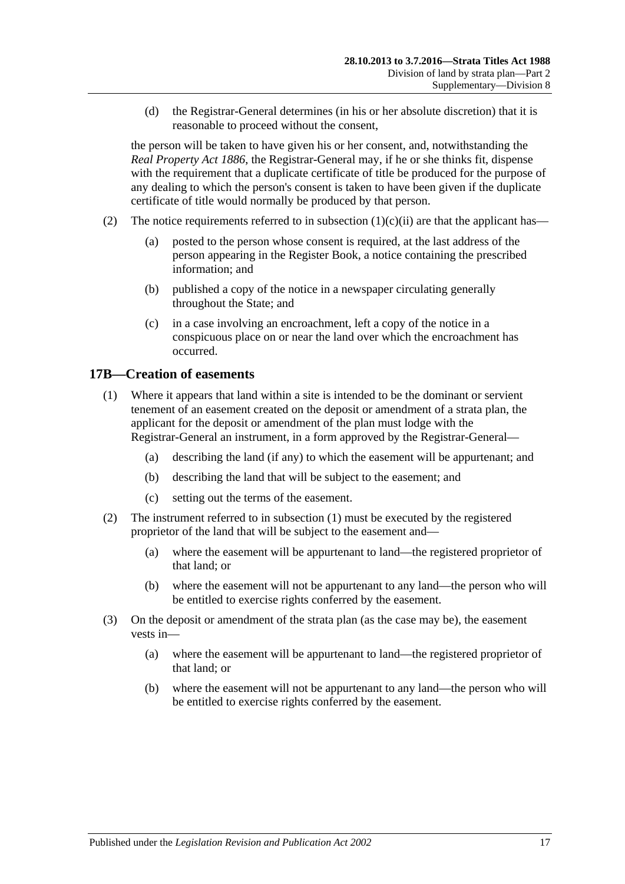(d) the Registrar-General determines (in his or her absolute discretion) that it is reasonable to proceed without the consent,

the person will be taken to have given his or her consent, and, notwithstanding the *Real Property Act 1886*, the Registrar-General may, if he or she thinks fit, dispense with the requirement that a duplicate certificate of title be produced for the purpose of any dealing to which the person's consent is taken to have been given if the duplicate certificate of title would normally be produced by that person.

(2) The notice requirements referred to in subsection (1)(c)(ii) are that the applicant has—

(a) posted to the person whose consent is required, at the last address of the person appearing in the Register Book, a notice containing the prescribed information; and

(b) published a copy of the notice in a newspaper circulating generally throughout the State; and

(c) in a case involving an encroachment, left a copy of the notice in a conspicuous place on or near the land over which the encroachment has occurred.

## 17B—Creation of easements

(1) Where it appears that land within a site is intended to be the dominant or servient tenement of an easement created on the deposit or amendment of a strata plan, the applicant for the deposit or amendment of the plan must lodge with the Registrar-General an instrument, in a form approved by the Registrar-General—

(a) describing the land (if any) to which the easement will be appurtenant; and

(b) describing the land that will be subject to the easement; and

(c) setting out the terms of the easement.

(2) The instrument referred to in subsection (1) must be executed by the registered proprietor of the land that will be subject to the easement and—

(a) where the easement will be appurtenant to land—the registered proprietor of that land; or

(b) where the easement will not be appurtenant to any land—the person who will be entitled to exercise rights conferred by the easement.

(3) On the deposit or amendment of the strata plan (as the case may be), the easement vests in—

(a) where the easement will be appurtenant to land—the registered proprietor of that land; or

(b) where the easement will not be appurtenant to any land—the person who will be entitled to exercise rights conferred by the easement.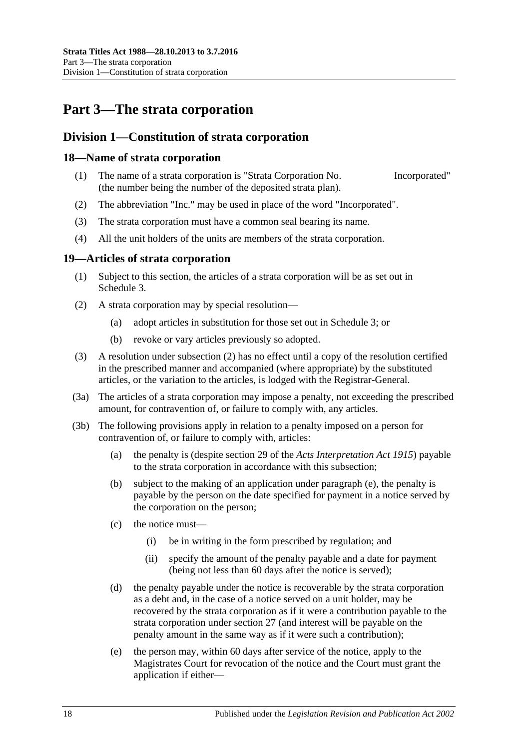# Part 3—The strata corporation

## Division 1—Constitution of strata corporation

### 18—Name of strata corporation

(1) The name of a strata corporation is "Strata Corporation No. Incorporated" (the number being the number of the deposited strata plan).

(2) The abbreviation "Inc." may be used in place of the word "Incorporated".

(3) The strata corporation must have a common seal bearing its name.

(4) All the unit holders of the units are members of the strata corporation.

### 19—Articles of strata corporation

(1) Subject to this section, the articles of a strata corporation will be as set out in Schedule 3.

(2) A strata corporation may by special resolution—

- (a) adopt articles in substitution for those set out in Schedule 3; or
- (b) revoke or vary articles previously so adopted.

(3) A resolution under subsection (2) has no effect until a copy of the resolution certified in the prescribed manner and accompanied (where appropriate) by the substituted articles, or the variation to the articles, is lodged with the Registrar-General.

(3a) The articles of a strata corporation may impose a penalty, not exceeding the prescribed amount, for contravention of, or failure to comply with, any articles.

(3b) The following provisions apply in relation to a penalty imposed on a person for contravention of, or failure to comply with, articles:

- (a) the penalty is (despite section 29 of the *Acts Interpretation Act 1915*) payable to the strata corporation in accordance with this subsection;
- (b) subject to the making of an application under paragraph (e), the penalty is payable by the person on the date specified for payment in a notice served by the corporation on the person;
- (c) the notice must—
  - (i) be in writing in the form prescribed by regulation; and
  - (ii) specify the amount of the penalty payable and a date for payment (being not less than 60 days after the notice is served);
- (d) the penalty payable under the notice is recoverable by the strata corporation as a debt and, in the case of a notice served on a unit holder, may be recovered by the strata corporation as if it were a contribution payable to the strata corporation under section 27 (and interest will be payable on the penalty amount in the same way as if it were such a contribution);
- (e) the person may, within 60 days after service of the notice, apply to the Magistrates Court for revocation of the notice and the Court must grant the application if either—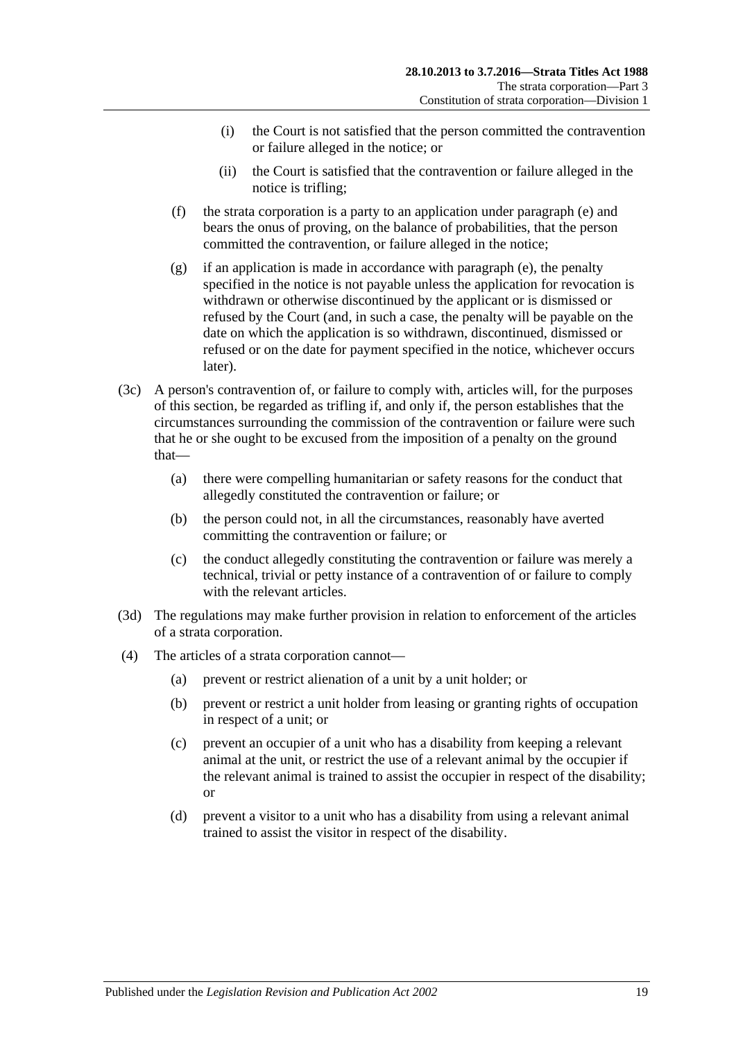(i) the Court is not satisfied that the person committed the contravention or failure alleged in the notice; or

(ii) the Court is satisfied that the contravention or failure alleged in the notice is trifling;

(f) the strata corporation is a party to an application under paragraph (e) and bears the onus of proving, on the balance of probabilities, that the person committed the contravention, or failure alleged in the notice;

(g) if an application is made in accordance with paragraph (e), the penalty specified in the notice is not payable unless the application for revocation is withdrawn or otherwise discontinued by the applicant or is dismissed or refused by the Court (and, in such a case, the penalty will be payable on the date on which the application is so withdrawn, discontinued, dismissed or refused or on the date for payment specified in the notice, whichever occurs later).

(3c) A person's contravention of, or failure to comply with, articles will, for the purposes of this section, be regarded as trifling if, and only if, the person establishes that the circumstances surrounding the commission of the contravention or failure were such that he or she ought to be excused from the imposition of a penalty on the ground that—

(a) there were compelling humanitarian or safety reasons for the conduct that allegedly constituted the contravention or failure; or

(b) the person could not, in all the circumstances, reasonably have averted committing the contravention or failure; or

(c) the conduct allegedly constituting the contravention or failure was merely a technical, trivial or petty instance of a contravention of or failure to comply with the relevant articles.

(3d) The regulations may make further provision in relation to enforcement of the articles of a strata corporation.

(4) The articles of a strata corporation cannot—

(a) prevent or restrict alienation of a unit by a unit holder; or

(b) prevent or restrict a unit holder from leasing or granting rights of occupation in respect of a unit; or

(c) prevent an occupier of a unit who has a disability from keeping a relevant animal at the unit, or restrict the use of a relevant animal by the occupier if the relevant animal is trained to assist the occupier in respect of the disability; or

(d) prevent a visitor to a unit who has a disability from using a relevant animal trained to assist the visitor in respect of the disability.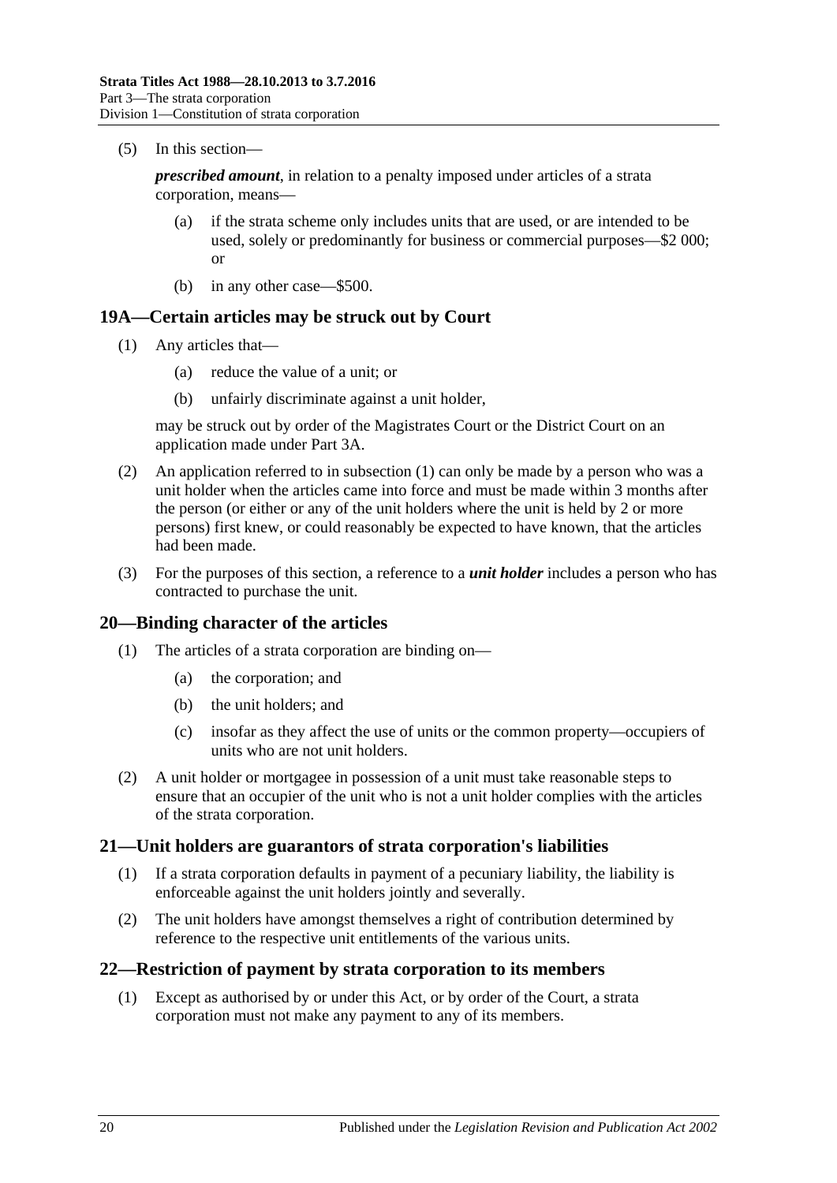(5) In this section—

***prescribed amount***, in relation to a penalty imposed under articles of a strata corporation, means—

(a) if the strata scheme only includes units that are used, or are intended to be used, solely or predominantly for business or commercial purposes—$2 000; or

(b) in any other case—$500.

## 19A—Certain articles may be struck out by Court

(1) Any articles that—

(a) reduce the value of a unit; or

(b) unfairly discriminate against a unit holder,

may be struck out by order of the Magistrates Court or the District Court on an application made under Part 3A.

(2) An application referred to in subsection (1) can only be made by a person who was a unit holder when the articles came into force and must be made within 3 months after the person (or either or any of the unit holders where the unit is held by 2 or more persons) first knew, or could reasonably be expected to have known, that the articles had been made.

(3) For the purposes of this section, a reference to a ***unit holder*** includes a person who has contracted to purchase the unit.

## 20—Binding character of the articles

(1) The articles of a strata corporation are binding on—

(a) the corporation; and

(b) the unit holders; and

(c) insofar as they affect the use of units or the common property—occupiers of units who are not unit holders.

(2) A unit holder or mortgagee in possession of a unit must take reasonable steps to ensure that an occupier of the unit who is not a unit holder complies with the articles of the strata corporation.

## 21—Unit holders are guarantors of strata corporation's liabilities

(1) If a strata corporation defaults in payment of a pecuniary liability, the liability is enforceable against the unit holders jointly and severally.

(2) The unit holders have amongst themselves a right of contribution determined by reference to the respective unit entitlements of the various units.

## 22—Restriction of payment by strata corporation to its members

(1) Except as authorised by or under this Act, or by order of the Court, a strata corporation must not make any payment to any of its members.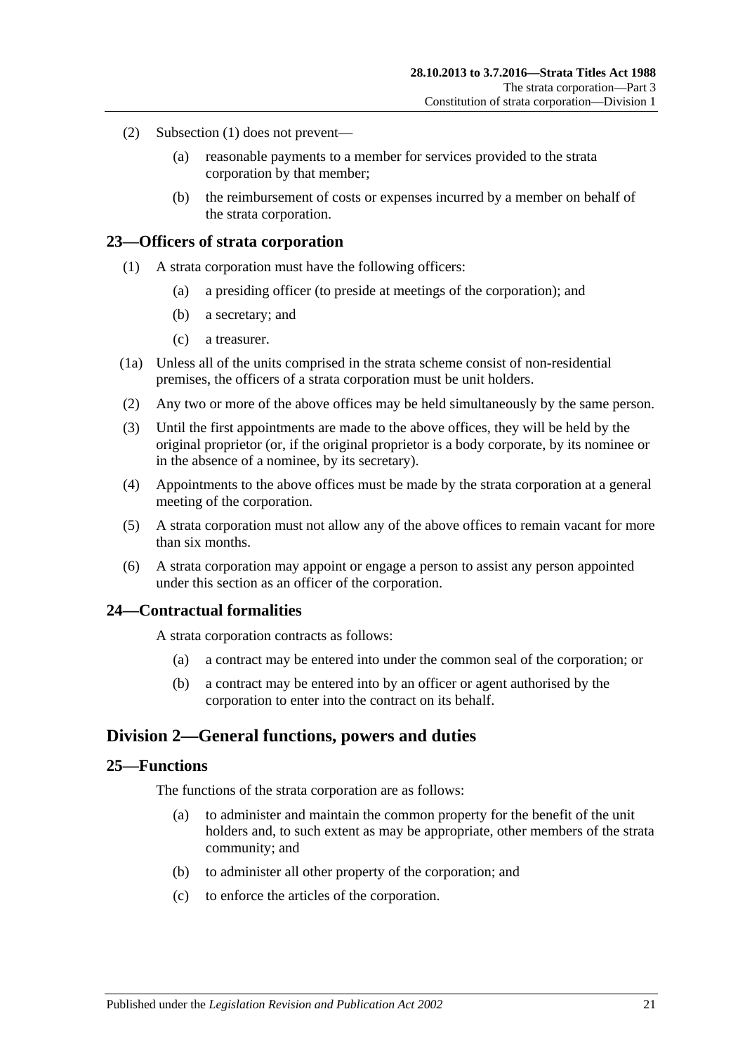(2) Subsection (1) does not prevent—

(a) reasonable payments to a member for services provided to the strata corporation by that member;

(b) the reimbursement of costs or expenses incurred by a member on behalf of the strata corporation.

### 23—Officers of strata corporation

(1) A strata corporation must have the following officers:

(a) a presiding officer (to preside at meetings of the corporation); and

(b) a secretary; and

(c) a treasurer.

(1a) Unless all of the units comprised in the strata scheme consist of non-residential premises, the officers of a strata corporation must be unit holders.

(2) Any two or more of the above offices may be held simultaneously by the same person.

(3) Until the first appointments are made to the above offices, they will be held by the original proprietor (or, if the original proprietor is a body corporate, by its nominee or in the absence of a nominee, by its secretary).

(4) Appointments to the above offices must be made by the strata corporation at a general meeting of the corporation.

(5) A strata corporation must not allow any of the above offices to remain vacant for more than six months.

(6) A strata corporation may appoint or engage a person to assist any person appointed under this section as an officer of the corporation.

### 24—Contractual formalities

A strata corporation contracts as follows:

(a) a contract may be entered into under the common seal of the corporation; or

(b) a contract may be entered into by an officer or agent authorised by the corporation to enter into the contract on its behalf.

## Division 2—General functions, powers and duties

### 25—Functions

The functions of the strata corporation are as follows:

(a) to administer and maintain the common property for the benefit of the unit holders and, to such extent as may be appropriate, other members of the strata community; and

(b) to administer all other property of the corporation; and

(c) to enforce the articles of the corporation.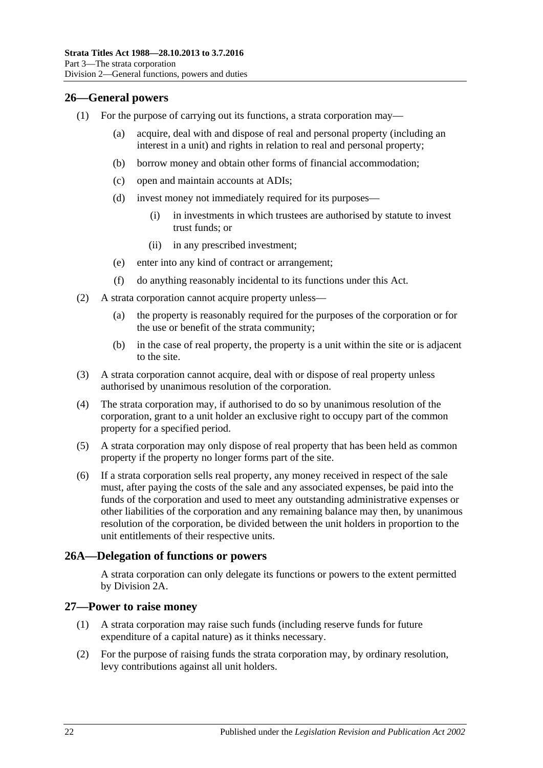## 26—General powers

(1) For the purpose of carrying out its functions, a strata corporation may—

(a) acquire, deal with and dispose of real and personal property (including an interest in a unit) and rights in relation to real and personal property;

(b) borrow money and obtain other forms of financial accommodation;

(c) open and maintain accounts at ADIs;

(d) invest money not immediately required for its purposes—

(i) in investments in which trustees are authorised by statute to invest trust funds; or

(ii) in any prescribed investment;

(e) enter into any kind of contract or arrangement;

(f) do anything reasonably incidental to its functions under this Act.

(2) A strata corporation cannot acquire property unless—

(a) the property is reasonably required for the purposes of the corporation or for the use or benefit of the strata community;

(b) in the case of real property, the property is a unit within the site or is adjacent to the site.

(3) A strata corporation cannot acquire, deal with or dispose of real property unless authorised by unanimous resolution of the corporation.

(4) The strata corporation may, if authorised to do so by unanimous resolution of the corporation, grant to a unit holder an exclusive right to occupy part of the common property for a specified period.

(5) A strata corporation may only dispose of real property that has been held as common property if the property no longer forms part of the site.

(6) If a strata corporation sells real property, any money received in respect of the sale must, after paying the costs of the sale and any associated expenses, be paid into the funds of the corporation and used to meet any outstanding administrative expenses or other liabilities of the corporation and any remaining balance may then, by unanimous resolution of the corporation, be divided between the unit holders in proportion to the unit entitlements of their respective units.

## 26A—Delegation of functions or powers

A strata corporation can only delegate its functions or powers to the extent permitted by Division 2A.

## 27—Power to raise money

(1) A strata corporation may raise such funds (including reserve funds for future expenditure of a capital nature) as it thinks necessary.

(2) For the purpose of raising funds the strata corporation may, by ordinary resolution, levy contributions against all unit holders.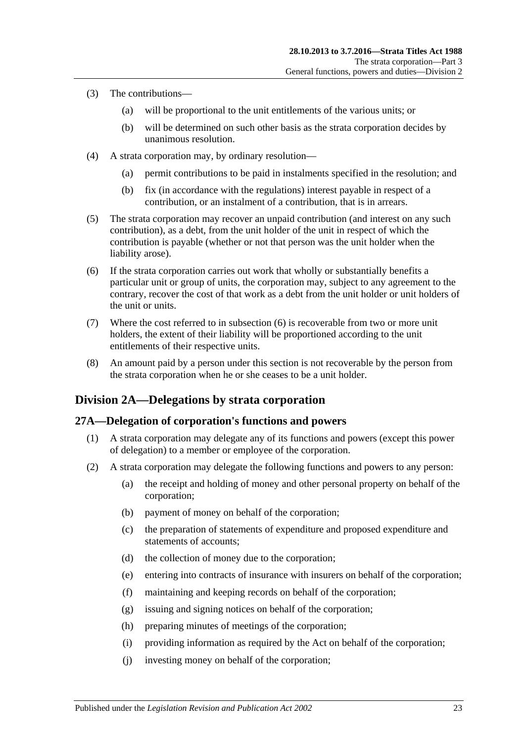(3) The contributions—

(a) will be proportional to the unit entitlements of the various units; or

(b) will be determined on such other basis as the strata corporation decides by unanimous resolution.

(4) A strata corporation may, by ordinary resolution—

(a) permit contributions to be paid in instalments specified in the resolution; and

(b) fix (in accordance with the regulations) interest payable in respect of a contribution, or an instalment of a contribution, that is in arrears.

(5) The strata corporation may recover an unpaid contribution (and interest on any such contribution), as a debt, from the unit holder of the unit in respect of which the contribution is payable (whether or not that person was the unit holder when the liability arose).

(6) If the strata corporation carries out work that wholly or substantially benefits a particular unit or group of units, the corporation may, subject to any agreement to the contrary, recover the cost of that work as a debt from the unit holder or unit holders of the unit or units.

(7) Where the cost referred to in subsection (6) is recoverable from two or more unit holders, the extent of their liability will be proportioned according to the unit entitlements of their respective units.

(8) An amount paid by a person under this section is not recoverable by the person from the strata corporation when he or she ceases to be a unit holder.

## Division 2A—Delegations by strata corporation

### 27A—Delegation of corporation's functions and powers

(1) A strata corporation may delegate any of its functions and powers (except this power of delegation) to a member or employee of the corporation.

(2) A strata corporation may delegate the following functions and powers to any person:

(a) the receipt and holding of money and other personal property on behalf of the corporation;

(b) payment of money on behalf of the corporation;

(c) the preparation of statements of expenditure and proposed expenditure and statements of accounts;

(d) the collection of money due to the corporation;

(e) entering into contracts of insurance with insurers on behalf of the corporation;

(f) maintaining and keeping records on behalf of the corporation;

(g) issuing and signing notices on behalf of the corporation;

(h) preparing minutes of meetings of the corporation;

(i) providing information as required by the Act on behalf of the corporation;

(j) investing money on behalf of the corporation;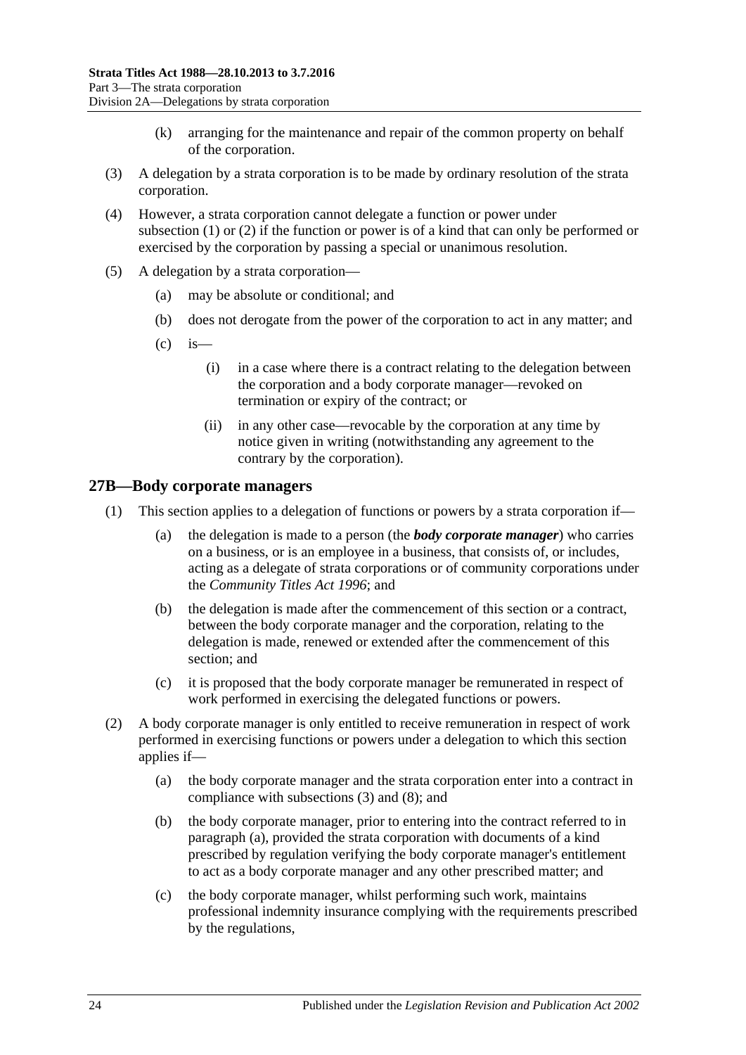(k) arranging for the maintenance and repair of the common property on behalf of the corporation.

(3) A delegation by a strata corporation is to be made by ordinary resolution of the strata corporation.

(4) However, a strata corporation cannot delegate a function or power under subsection (1) or (2) if the function or power is of a kind that can only be performed or exercised by the corporation by passing a special or unanimous resolution.

(5) A delegation by a strata corporation—

(a) may be absolute or conditional; and

(b) does not derogate from the power of the corporation to act in any matter; and

(c) is—

(i) in a case where there is a contract relating to the delegation between the corporation and a body corporate manager—revoked on termination or expiry of the contract; or

(ii) in any other case—revocable by the corporation at any time by notice given in writing (notwithstanding any agreement to the contrary by the corporation).

## 27B—Body corporate managers

(1) This section applies to a delegation of functions or powers by a strata corporation if—

(a) the delegation is made to a person (the ***body corporate manager***) who carries on a business, or is an employee in a business, that consists of, or includes, acting as a delegate of strata corporations or of community corporations under the *Community Titles Act 1996*; and

(b) the delegation is made after the commencement of this section or a contract, between the body corporate manager and the corporation, relating to the delegation is made, renewed or extended after the commencement of this section; and

(c) it is proposed that the body corporate manager be remunerated in respect of work performed in exercising the delegated functions or powers.

(2) A body corporate manager is only entitled to receive remuneration in respect of work performed in exercising functions or powers under a delegation to which this section applies if—

(a) the body corporate manager and the strata corporation enter into a contract in compliance with subsections (3) and (8); and

(b) the body corporate manager, prior to entering into the contract referred to in paragraph (a), provided the strata corporation with documents of a kind prescribed by regulation verifying the body corporate manager's entitlement to act as a body corporate manager and any other prescribed matter; and

(c) the body corporate manager, whilst performing such work, maintains professional indemnity insurance complying with the requirements prescribed by the regulations,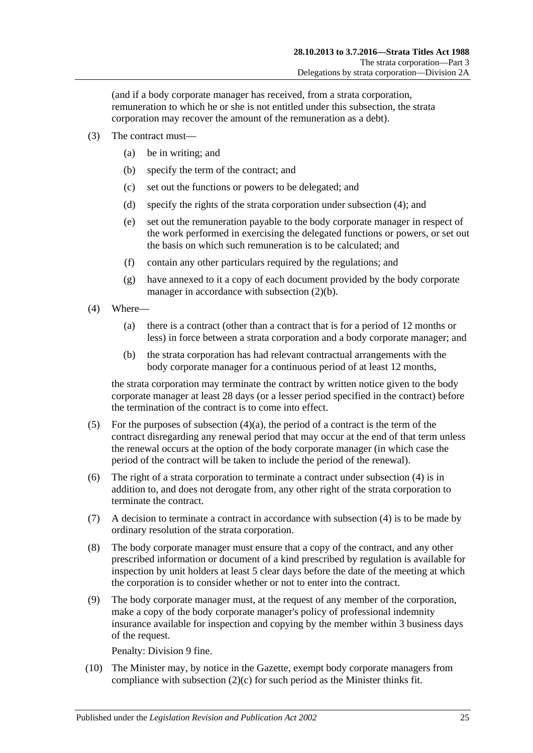(and if a body corporate manager has received, from a strata corporation, remuneration to which he or she is not entitled under this subsection, the strata corporation may recover the amount of the remuneration as a debt).

(3) The contract must—

(a) be in writing; and

(b) specify the term of the contract; and

(c) set out the functions or powers to be delegated; and

(d) specify the rights of the strata corporation under subsection (4); and

(e) set out the remuneration payable to the body corporate manager in respect of the work performed in exercising the delegated functions or powers, or set out the basis on which such remuneration is to be calculated; and

(f) contain any other particulars required by the regulations; and

(g) have annexed to it a copy of each document provided by the body corporate manager in accordance with subsection (2)(b).

(4) Where—

(a) there is a contract (other than a contract that is for a period of 12 months or less) in force between a strata corporation and a body corporate manager; and

(b) the strata corporation has had relevant contractual arrangements with the body corporate manager for a continuous period of at least 12 months,

the strata corporation may terminate the contract by written notice given to the body corporate manager at least 28 days (or a lesser period specified in the contract) before the termination of the contract is to come into effect.

(5) For the purposes of subsection (4)(a), the period of a contract is the term of the contract disregarding any renewal period that may occur at the end of that term unless the renewal occurs at the option of the body corporate manager (in which case the period of the contract will be taken to include the period of the renewal).

(6) The right of a strata corporation to terminate a contract under subsection (4) is in addition to, and does not derogate from, any other right of the strata corporation to terminate the contract.

(7) A decision to terminate a contract in accordance with subsection (4) is to be made by ordinary resolution of the strata corporation.

(8) The body corporate manager must ensure that a copy of the contract, and any other prescribed information or document of a kind prescribed by regulation is available for inspection by unit holders at least 5 clear days before the date of the meeting at which the corporation is to consider whether or not to enter into the contract.

(9) The body corporate manager must, at the request of any member of the corporation, make a copy of the body corporate manager's policy of professional indemnity insurance available for inspection and copying by the member within 3 business days of the request.

Penalty: Division 9 fine.

(10) The Minister may, by notice in the Gazette, exempt body corporate managers from compliance with subsection (2)(c) for such period as the Minister thinks fit.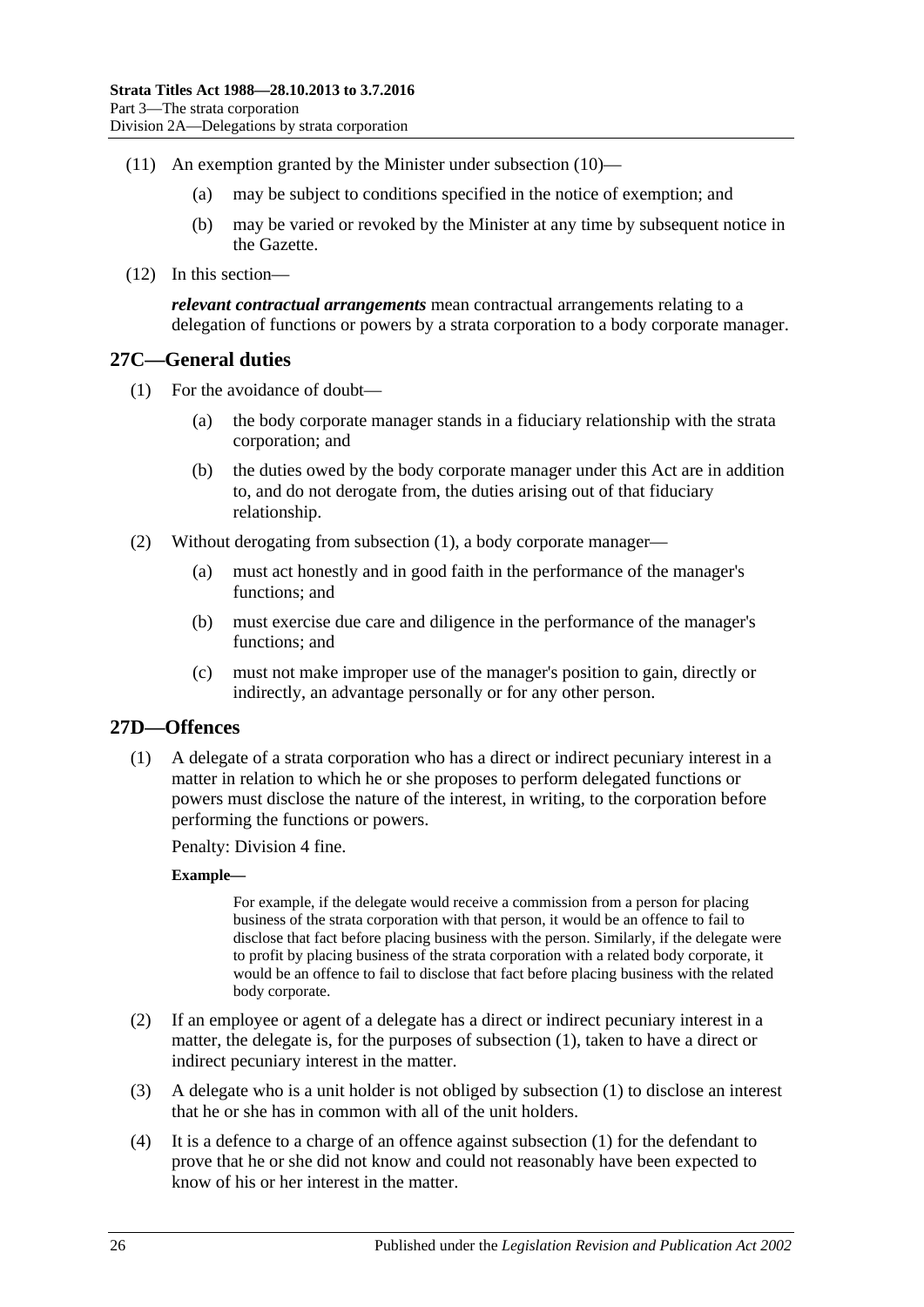(11) An exemption granted by the Minister under subsection (10)—

(a) may be subject to conditions specified in the notice of exemption; and

(b) may be varied or revoked by the Minister at any time by subsequent notice in the Gazette.

(12) In this section—

***relevant contractual arrangements*** mean contractual arrangements relating to a delegation of functions or powers by a strata corporation to a body corporate manager.

## 27C—General duties

(1) For the avoidance of doubt—

(a) the body corporate manager stands in a fiduciary relationship with the strata corporation; and

(b) the duties owed by the body corporate manager under this Act are in addition to, and do not derogate from, the duties arising out of that fiduciary relationship.

(2) Without derogating from subsection (1), a body corporate manager—

(a) must act honestly and in good faith in the performance of the manager's functions; and

(b) must exercise due care and diligence in the performance of the manager's functions; and

(c) must not make improper use of the manager's position to gain, directly or indirectly, an advantage personally or for any other person.

## 27D—Offences

(1) A delegate of a strata corporation who has a direct or indirect pecuniary interest in a matter in relation to which he or she proposes to perform delegated functions or powers must disclose the nature of the interest, in writing, to the corporation before performing the functions or powers.

Penalty: Division 4 fine.

**Example—**

For example, if the delegate would receive a commission from a person for placing business of the strata corporation with that person, it would be an offence to fail to disclose that fact before placing business with the person. Similarly, if the delegate were to profit by placing business of the strata corporation with a related body corporate, it would be an offence to fail to disclose that fact before placing business with the related body corporate.

(2) If an employee or agent of a delegate has a direct or indirect pecuniary interest in a matter, the delegate is, for the purposes of subsection (1), taken to have a direct or indirect pecuniary interest in the matter.

(3) A delegate who is a unit holder is not obliged by subsection (1) to disclose an interest that he or she has in common with all of the unit holders.

(4) It is a defence to a charge of an offence against subsection (1) for the defendant to prove that he or she did not know and could not reasonably have been expected to know of his or her interest in the matter.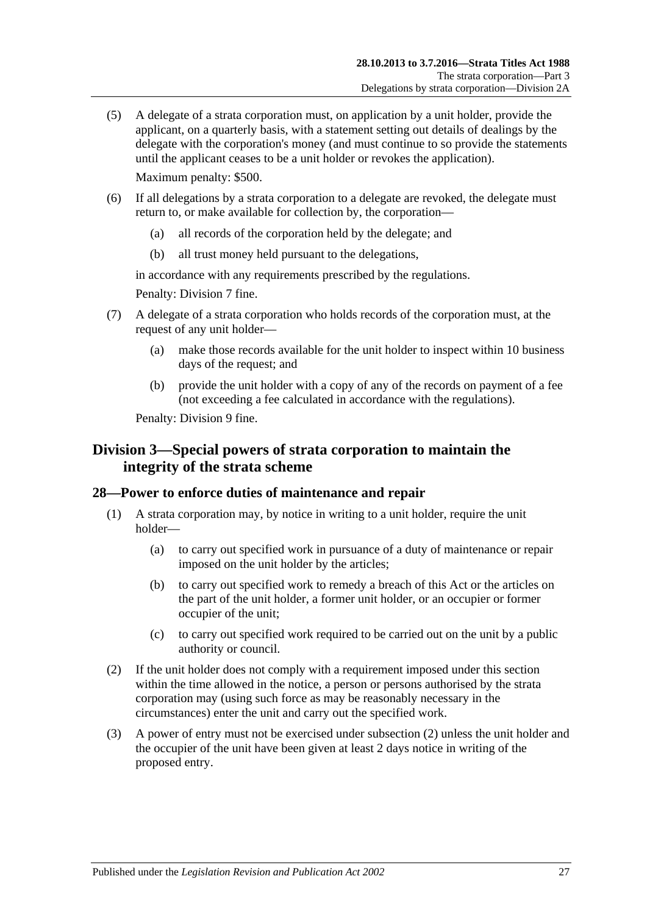(5) A delegate of a strata corporation must, on application by a unit holder, provide the applicant, on a quarterly basis, with a statement setting out details of dealings by the delegate with the corporation's money (and must continue to so provide the statements until the applicant ceases to be a unit holder or revokes the application).

Maximum penalty: $500.

(6) If all delegations by a strata corporation to a delegate are revoked, the delegate must return to, or make available for collection by, the corporation—

(a) all records of the corporation held by the delegate; and

(b) all trust money held pursuant to the delegations,

in accordance with any requirements prescribed by the regulations.

Penalty: Division 7 fine.

(7) A delegate of a strata corporation who holds records of the corporation must, at the request of any unit holder—

(a) make those records available for the unit holder to inspect within 10 business days of the request; and

(b) provide the unit holder with a copy of any of the records on payment of a fee (not exceeding a fee calculated in accordance with the regulations).

Penalty: Division 9 fine.

## Division 3—Special powers of strata corporation to maintain the integrity of the strata scheme

### 28—Power to enforce duties of maintenance and repair

(1) A strata corporation may, by notice in writing to a unit holder, require the unit holder—

(a) to carry out specified work in pursuance of a duty of maintenance or repair imposed on the unit holder by the articles;

(b) to carry out specified work to remedy a breach of this Act or the articles on the part of the unit holder, a former unit holder, or an occupier or former occupier of the unit;

(c) to carry out specified work required to be carried out on the unit by a public authority or council.

(2) If the unit holder does not comply with a requirement imposed under this section within the time allowed in the notice, a person or persons authorised by the strata corporation may (using such force as may be reasonably necessary in the circumstances) enter the unit and carry out the specified work.

(3) A power of entry must not be exercised under subsection (2) unless the unit holder and the occupier of the unit have been given at least 2 days notice in writing of the proposed entry.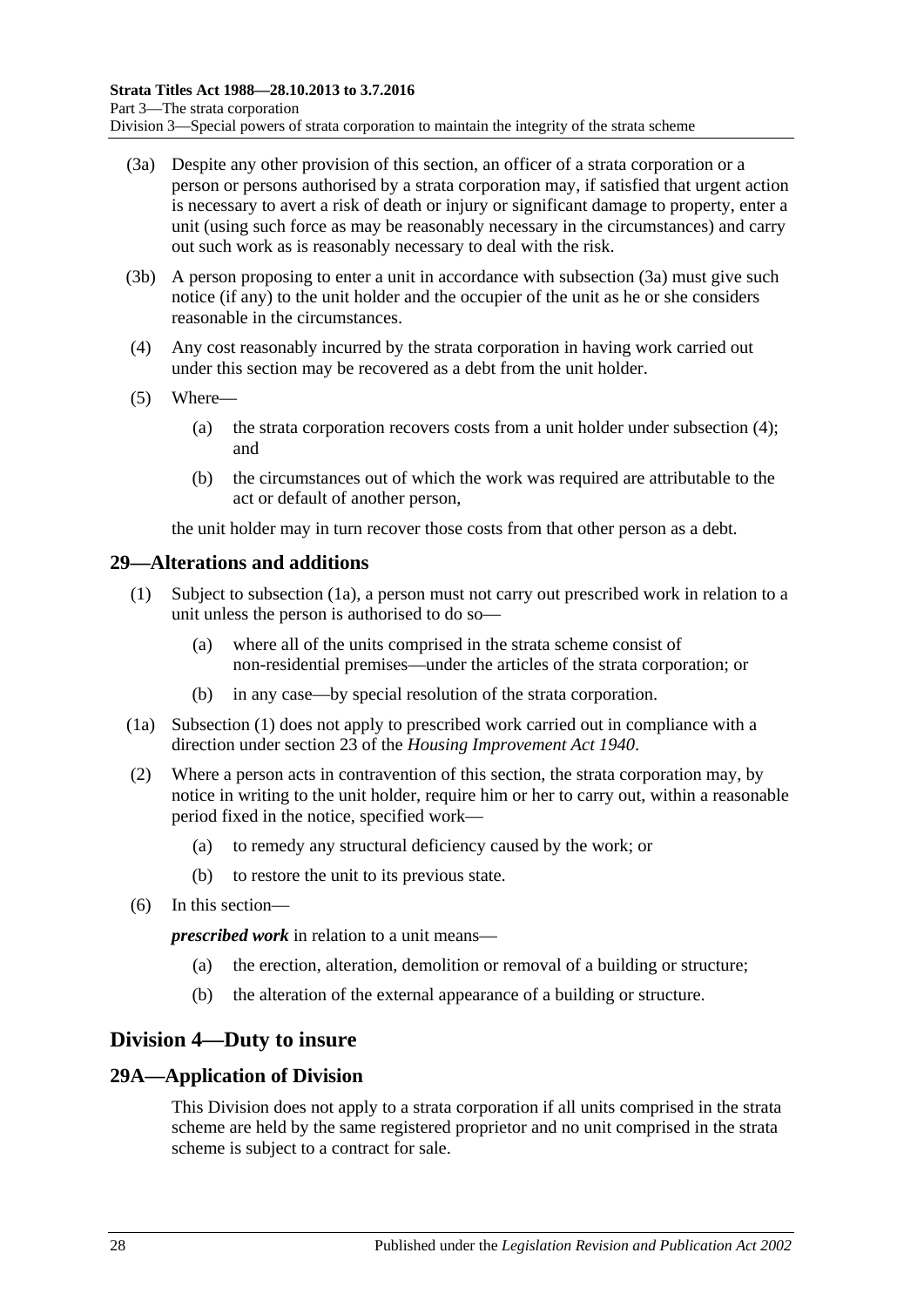(3a) Despite any other provision of this section, an officer of a strata corporation or a person or persons authorised by a strata corporation may, if satisfied that urgent action is necessary to avert a risk of death or injury or significant damage to property, enter a unit (using such force as may be reasonably necessary in the circumstances) and carry out such work as is reasonably necessary to deal with the risk.

(3b) A person proposing to enter a unit in accordance with subsection (3a) must give such notice (if any) to the unit holder and the occupier of the unit as he or she considers reasonable in the circumstances.

(4) Any cost reasonably incurred by the strata corporation in having work carried out under this section may be recovered as a debt from the unit holder.

(5) Where—

(a) the strata corporation recovers costs from a unit holder under subsection (4); and

(b) the circumstances out of which the work was required are attributable to the act or default of another person,

the unit holder may in turn recover those costs from that other person as a debt.

## 29—Alterations and additions

(1) Subject to subsection (1a), a person must not carry out prescribed work in relation to a unit unless the person is authorised to do so—

(a) where all of the units comprised in the strata scheme consist of non-residential premises—under the articles of the strata corporation; or

(b) in any case—by special resolution of the strata corporation.

(1a) Subsection (1) does not apply to prescribed work carried out in compliance with a direction under section 23 of the *Housing Improvement Act 1940*.

(2) Where a person acts in contravention of this section, the strata corporation may, by notice in writing to the unit holder, require him or her to carry out, within a reasonable period fixed in the notice, specified work—

(a) to remedy any structural deficiency caused by the work; or

(b) to restore the unit to its previous state.

(6) In this section—

***prescribed work*** in relation to a unit means—

(a) the erection, alteration, demolition or removal of a building or structure;

(b) the alteration of the external appearance of a building or structure.

# Division 4—Duty to insure

## 29A—Application of Division

This Division does not apply to a strata corporation if all units comprised in the strata scheme are held by the same registered proprietor and no unit comprised in the strata scheme is subject to a contract for sale.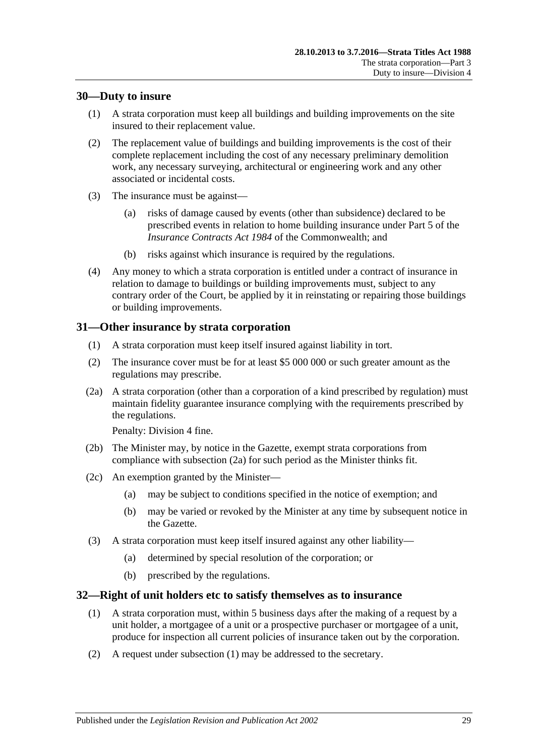## 30—Duty to insure

(1) A strata corporation must keep all buildings and building improvements on the site insured to their replacement value.

(2) The replacement value of buildings and building improvements is the cost of their complete replacement including the cost of any necessary preliminary demolition work, any necessary surveying, architectural or engineering work and any other associated or incidental costs.

(3) The insurance must be against—

(a) risks of damage caused by events (other than subsidence) declared to be prescribed events in relation to home building insurance under Part 5 of the *Insurance Contracts Act 1984* of the Commonwealth; and

(b) risks against which insurance is required by the regulations.

(4) Any money to which a strata corporation is entitled under a contract of insurance in relation to damage to buildings or building improvements must, subject to any contrary order of the Court, be applied by it in reinstating or repairing those buildings or building improvements.

## 31—Other insurance by strata corporation

(1) A strata corporation must keep itself insured against liability in tort.

(2) The insurance cover must be for at least $5 000 000 or such greater amount as the regulations may prescribe.

(2a) A strata corporation (other than a corporation of a kind prescribed by regulation) must maintain fidelity guarantee insurance complying with the requirements prescribed by the regulations.

Penalty: Division 4 fine.

(2b) The Minister may, by notice in the Gazette, exempt strata corporations from compliance with subsection (2a) for such period as the Minister thinks fit.

(2c) An exemption granted by the Minister—

(a) may be subject to conditions specified in the notice of exemption; and

(b) may be varied or revoked by the Minister at any time by subsequent notice in the Gazette.

(3) A strata corporation must keep itself insured against any other liability—

(a) determined by special resolution of the corporation; or

(b) prescribed by the regulations.

## 32—Right of unit holders etc to satisfy themselves as to insurance

(1) A strata corporation must, within 5 business days after the making of a request by a unit holder, a mortgagee of a unit or a prospective purchaser or mortgagee of a unit, produce for inspection all current policies of insurance taken out by the corporation.

(2) A request under subsection (1) may be addressed to the secretary.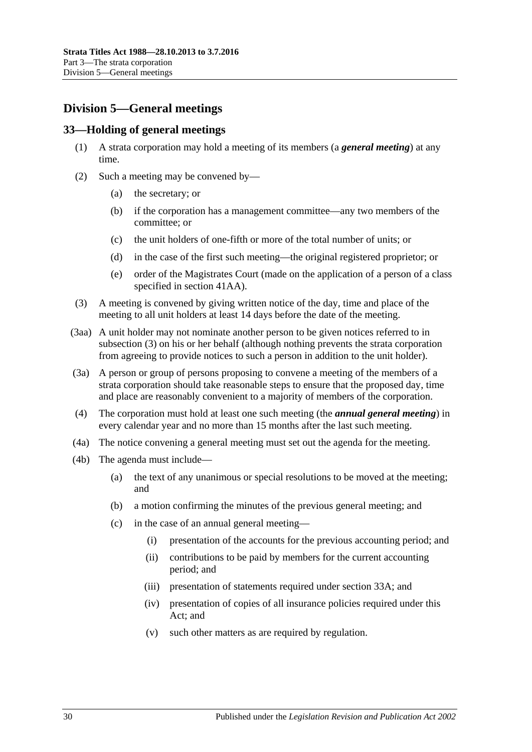## Division 5—General meetings

### 33—Holding of general meetings

(1) A strata corporation may hold a meeting of its members (a ***general meeting***) at any time.

(2) Such a meeting may be convened by—

  (a) the secretary; or

  (b) if the corporation has a management committee—any two members of the committee; or

  (c) the unit holders of one-fifth or more of the total number of units; or

  (d) in the case of the first such meeting—the original registered proprietor; or

  (e) order of the Magistrates Court (made on the application of a person of a class specified in section 41AA).

(3) A meeting is convened by giving written notice of the day, time and place of the meeting to all unit holders at least 14 days before the date of the meeting.

(3aa) A unit holder may not nominate another person to be given notices referred to in subsection (3) on his or her behalf (although nothing prevents the strata corporation from agreeing to provide notices to such a person in addition to the unit holder).

(3a) A person or group of persons proposing to convene a meeting of the members of a strata corporation should take reasonable steps to ensure that the proposed day, time and place are reasonably convenient to a majority of members of the corporation.

(4) The corporation must hold at least one such meeting (the ***annual general meeting***) in every calendar year and no more than 15 months after the last such meeting.

(4a) The notice convening a general meeting must set out the agenda for the meeting.

(4b) The agenda must include—

  (a) the text of any unanimous or special resolutions to be moved at the meeting; and

  (b) a motion confirming the minutes of the previous general meeting; and

  (c) in the case of an annual general meeting—

    (i) presentation of the accounts for the previous accounting period; and

    (ii) contributions to be paid by members for the current accounting period; and

    (iii) presentation of statements required under section 33A; and

    (iv) presentation of copies of all insurance policies required under this Act; and

    (v) such other matters as are required by regulation.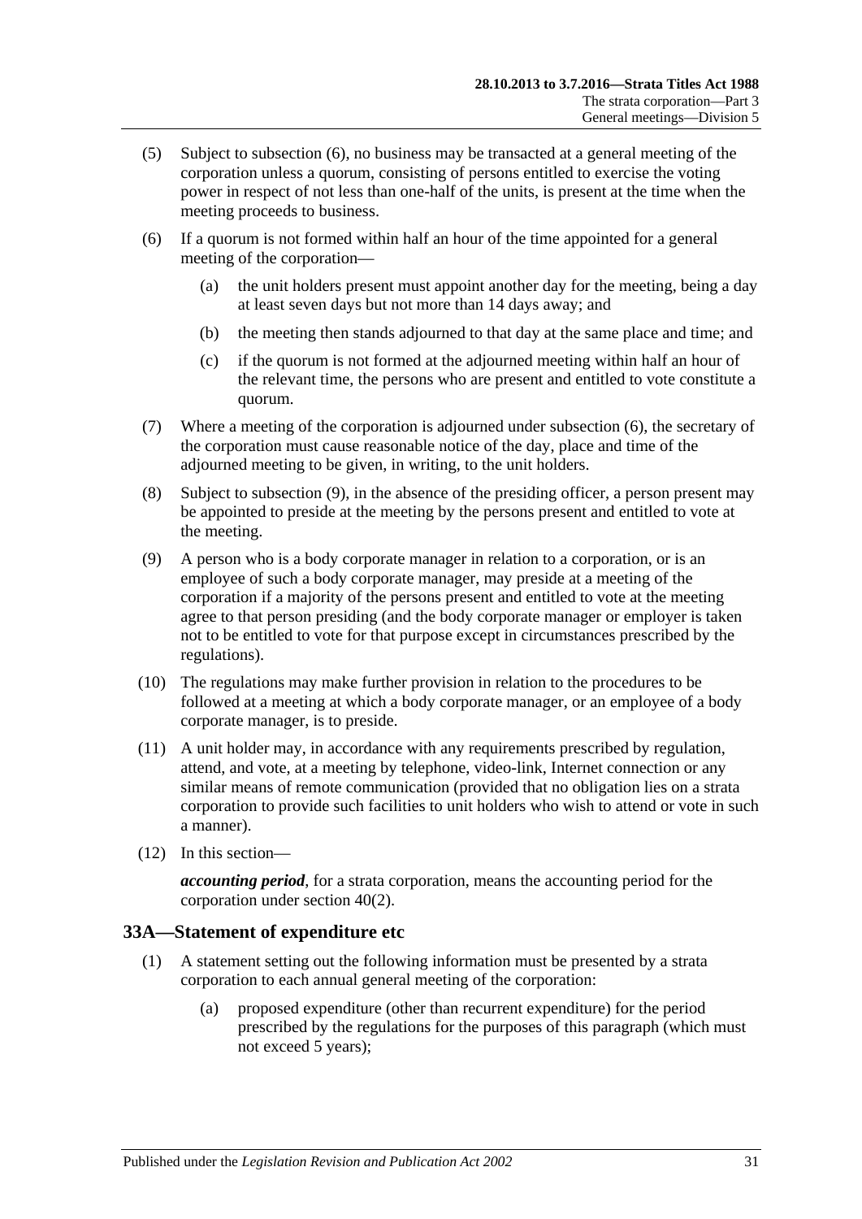(5) Subject to subsection (6), no business may be transacted at a general meeting of the corporation unless a quorum, consisting of persons entitled to exercise the voting power in respect of not less than one-half of the units, is present at the time when the meeting proceeds to business.

(6) If a quorum is not formed within half an hour of the time appointed for a general meeting of the corporation—

(a) the unit holders present must appoint another day for the meeting, being a day at least seven days but not more than 14 days away; and

(b) the meeting then stands adjourned to that day at the same place and time; and

(c) if the quorum is not formed at the adjourned meeting within half an hour of the relevant time, the persons who are present and entitled to vote constitute a quorum.

(7) Where a meeting of the corporation is adjourned under subsection (6), the secretary of the corporation must cause reasonable notice of the day, place and time of the adjourned meeting to be given, in writing, to the unit holders.

(8) Subject to subsection (9), in the absence of the presiding officer, a person present may be appointed to preside at the meeting by the persons present and entitled to vote at the meeting.

(9) A person who is a body corporate manager in relation to a corporation, or is an employee of such a body corporate manager, may preside at a meeting of the corporation if a majority of the persons present and entitled to vote at the meeting agree to that person presiding (and the body corporate manager or employer is taken not to be entitled to vote for that purpose except in circumstances prescribed by the regulations).

(10) The regulations may make further provision in relation to the procedures to be followed at a meeting at which a body corporate manager, or an employee of a body corporate manager, is to preside.

(11) A unit holder may, in accordance with any requirements prescribed by regulation, attend, and vote, at a meeting by telephone, video-link, Internet connection or any similar means of remote communication (provided that no obligation lies on a strata corporation to provide such facilities to unit holders who wish to attend or vote in such a manner).

(12) In this section—

***accounting period***, for a strata corporation, means the accounting period for the corporation under section 40(2).

## 33A—Statement of expenditure etc

(1) A statement setting out the following information must be presented by a strata corporation to each annual general meeting of the corporation:

(a) proposed expenditure (other than recurrent expenditure) for the period prescribed by the regulations for the purposes of this paragraph (which must not exceed 5 years);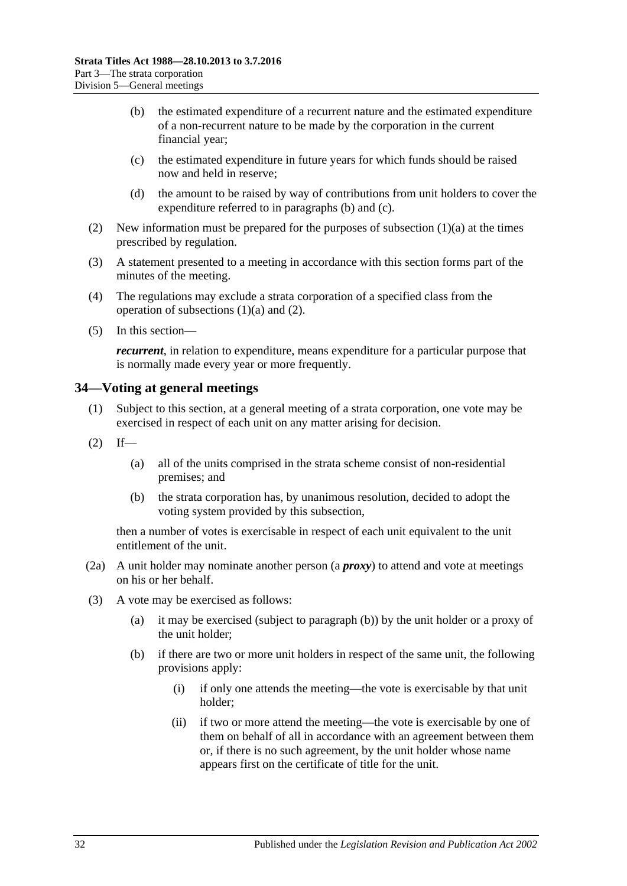(b) the estimated expenditure of a recurrent nature and the estimated expenditure of a non-recurrent nature to be made by the corporation in the current financial year;

(c) the estimated expenditure in future years for which funds should be raised now and held in reserve;

(d) the amount to be raised by way of contributions from unit holders to cover the expenditure referred to in paragraphs (b) and (c).

(2) New information must be prepared for the purposes of subsection (1)(a) at the times prescribed by regulation.

(3) A statement presented to a meeting in accordance with this section forms part of the minutes of the meeting.

(4) The regulations may exclude a strata corporation of a specified class from the operation of subsections (1)(a) and (2).

(5) In this section—

***recurrent***, in relation to expenditure, means expenditure for a particular purpose that is normally made every year or more frequently.

## 34—Voting at general meetings

(1) Subject to this section, at a general meeting of a strata corporation, one vote may be exercised in respect of each unit on any matter arising for decision.

(2) If—

(a) all of the units comprised in the strata scheme consist of non-residential premises; and

(b) the strata corporation has, by unanimous resolution, decided to adopt the voting system provided by this subsection,

then a number of votes is exercisable in respect of each unit equivalent to the unit entitlement of the unit.

(2a) A unit holder may nominate another person (a ***proxy***) to attend and vote at meetings on his or her behalf.

(3) A vote may be exercised as follows:

(a) it may be exercised (subject to paragraph (b)) by the unit holder or a proxy of the unit holder;

(b) if there are two or more unit holders in respect of the same unit, the following provisions apply:

(i) if only one attends the meeting—the vote is exercisable by that unit holder;

(ii) if two or more attend the meeting—the vote is exercisable by one of them on behalf of all in accordance with an agreement between them or, if there is no such agreement, by the unit holder whose name appears first on the certificate of title for the unit.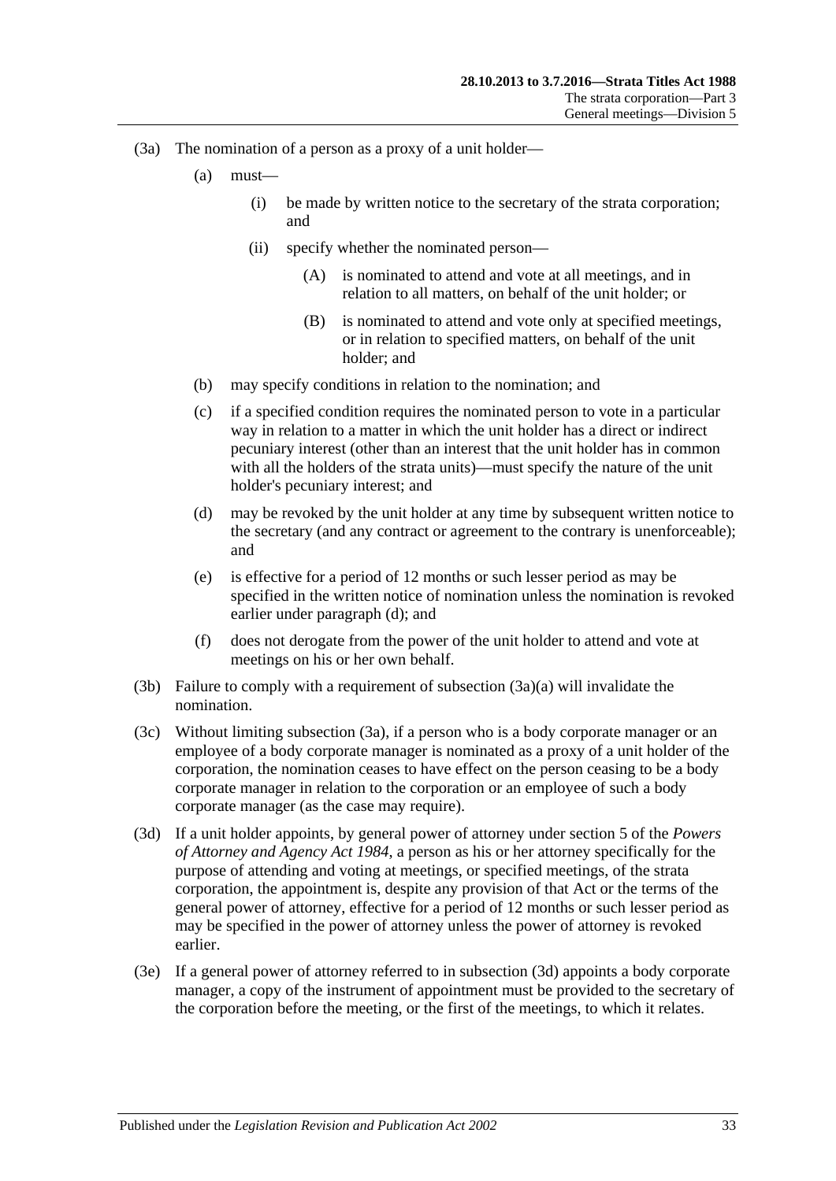(3a) The nomination of a person as a proxy of a unit holder—

- (a) must—
  - (i) be made by written notice to the secretary of the strata corporation; and
  - (ii) specify whether the nominated person—
    - (A) is nominated to attend and vote at all meetings, and in relation to all matters, on behalf of the unit holder; or
    - (B) is nominated to attend and vote only at specified meetings, or in relation to specified matters, on behalf of the unit holder; and
- (b) may specify conditions in relation to the nomination; and
- (c) if a specified condition requires the nominated person to vote in a particular way in relation to a matter in which the unit holder has a direct or indirect pecuniary interest (other than an interest that the unit holder has in common with all the holders of the strata units)—must specify the nature of the unit holder's pecuniary interest; and
- (d) may be revoked by the unit holder at any time by subsequent written notice to the secretary (and any contract or agreement to the contrary is unenforceable); and
- (e) is effective for a period of 12 months or such lesser period as may be specified in the written notice of nomination unless the nomination is revoked earlier under paragraph (d); and
- (f) does not derogate from the power of the unit holder to attend and vote at meetings on his or her own behalf.

(3b) Failure to comply with a requirement of subsection (3a)(a) will invalidate the nomination.

(3c) Without limiting subsection (3a), if a person who is a body corporate manager or an employee of a body corporate manager is nominated as a proxy of a unit holder of the corporation, the nomination ceases to have effect on the person ceasing to be a body corporate manager in relation to the corporation or an employee of such a body corporate manager (as the case may require).

(3d) If a unit holder appoints, by general power of attorney under section 5 of the *Powers of Attorney and Agency Act 1984*, a person as his or her attorney specifically for the purpose of attending and voting at meetings, or specified meetings, of the strata corporation, the appointment is, despite any provision of that Act or the terms of the general power of attorney, effective for a period of 12 months or such lesser period as may be specified in the power of attorney unless the power of attorney is revoked earlier.

(3e) If a general power of attorney referred to in subsection (3d) appoints a body corporate manager, a copy of the instrument of appointment must be provided to the secretary of the corporation before the meeting, or the first of the meetings, to which it relates.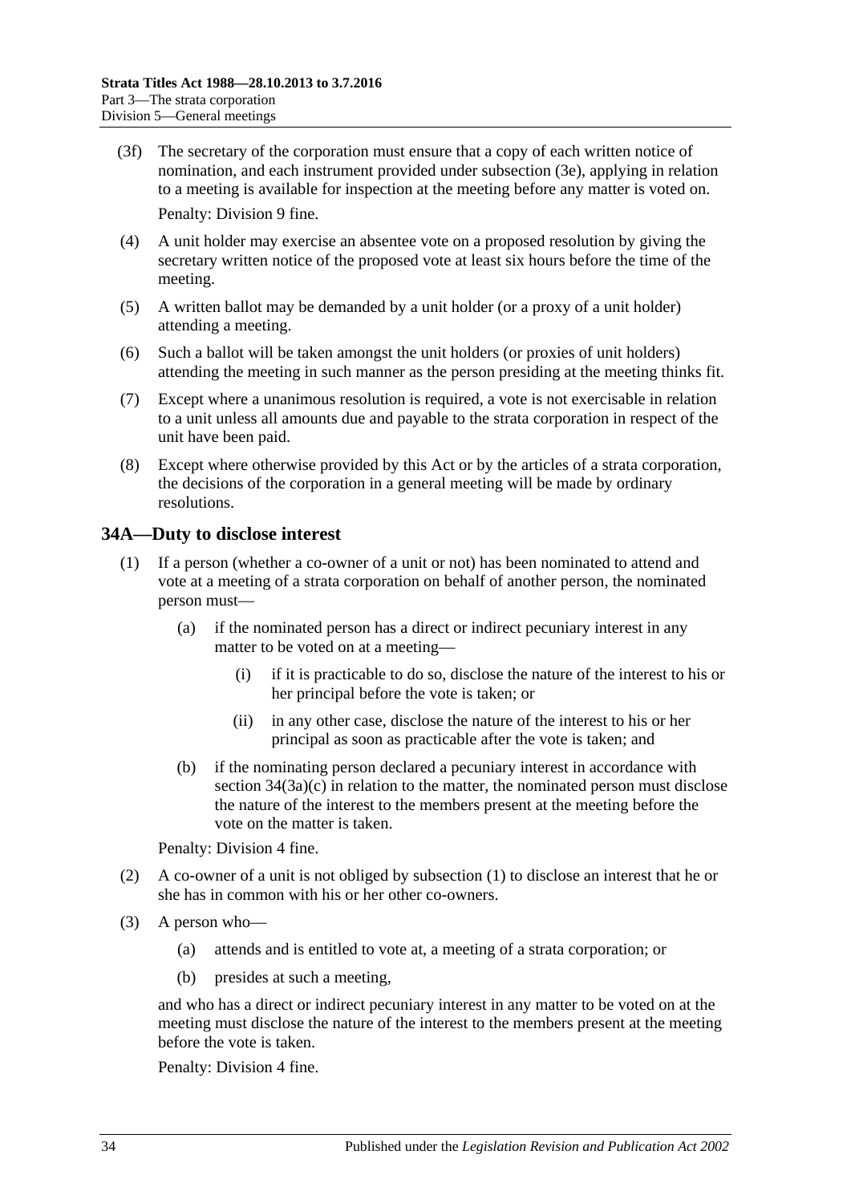(3f) The secretary of the corporation must ensure that a copy of each written notice of nomination, and each instrument provided under subsection (3e), applying in relation to a meeting is available for inspection at the meeting before any matter is voted on.

Penalty: Division 9 fine.

(4) A unit holder may exercise an absentee vote on a proposed resolution by giving the secretary written notice of the proposed vote at least six hours before the time of the meeting.

(5) A written ballot may be demanded by a unit holder (or a proxy of a unit holder) attending a meeting.

(6) Such a ballot will be taken amongst the unit holders (or proxies of unit holders) attending the meeting in such manner as the person presiding at the meeting thinks fit.

(7) Except where a unanimous resolution is required, a vote is not exercisable in relation to a unit unless all amounts due and payable to the strata corporation in respect of the unit have been paid.

(8) Except where otherwise provided by this Act or by the articles of a strata corporation, the decisions of the corporation in a general meeting will be made by ordinary resolutions.

## 34A—Duty to disclose interest

(1) If a person (whether a co-owner of a unit or not) has been nominated to attend and vote at a meeting of a strata corporation on behalf of another person, the nominated person must—

(a) if the nominated person has a direct or indirect pecuniary interest in any matter to be voted on at a meeting—

(i) if it is practicable to do so, disclose the nature of the interest to his or her principal before the vote is taken; or

(ii) in any other case, disclose the nature of the interest to his or her principal as soon as practicable after the vote is taken; and

(b) if the nominating person declared a pecuniary interest in accordance with section 34(3a)(c) in relation to the matter, the nominated person must disclose the nature of the interest to the members present at the meeting before the vote on the matter is taken.

Penalty: Division 4 fine.

(2) A co-owner of a unit is not obliged by subsection (1) to disclose an interest that he or she has in common with his or her other co-owners.

(3) A person who—

(a) attends and is entitled to vote at, a meeting of a strata corporation; or

(b) presides at such a meeting,

and who has a direct or indirect pecuniary interest in any matter to be voted on at the meeting must disclose the nature of the interest to the members present at the meeting before the vote is taken.

Penalty: Division 4 fine.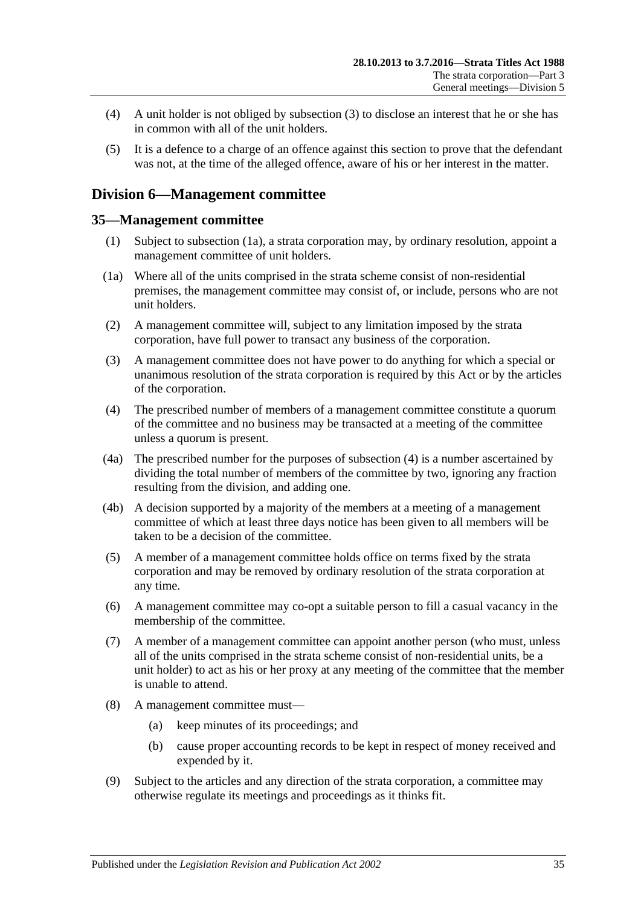(4) A unit holder is not obliged by subsection (3) to disclose an interest that he or she has in common with all of the unit holders.

(5) It is a defence to a charge of an offence against this section to prove that the defendant was not, at the time of the alleged offence, aware of his or her interest in the matter.

## Division 6—Management committee

### 35—Management committee

(1) Subject to subsection (1a), a strata corporation may, by ordinary resolution, appoint a management committee of unit holders.

(1a) Where all of the units comprised in the strata scheme consist of non-residential premises, the management committee may consist of, or include, persons who are not unit holders.

(2) A management committee will, subject to any limitation imposed by the strata corporation, have full power to transact any business of the corporation.

(3) A management committee does not have power to do anything for which a special or unanimous resolution of the strata corporation is required by this Act or by the articles of the corporation.

(4) The prescribed number of members of a management committee constitute a quorum of the committee and no business may be transacted at a meeting of the committee unless a quorum is present.

(4a) The prescribed number for the purposes of subsection (4) is a number ascertained by dividing the total number of members of the committee by two, ignoring any fraction resulting from the division, and adding one.

(4b) A decision supported by a majority of the members at a meeting of a management committee of which at least three days notice has been given to all members will be taken to be a decision of the committee.

(5) A member of a management committee holds office on terms fixed by the strata corporation and may be removed by ordinary resolution of the strata corporation at any time.

(6) A management committee may co-opt a suitable person to fill a casual vacancy in the membership of the committee.

(7) A member of a management committee can appoint another person (who must, unless all of the units comprised in the strata scheme consist of non-residential units, be a unit holder) to act as his or her proxy at any meeting of the committee that the member is unable to attend.

(8) A management committee must—

(a) keep minutes of its proceedings; and

(b) cause proper accounting records to be kept in respect of money received and expended by it.

(9) Subject to the articles and any direction of the strata corporation, a committee may otherwise regulate its meetings and proceedings as it thinks fit.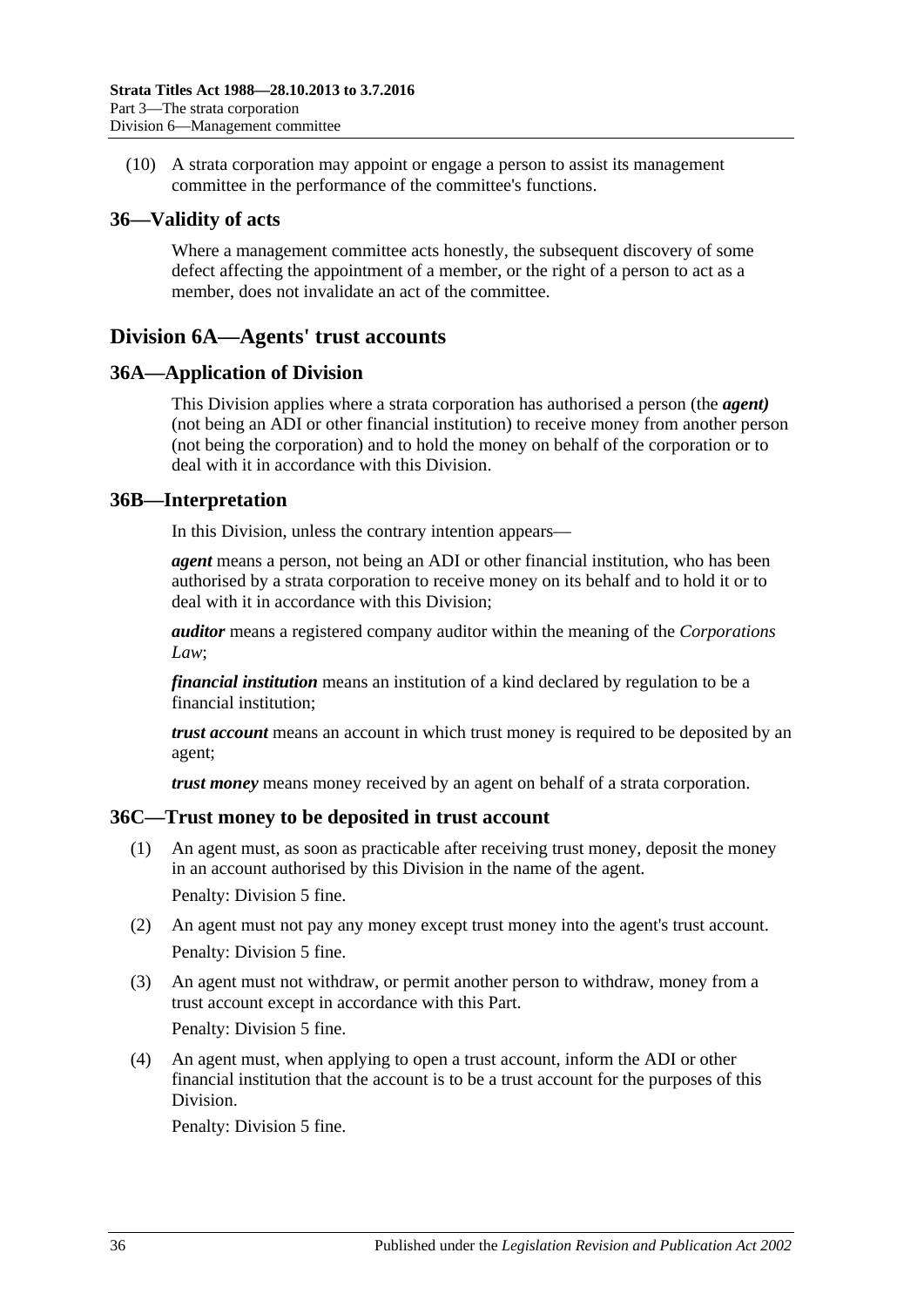(10) A strata corporation may appoint or engage a person to assist its management committee in the performance of the committee's functions.

## 36—Validity of acts

Where a management committee acts honestly, the subsequent discovery of some defect affecting the appointment of a member, or the right of a person to act as a member, does not invalidate an act of the committee.

# Division 6A—Agents' trust accounts

## 36A—Application of Division

This Division applies where a strata corporation has authorised a person (the ***agent)*** (not being an ADI or other financial institution) to receive money from another person (not being the corporation) and to hold the money on behalf of the corporation or to deal with it in accordance with this Division.

## 36B—Interpretation

In this Division, unless the contrary intention appears—

***agent*** means a person, not being an ADI or other financial institution, who has been authorised by a strata corporation to receive money on its behalf and to hold it or to deal with it in accordance with this Division;

***auditor*** means a registered company auditor within the meaning of the *Corporations Law*;

***financial institution*** means an institution of a kind declared by regulation to be a financial institution;

***trust account*** means an account in which trust money is required to be deposited by an agent;

***trust money*** means money received by an agent on behalf of a strata corporation.

## 36C—Trust money to be deposited in trust account

(1) An agent must, as soon as practicable after receiving trust money, deposit the money in an account authorised by this Division in the name of the agent.

Penalty: Division 5 fine.

(2) An agent must not pay any money except trust money into the agent's trust account.

Penalty: Division 5 fine.

(3) An agent must not withdraw, or permit another person to withdraw, money from a trust account except in accordance with this Part.

Penalty: Division 5 fine.

(4) An agent must, when applying to open a trust account, inform the ADI or other financial institution that the account is to be a trust account for the purposes of this Division.

Penalty: Division 5 fine.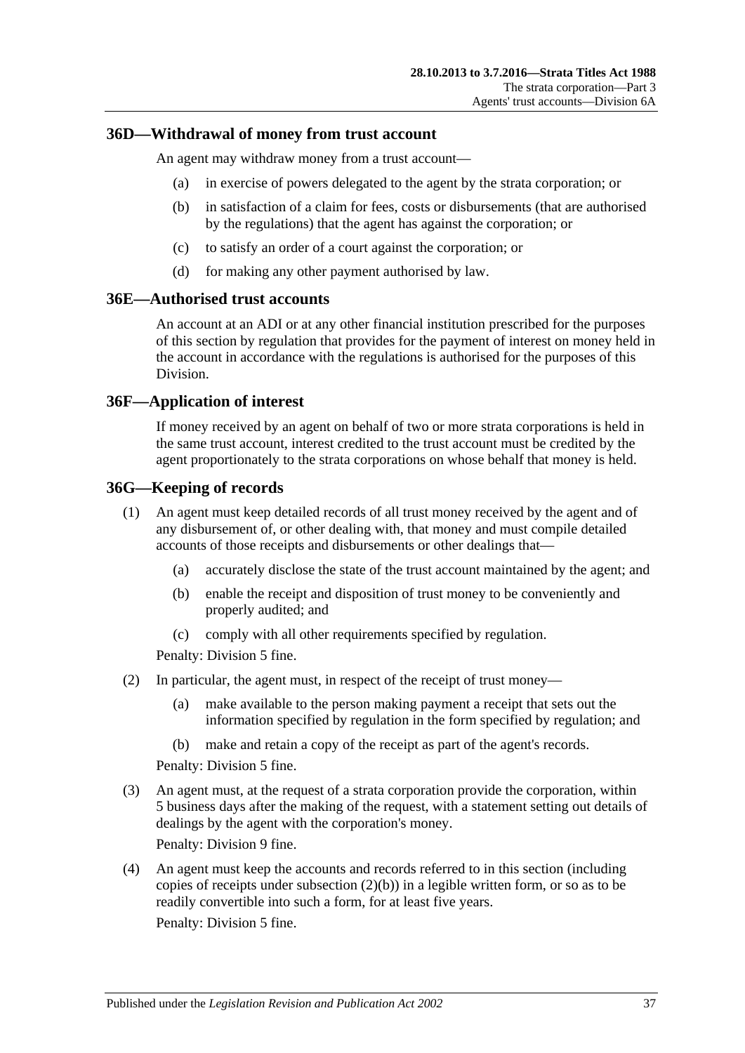## 36D—Withdrawal of money from trust account

An agent may withdraw money from a trust account—

(a) in exercise of powers delegated to the agent by the strata corporation; or

(b) in satisfaction of a claim for fees, costs or disbursements (that are authorised by the regulations) that the agent has against the corporation; or

(c) to satisfy an order of a court against the corporation; or

(d) for making any other payment authorised by law.

## 36E—Authorised trust accounts

An account at an ADI or at any other financial institution prescribed for the purposes of this section by regulation that provides for the payment of interest on money held in the account in accordance with the regulations is authorised for the purposes of this Division.

## 36F—Application of interest

If money received by an agent on behalf of two or more strata corporations is held in the same trust account, interest credited to the trust account must be credited by the agent proportionately to the strata corporations on whose behalf that money is held.

## 36G—Keeping of records

(1) An agent must keep detailed records of all trust money received by the agent and of any disbursement of, or other dealing with, that money and must compile detailed accounts of those receipts and disbursements or other dealings that—

(a) accurately disclose the state of the trust account maintained by the agent; and

(b) enable the receipt and disposition of trust money to be conveniently and properly audited; and

(c) comply with all other requirements specified by regulation.

Penalty: Division 5 fine.

(2) In particular, the agent must, in respect of the receipt of trust money—

(a) make available to the person making payment a receipt that sets out the information specified by regulation in the form specified by regulation; and

(b) make and retain a copy of the receipt as part of the agent's records.

Penalty: Division 5 fine.

(3) An agent must, at the request of a strata corporation provide the corporation, within 5 business days after the making of the request, with a statement setting out details of dealings by the agent with the corporation's money.

Penalty: Division 9 fine.

(4) An agent must keep the accounts and records referred to in this section (including copies of receipts under subsection (2)(b)) in a legible written form, or so as to be readily convertible into such a form, for at least five years.

Penalty: Division 5 fine.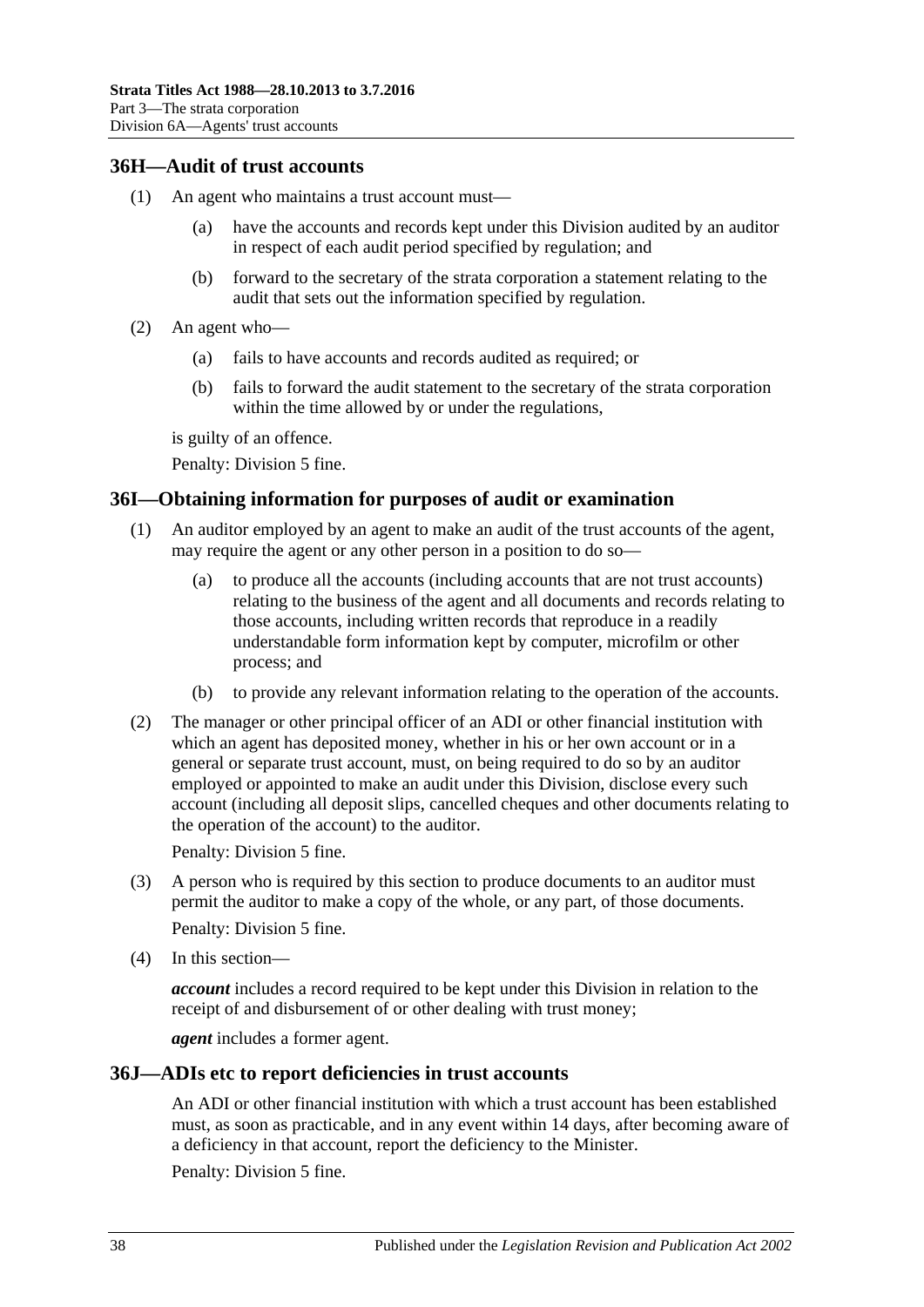## 36H—Audit of trust accounts

(1) An agent who maintains a trust account must—

(a) have the accounts and records kept under this Division audited by an auditor in respect of each audit period specified by regulation; and

(b) forward to the secretary of the strata corporation a statement relating to the audit that sets out the information specified by regulation.

(2) An agent who—

(a) fails to have accounts and records audited as required; or

(b) fails to forward the audit statement to the secretary of the strata corporation within the time allowed by or under the regulations,

is guilty of an offence.

Penalty: Division 5 fine.

## 36I—Obtaining information for purposes of audit or examination

(1) An auditor employed by an agent to make an audit of the trust accounts of the agent, may require the agent or any other person in a position to do so—

(a) to produce all the accounts (including accounts that are not trust accounts) relating to the business of the agent and all documents and records relating to those accounts, including written records that reproduce in a readily understandable form information kept by computer, microfilm or other process; and

(b) to provide any relevant information relating to the operation of the accounts.

(2) The manager or other principal officer of an ADI or other financial institution with which an agent has deposited money, whether in his or her own account or in a general or separate trust account, must, on being required to do so by an auditor employed or appointed to make an audit under this Division, disclose every such account (including all deposit slips, cancelled cheques and other documents relating to the operation of the account) to the auditor.

Penalty: Division 5 fine.

(3) A person who is required by this section to produce documents to an auditor must permit the auditor to make a copy of the whole, or any part, of those documents.

Penalty: Division 5 fine.

(4) In this section—

***account*** includes a record required to be kept under this Division in relation to the receipt of and disbursement of or other dealing with trust money;

***agent*** includes a former agent.

## 36J—ADIs etc to report deficiencies in trust accounts

An ADI or other financial institution with which a trust account has been established must, as soon as practicable, and in any event within 14 days, after becoming aware of a deficiency in that account, report the deficiency to the Minister.

Penalty: Division 5 fine.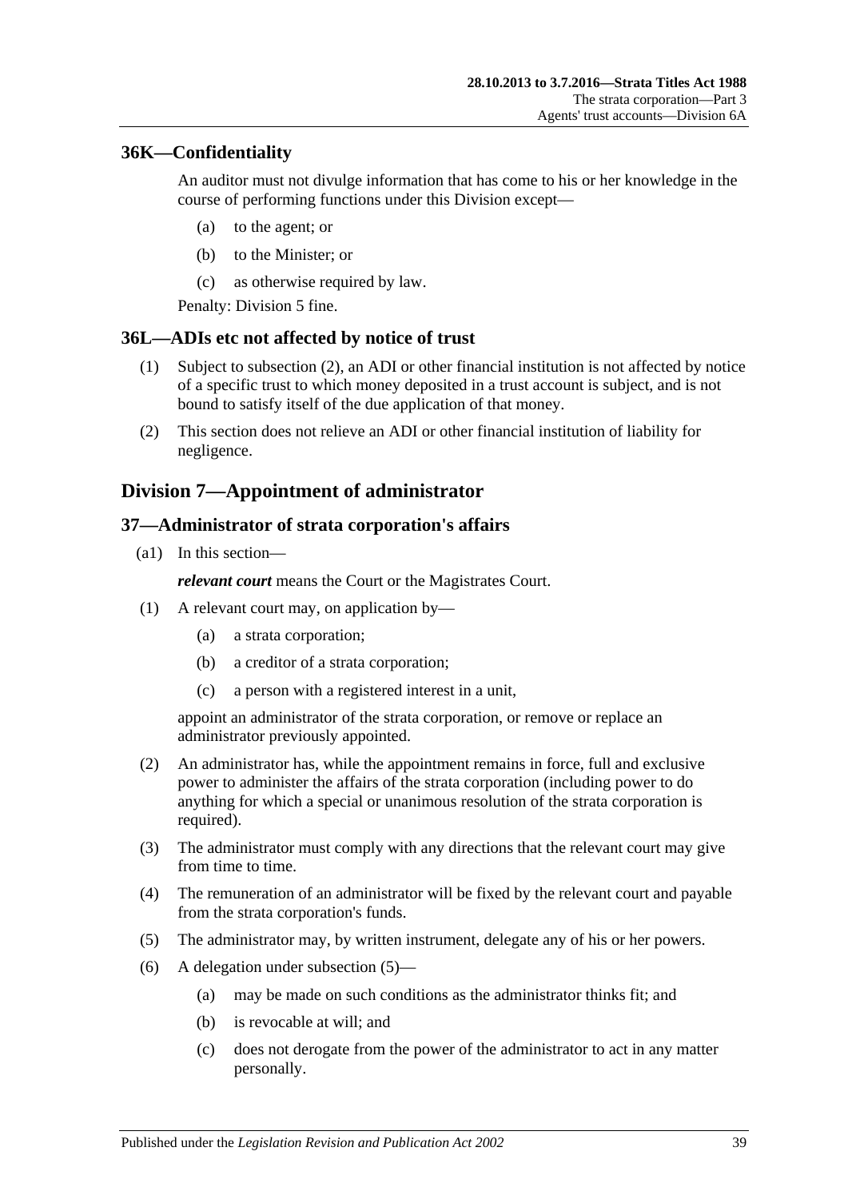## 36K—Confidentiality

An auditor must not divulge information that has come to his or her knowledge in the course of performing functions under this Division except—

(a) to the agent; or

(b) to the Minister; or

(c) as otherwise required by law.

Penalty: Division 5 fine.

## 36L—ADIs etc not affected by notice of trust

(1) Subject to subsection (2), an ADI or other financial institution is not affected by notice of a specific trust to which money deposited in a trust account is subject, and is not bound to satisfy itself of the due application of that money.

(2) This section does not relieve an ADI or other financial institution of liability for negligence.

# Division 7—Appointment of administrator

## 37—Administrator of strata corporation's affairs

(a1) In this section—

***relevant court*** means the Court or the Magistrates Court.

(1) A relevant court may, on application by—

(a) a strata corporation;

(b) a creditor of a strata corporation;

(c) a person with a registered interest in a unit,

appoint an administrator of the strata corporation, or remove or replace an administrator previously appointed.

(2) An administrator has, while the appointment remains in force, full and exclusive power to administer the affairs of the strata corporation (including power to do anything for which a special or unanimous resolution of the strata corporation is required).

(3) The administrator must comply with any directions that the relevant court may give from time to time.

(4) The remuneration of an administrator will be fixed by the relevant court and payable from the strata corporation's funds.

(5) The administrator may, by written instrument, delegate any of his or her powers.

(6) A delegation under subsection (5)—

(a) may be made on such conditions as the administrator thinks fit; and

(b) is revocable at will; and

(c) does not derogate from the power of the administrator to act in any matter personally.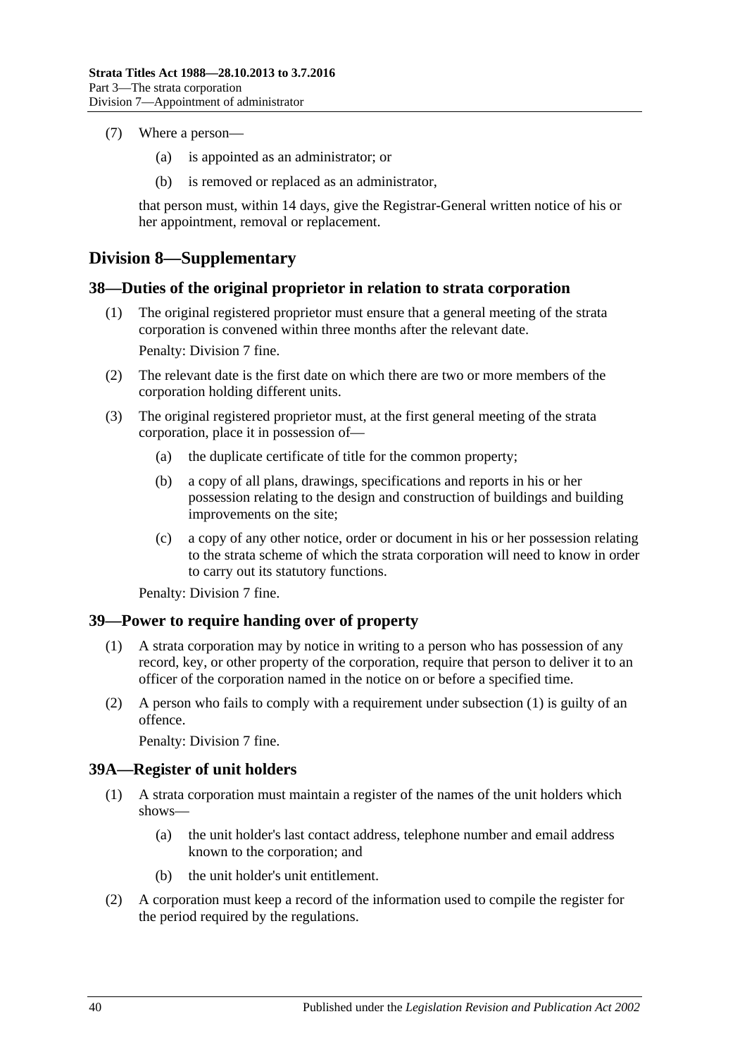(7) Where a person—

(a) is appointed as an administrator; or

(b) is removed or replaced as an administrator,

that person must, within 14 days, give the Registrar-General written notice of his or her appointment, removal or replacement.

## Division 8—Supplementary

### 38—Duties of the original proprietor in relation to strata corporation

(1) The original registered proprietor must ensure that a general meeting of the strata corporation is convened within three months after the relevant date.

Penalty: Division 7 fine.

(2) The relevant date is the first date on which there are two or more members of the corporation holding different units.

(3) The original registered proprietor must, at the first general meeting of the strata corporation, place it in possession of—

(a) the duplicate certificate of title for the common property;

(b) a copy of all plans, drawings, specifications and reports in his or her possession relating to the design and construction of buildings and building improvements on the site;

(c) a copy of any other notice, order or document in his or her possession relating to the strata scheme of which the strata corporation will need to know in order to carry out its statutory functions.

Penalty: Division 7 fine.

### 39—Power to require handing over of property

(1) A strata corporation may by notice in writing to a person who has possession of any record, key, or other property of the corporation, require that person to deliver it to an officer of the corporation named in the notice on or before a specified time.

(2) A person who fails to comply with a requirement under subsection (1) is guilty of an offence.

Penalty: Division 7 fine.

### 39A—Register of unit holders

(1) A strata corporation must maintain a register of the names of the unit holders which shows—

(a) the unit holder's last contact address, telephone number and email address known to the corporation; and

(b) the unit holder's unit entitlement.

(2) A corporation must keep a record of the information used to compile the register for the period required by the regulations.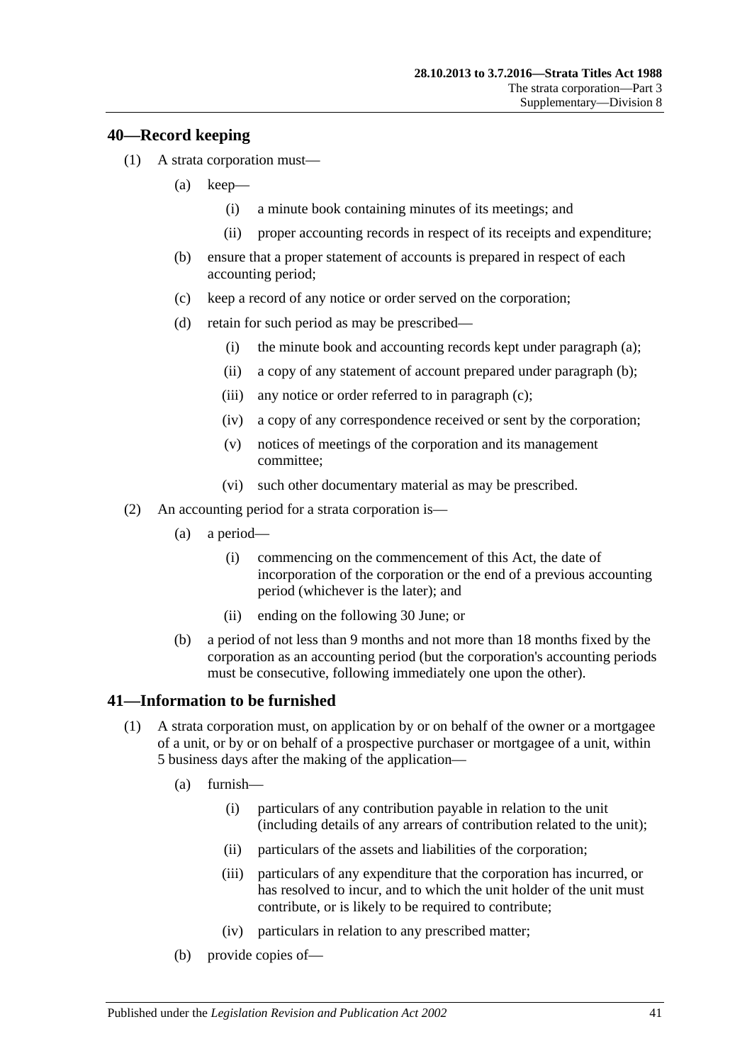## 40—Record keeping

(1) A strata corporation must—

  (a) keep—

    (i) a minute book containing minutes of its meetings; and

    (ii) proper accounting records in respect of its receipts and expenditure;

  (b) ensure that a proper statement of accounts is prepared in respect of each accounting period;

  (c) keep a record of any notice or order served on the corporation;

  (d) retain for such period as may be prescribed—

    (i) the minute book and accounting records kept under paragraph (a);

    (ii) a copy of any statement of account prepared under paragraph (b);

    (iii) any notice or order referred to in paragraph (c);

    (iv) a copy of any correspondence received or sent by the corporation;

    (v) notices of meetings of the corporation and its management committee;

    (vi) such other documentary material as may be prescribed.

(2) An accounting period for a strata corporation is—

  (a) a period—

    (i) commencing on the commencement of this Act, the date of incorporation of the corporation or the end of a previous accounting period (whichever is the later); and

    (ii) ending on the following 30 June; or

  (b) a period of not less than 9 months and not more than 18 months fixed by the corporation as an accounting period (but the corporation's accounting periods must be consecutive, following immediately one upon the other).

## 41—Information to be furnished

(1) A strata corporation must, on application by or on behalf of the owner or a mortgagee of a unit, or by or on behalf of a prospective purchaser or mortgagee of a unit, within 5 business days after the making of the application—

  (a) furnish—

    (i) particulars of any contribution payable in relation to the unit (including details of any arrears of contribution related to the unit);

    (ii) particulars of the assets and liabilities of the corporation;

    (iii) particulars of any expenditure that the corporation has incurred, or has resolved to incur, and to which the unit holder of the unit must contribute, or is likely to be required to contribute;

    (iv) particulars in relation to any prescribed matter;

  (b) provide copies of—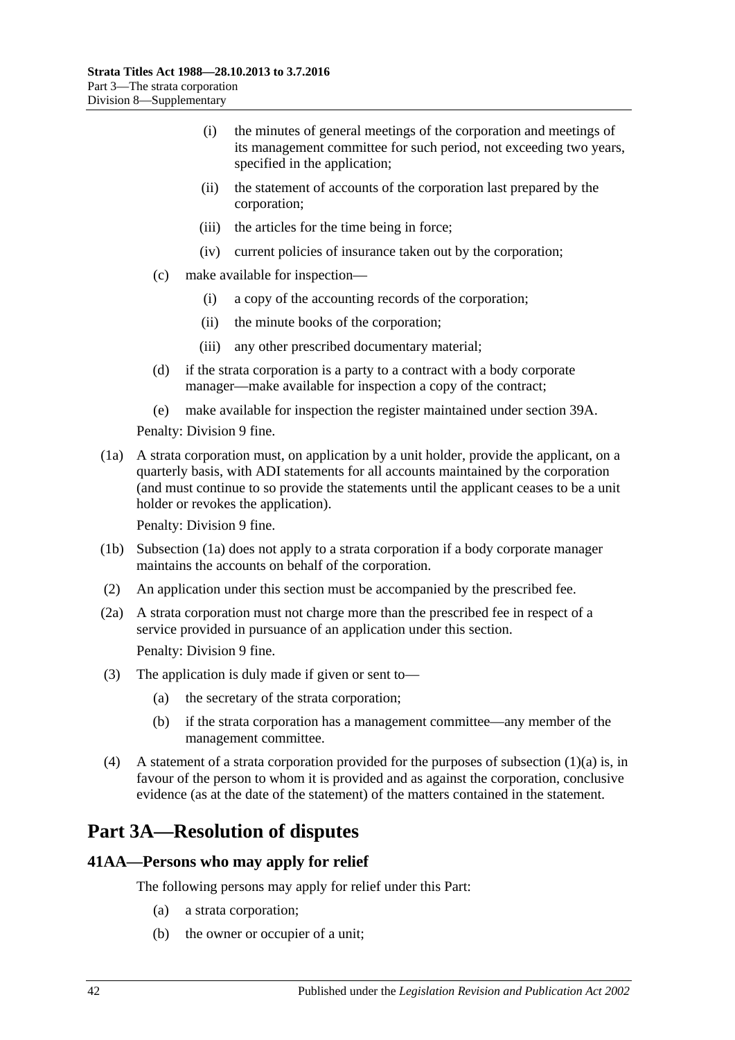(i) the minutes of general meetings of the corporation and meetings of its management committee for such period, not exceeding two years, specified in the application;

(ii) the statement of accounts of the corporation last prepared by the corporation;

(iii) the articles for the time being in force;

(iv) current policies of insurance taken out by the corporation;

(c) make available for inspection—

(i) a copy of the accounting records of the corporation;

(ii) the minute books of the corporation;

(iii) any other prescribed documentary material;

(d) if the strata corporation is a party to a contract with a body corporate manager—make available for inspection a copy of the contract;

(e) make available for inspection the register maintained under section 39A.

Penalty: Division 9 fine.

(1a) A strata corporation must, on application by a unit holder, provide the applicant, on a quarterly basis, with ADI statements for all accounts maintained by the corporation (and must continue to so provide the statements until the applicant ceases to be a unit holder or revokes the application).

Penalty: Division 9 fine.

(1b) Subsection (1a) does not apply to a strata corporation if a body corporate manager maintains the accounts on behalf of the corporation.

(2) An application under this section must be accompanied by the prescribed fee.

(2a) A strata corporation must not charge more than the prescribed fee in respect of a service provided in pursuance of an application under this section.

Penalty: Division 9 fine.

(3) The application is duly made if given or sent to—

(a) the secretary of the strata corporation;

(b) if the strata corporation has a management committee—any member of the management committee.

(4) A statement of a strata corporation provided for the purposes of subsection (1)(a) is, in favour of the person to whom it is provided and as against the corporation, conclusive evidence (as at the date of the statement) of the matters contained in the statement.

# Part 3A—Resolution of disputes

## 41AA—Persons who may apply for relief

The following persons may apply for relief under this Part:

(a) a strata corporation;

(b) the owner or occupier of a unit;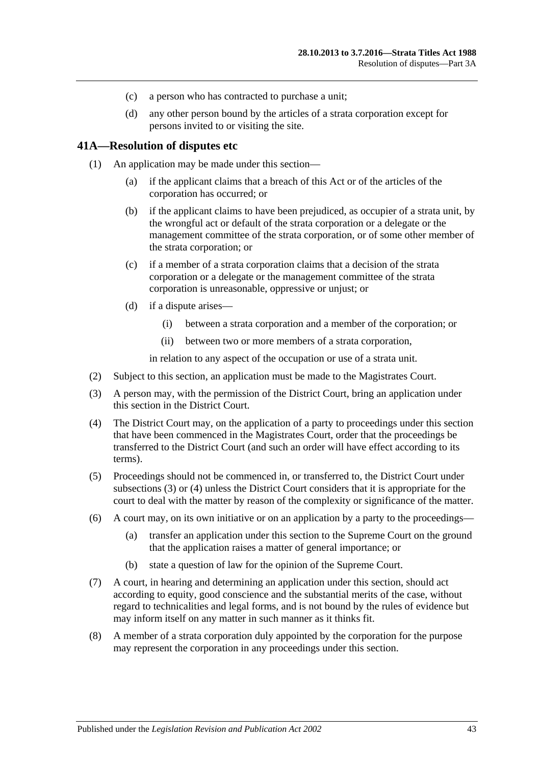(c) a person who has contracted to purchase a unit;

(d) any other person bound by the articles of a strata corporation except for persons invited to or visiting the site.

## 41A—Resolution of disputes etc

(1) An application may be made under this section—

(a) if the applicant claims that a breach of this Act or of the articles of the corporation has occurred; or

(b) if the applicant claims to have been prejudiced, as occupier of a strata unit, by the wrongful act or default of the strata corporation or a delegate or the management committee of the strata corporation, or of some other member of the strata corporation; or

(c) if a member of a strata corporation claims that a decision of the strata corporation or a delegate or the management committee of the strata corporation is unreasonable, oppressive or unjust; or

(d) if a dispute arises—

(i) between a strata corporation and a member of the corporation; or

(ii) between two or more members of a strata corporation,

in relation to any aspect of the occupation or use of a strata unit.

(2) Subject to this section, an application must be made to the Magistrates Court.

(3) A person may, with the permission of the District Court, bring an application under this section in the District Court.

(4) The District Court may, on the application of a party to proceedings under this section that have been commenced in the Magistrates Court, order that the proceedings be transferred to the District Court (and such an order will have effect according to its terms).

(5) Proceedings should not be commenced in, or transferred to, the District Court under subsections (3) or (4) unless the District Court considers that it is appropriate for the court to deal with the matter by reason of the complexity or significance of the matter.

(6) A court may, on its own initiative or on an application by a party to the proceedings—

(a) transfer an application under this section to the Supreme Court on the ground that the application raises a matter of general importance; or

(b) state a question of law for the opinion of the Supreme Court.

(7) A court, in hearing and determining an application under this section, should act according to equity, good conscience and the substantial merits of the case, without regard to technicalities and legal forms, and is not bound by the rules of evidence but may inform itself on any matter in such manner as it thinks fit.

(8) A member of a strata corporation duly appointed by the corporation for the purpose may represent the corporation in any proceedings under this section.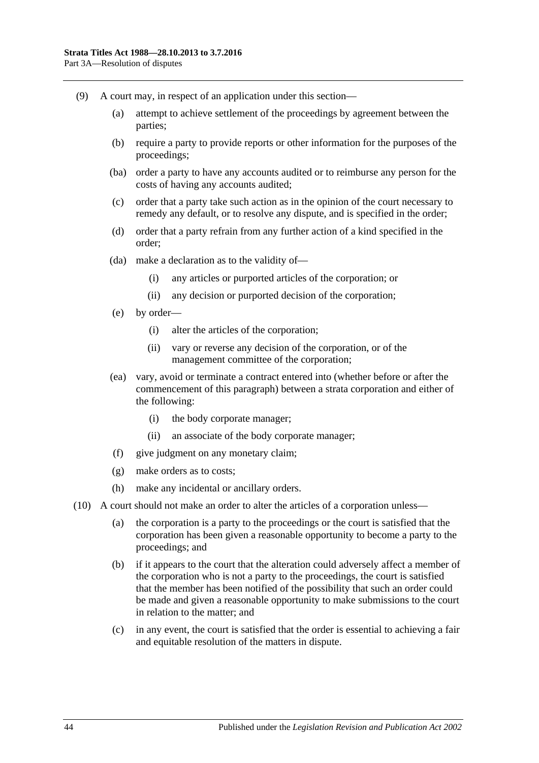(9) A court may, in respect of an application under this section—

- (a) attempt to achieve settlement of the proceedings by agreement between the parties;
- (b) require a party to provide reports or other information for the purposes of the proceedings;
- (ba) order a party to have any accounts audited or to reimburse any person for the costs of having any accounts audited;
- (c) order that a party take such action as in the opinion of the court necessary to remedy any default, or to resolve any dispute, and is specified in the order;
- (d) order that a party refrain from any further action of a kind specified in the order;
- (da) make a declaration as to the validity of—
  - (i) any articles or purported articles of the corporation; or
  - (ii) any decision or purported decision of the corporation;
- (e) by order—
  - (i) alter the articles of the corporation;
  - (ii) vary or reverse any decision of the corporation, or of the management committee of the corporation;
- (ea) vary, avoid or terminate a contract entered into (whether before or after the commencement of this paragraph) between a strata corporation and either of the following:
  - (i) the body corporate manager;
  - (ii) an associate of the body corporate manager;
- (f) give judgment on any monetary claim;
- (g) make orders as to costs;
- (h) make any incidental or ancillary orders.

(10) A court should not make an order to alter the articles of a corporation unless—

- (a) the corporation is a party to the proceedings or the court is satisfied that the corporation has been given a reasonable opportunity to become a party to the proceedings; and
- (b) if it appears to the court that the alteration could adversely affect a member of the corporation who is not a party to the proceedings, the court is satisfied that the member has been notified of the possibility that such an order could be made and given a reasonable opportunity to make submissions to the court in relation to the matter; and
- (c) in any event, the court is satisfied that the order is essential to achieving a fair and equitable resolution of the matters in dispute.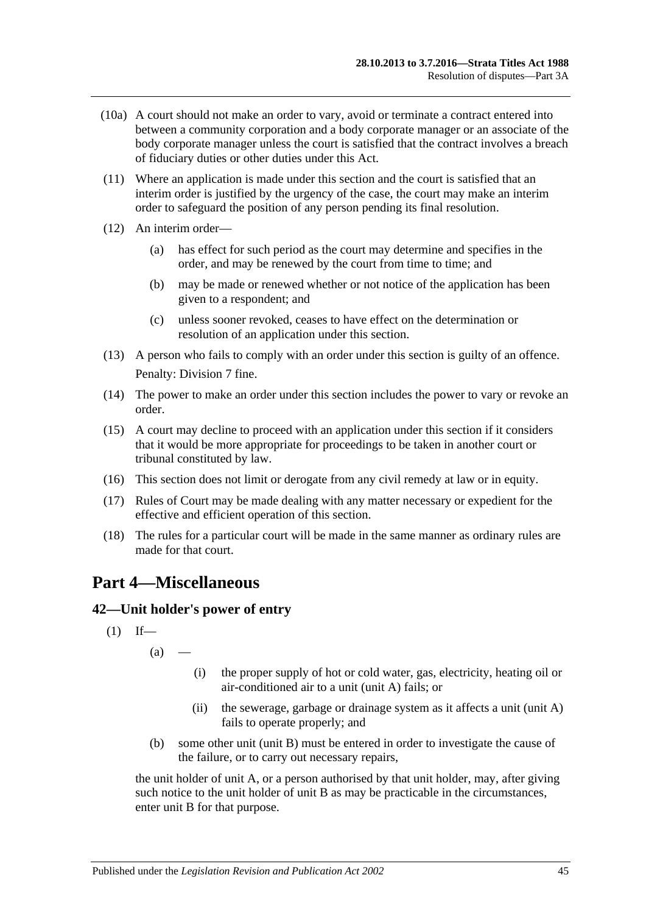(10a) A court should not make an order to vary, avoid or terminate a contract entered into between a community corporation and a body corporate manager or an associate of the body corporate manager unless the court is satisfied that the contract involves a breach of fiduciary duties or other duties under this Act.

(11) Where an application is made under this section and the court is satisfied that an interim order is justified by the urgency of the case, the court may make an interim order to safeguard the position of any person pending its final resolution.

(12) An interim order—

- (a) has effect for such period as the court may determine and specifies in the order, and may be renewed by the court from time to time; and
- (b) may be made or renewed whether or not notice of the application has been given to a respondent; and
- (c) unless sooner revoked, ceases to have effect on the determination or resolution of an application under this section.

(13) A person who fails to comply with an order under this section is guilty of an offence.

Penalty: Division 7 fine.

(14) The power to make an order under this section includes the power to vary or revoke an order.

(15) A court may decline to proceed with an application under this section if it considers that it would be more appropriate for proceedings to be taken in another court or tribunal constituted by law.

(16) This section does not limit or derogate from any civil remedy at law or in equity.

(17) Rules of Court may be made dealing with any matter necessary or expedient for the effective and efficient operation of this section.

(18) The rules for a particular court will be made in the same manner as ordinary rules are made for that court.

# Part 4—Miscellaneous

## 42—Unit holder's power of entry

(1) If—

- (a) —
  - (i) the proper supply of hot or cold water, gas, electricity, heating oil or air-conditioned air to a unit (unit A) fails; or
  - (ii) the sewerage, garbage or drainage system as it affects a unit (unit A) fails to operate properly; and
- (b) some other unit (unit B) must be entered in order to investigate the cause of the failure, or to carry out necessary repairs,

the unit holder of unit A, or a person authorised by that unit holder, may, after giving such notice to the unit holder of unit B as may be practicable in the circumstances, enter unit B for that purpose.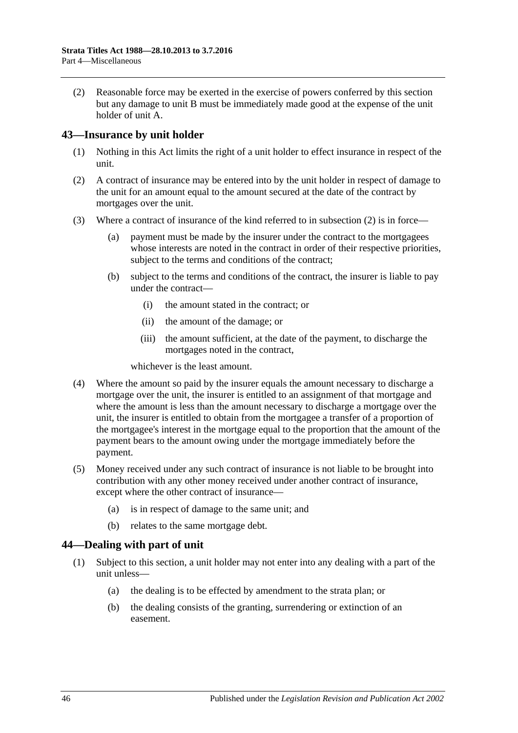(2) Reasonable force may be exerted in the exercise of powers conferred by this section but any damage to unit B must be immediately made good at the expense of the unit holder of unit A.

## 43—Insurance by unit holder

(1) Nothing in this Act limits the right of a unit holder to effect insurance in respect of the unit.

(2) A contract of insurance may be entered into by the unit holder in respect of damage to the unit for an amount equal to the amount secured at the date of the contract by mortgages over the unit.

(3) Where a contract of insurance of the kind referred to in subsection (2) is in force—

(a) payment must be made by the insurer under the contract to the mortgagees whose interests are noted in the contract in order of their respective priorities, subject to the terms and conditions of the contract;

(b) subject to the terms and conditions of the contract, the insurer is liable to pay under the contract—

(i) the amount stated in the contract; or

(ii) the amount of the damage; or

(iii) the amount sufficient, at the date of the payment, to discharge the mortgages noted in the contract,

whichever is the least amount.

(4) Where the amount so paid by the insurer equals the amount necessary to discharge a mortgage over the unit, the insurer is entitled to an assignment of that mortgage and where the amount is less than the amount necessary to discharge a mortgage over the unit, the insurer is entitled to obtain from the mortgagee a transfer of a proportion of the mortgagee's interest in the mortgage equal to the proportion that the amount of the payment bears to the amount owing under the mortgage immediately before the payment.

(5) Money received under any such contract of insurance is not liable to be brought into contribution with any other money received under another contract of insurance, except where the other contract of insurance—

(a) is in respect of damage to the same unit; and

(b) relates to the same mortgage debt.

## 44—Dealing with part of unit

(1) Subject to this section, a unit holder may not enter into any dealing with a part of the unit unless—

(a) the dealing is to be effected by amendment to the strata plan; or

(b) the dealing consists of the granting, surrendering or extinction of an easement.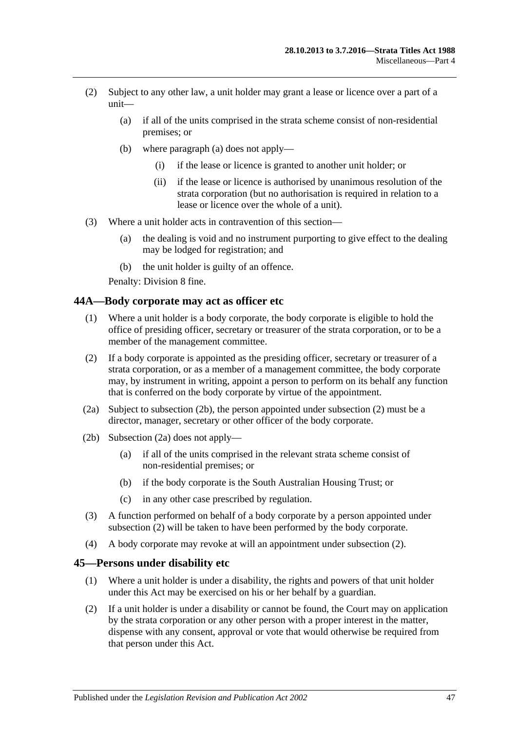(2) Subject to any other law, a unit holder may grant a lease or licence over a part of a unit—

(a) if all of the units comprised in the strata scheme consist of non-residential premises; or

(b) where paragraph (a) does not apply—

(i) if the lease or licence is granted to another unit holder; or

(ii) if the lease or licence is authorised by unanimous resolution of the strata corporation (but no authorisation is required in relation to a lease or licence over the whole of a unit).

(3) Where a unit holder acts in contravention of this section—

(a) the dealing is void and no instrument purporting to give effect to the dealing may be lodged for registration; and

(b) the unit holder is guilty of an offence.

Penalty: Division 8 fine.

## 44A—Body corporate may act as officer etc

(1) Where a unit holder is a body corporate, the body corporate is eligible to hold the office of presiding officer, secretary or treasurer of the strata corporation, or to be a member of the management committee.

(2) If a body corporate is appointed as the presiding officer, secretary or treasurer of a strata corporation, or as a member of a management committee, the body corporate may, by instrument in writing, appoint a person to perform on its behalf any function that is conferred on the body corporate by virtue of the appointment.

(2a) Subject to subsection (2b), the person appointed under subsection (2) must be a director, manager, secretary or other officer of the body corporate.

(2b) Subsection (2a) does not apply—

(a) if all of the units comprised in the relevant strata scheme consist of non-residential premises; or

(b) if the body corporate is the South Australian Housing Trust; or

(c) in any other case prescribed by regulation.

(3) A function performed on behalf of a body corporate by a person appointed under subsection (2) will be taken to have been performed by the body corporate.

(4) A body corporate may revoke at will an appointment under subsection (2).

## 45—Persons under disability etc

(1) Where a unit holder is under a disability, the rights and powers of that unit holder under this Act may be exercised on his or her behalf by a guardian.

(2) If a unit holder is under a disability or cannot be found, the Court may on application by the strata corporation or any other person with a proper interest in the matter, dispense with any consent, approval or vote that would otherwise be required from that person under this Act.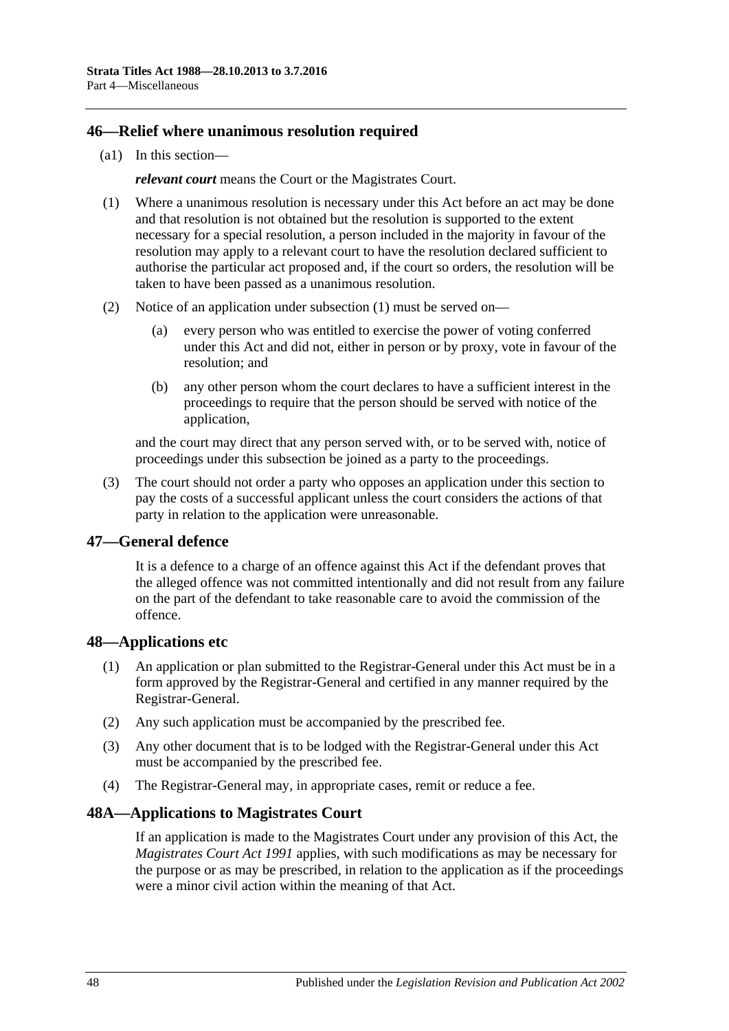## 46—Relief where unanimous resolution required

(a1) In this section—

***relevant court*** means the Court or the Magistrates Court.

(1) Where a unanimous resolution is necessary under this Act before an act may be done and that resolution is not obtained but the resolution is supported to the extent necessary for a special resolution, a person included in the majority in favour of the resolution may apply to a relevant court to have the resolution declared sufficient to authorise the particular act proposed and, if the court so orders, the resolution will be taken to have been passed as a unanimous resolution.

(2) Notice of an application under subsection (1) must be served on—

- (a) every person who was entitled to exercise the power of voting conferred under this Act and did not, either in person or by proxy, vote in favour of the resolution; and
- (b) any other person whom the court declares to have a sufficient interest in the proceedings to require that the person should be served with notice of the application,

and the court may direct that any person served with, or to be served with, notice of proceedings under this subsection be joined as a party to the proceedings.

(3) The court should not order a party who opposes an application under this section to pay the costs of a successful applicant unless the court considers the actions of that party in relation to the application were unreasonable.

## 47—General defence

It is a defence to a charge of an offence against this Act if the defendant proves that the alleged offence was not committed intentionally and did not result from any failure on the part of the defendant to take reasonable care to avoid the commission of the offence.

## 48—Applications etc

(1) An application or plan submitted to the Registrar-General under this Act must be in a form approved by the Registrar-General and certified in any manner required by the Registrar-General.

(2) Any such application must be accompanied by the prescribed fee.

(3) Any other document that is to be lodged with the Registrar-General under this Act must be accompanied by the prescribed fee.

(4) The Registrar-General may, in appropriate cases, remit or reduce a fee.

## 48A—Applications to Magistrates Court

If an application is made to the Magistrates Court under any provision of this Act, the *Magistrates Court Act 1991* applies, with such modifications as may be necessary for the purpose or as may be prescribed, in relation to the application as if the proceedings were a minor civil action within the meaning of that Act.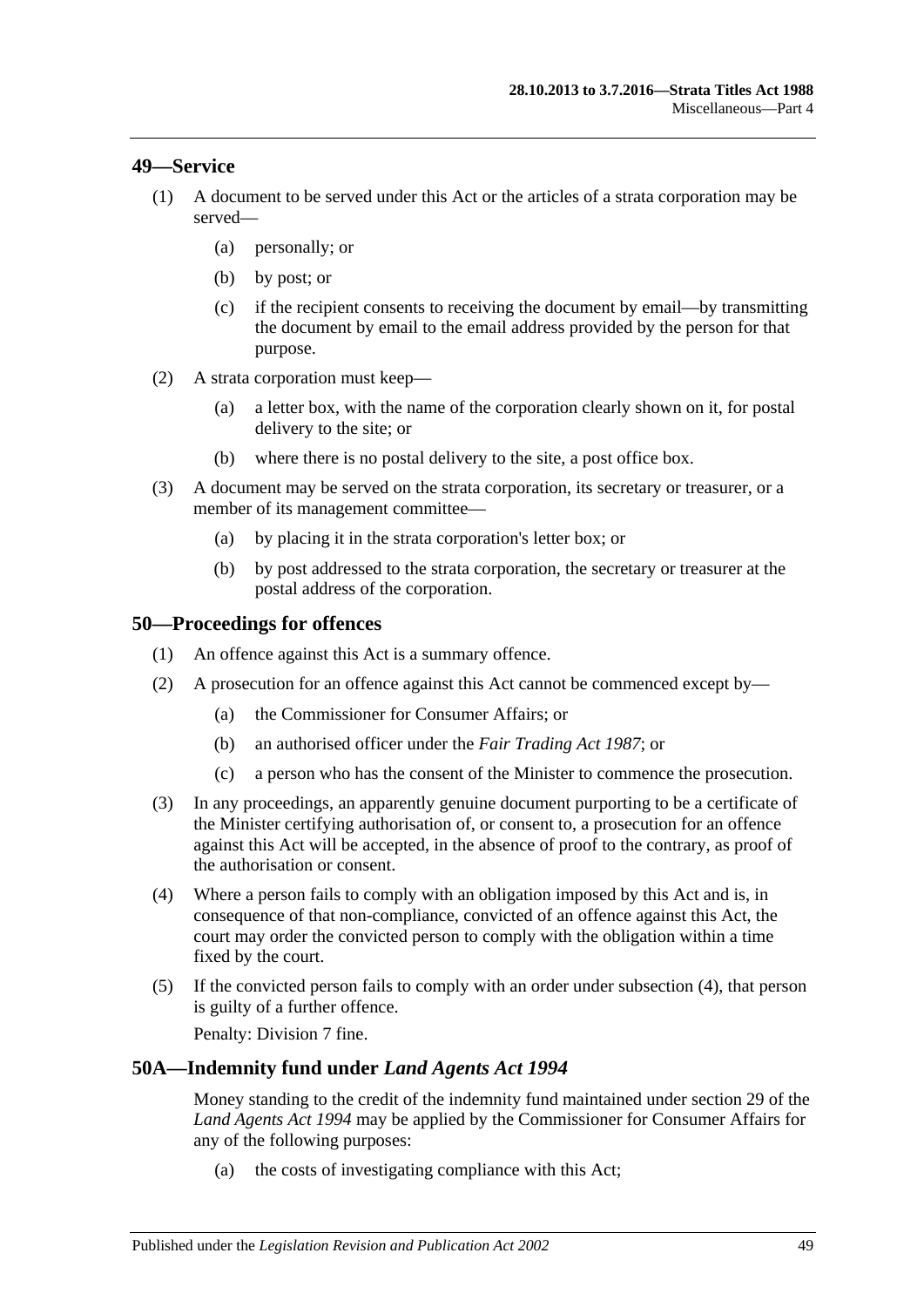## 49—Service

(1) A document to be served under this Act or the articles of a strata corporation may be served—

(a) personally; or

(b) by post; or

(c) if the recipient consents to receiving the document by email—by transmitting the document by email to the email address provided by the person for that purpose.

(2) A strata corporation must keep—

(a) a letter box, with the name of the corporation clearly shown on it, for postal delivery to the site; or

(b) where there is no postal delivery to the site, a post office box.

(3) A document may be served on the strata corporation, its secretary or treasurer, or a member of its management committee—

(a) by placing it in the strata corporation's letter box; or

(b) by post addressed to the strata corporation, the secretary or treasurer at the postal address of the corporation.

## 50—Proceedings for offences

(1) An offence against this Act is a summary offence.

(2) A prosecution for an offence against this Act cannot be commenced except by—

(a) the Commissioner for Consumer Affairs; or

(b) an authorised officer under the *Fair Trading Act 1987*; or

(c) a person who has the consent of the Minister to commence the prosecution.

(3) In any proceedings, an apparently genuine document purporting to be a certificate of the Minister certifying authorisation of, or consent to, a prosecution for an offence against this Act will be accepted, in the absence of proof to the contrary, as proof of the authorisation or consent.

(4) Where a person fails to comply with an obligation imposed by this Act and is, in consequence of that non-compliance, convicted of an offence against this Act, the court may order the convicted person to comply with the obligation within a time fixed by the court.

(5) If the convicted person fails to comply with an order under subsection (4), that person is guilty of a further offence.

Penalty: Division 7 fine.

## 50A—Indemnity fund under *Land Agents Act 1994*

Money standing to the credit of the indemnity fund maintained under section 29 of the *Land Agents Act 1994* may be applied by the Commissioner for Consumer Affairs for any of the following purposes:

(a) the costs of investigating compliance with this Act;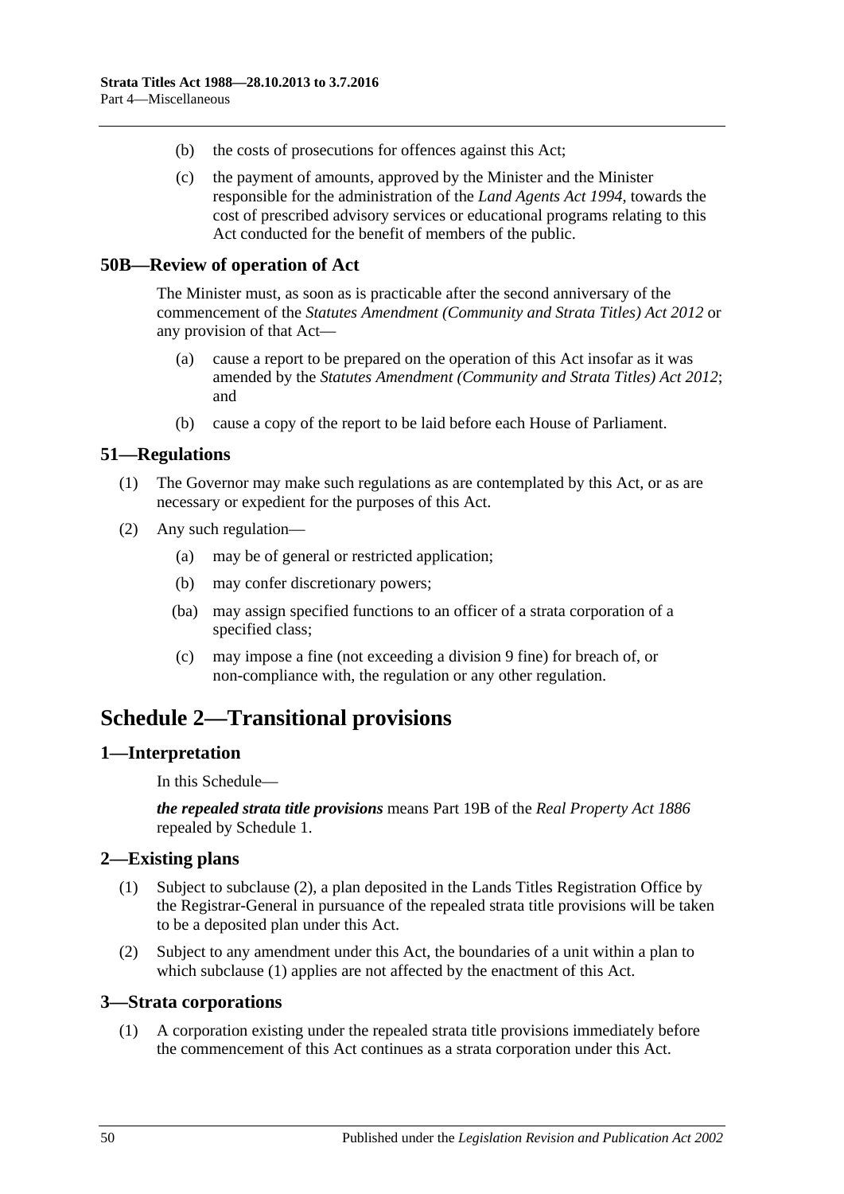(b) the costs of prosecutions for offences against this Act;

(c) the payment of amounts, approved by the Minister and the Minister responsible for the administration of the *Land Agents Act 1994*, towards the cost of prescribed advisory services or educational programs relating to this Act conducted for the benefit of members of the public.

## 50B—Review of operation of Act

The Minister must, as soon as is practicable after the second anniversary of the commencement of the *Statutes Amendment (Community and Strata Titles) Act 2012* or any provision of that Act—

(a) cause a report to be prepared on the operation of this Act insofar as it was amended by the *Statutes Amendment (Community and Strata Titles) Act 2012*; and

(b) cause a copy of the report to be laid before each House of Parliament.

## 51—Regulations

(1) The Governor may make such regulations as are contemplated by this Act, or as are necessary or expedient for the purposes of this Act.

(2) Any such regulation—

(a) may be of general or restricted application;

(b) may confer discretionary powers;

(ba) may assign specified functions to an officer of a strata corporation of a specified class;

(c) may impose a fine (not exceeding a division 9 fine) for breach of, or non-compliance with, the regulation or any other regulation.

# Schedule 2—Transitional provisions

## 1—Interpretation

In this Schedule—

***the repealed strata title provisions*** means Part 19B of the *Real Property Act 1886* repealed by Schedule 1.

## 2—Existing plans

(1) Subject to subclause (2), a plan deposited in the Lands Titles Registration Office by the Registrar-General in pursuance of the repealed strata title provisions will be taken to be a deposited plan under this Act.

(2) Subject to any amendment under this Act, the boundaries of a unit within a plan to which subclause (1) applies are not affected by the enactment of this Act.

## 3—Strata corporations

(1) A corporation existing under the repealed strata title provisions immediately before the commencement of this Act continues as a strata corporation under this Act.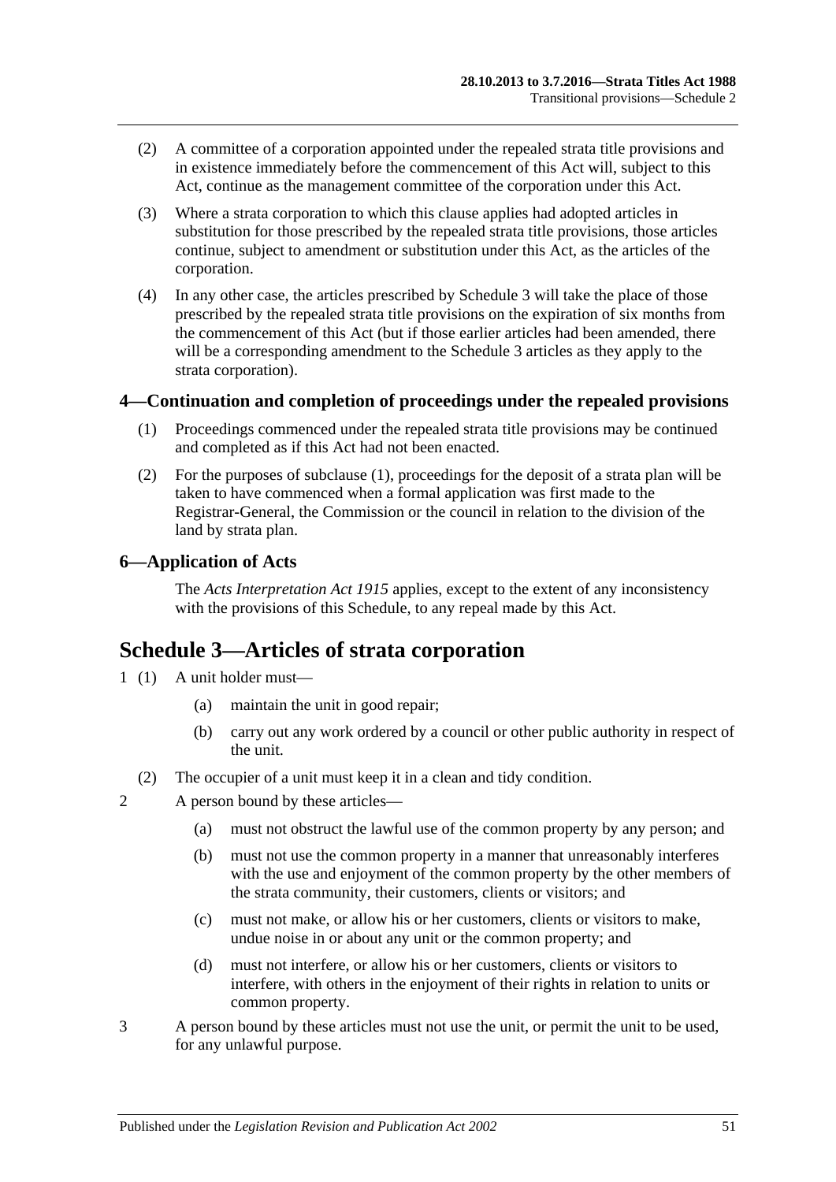(2) A committee of a corporation appointed under the repealed strata title provisions and in existence immediately before the commencement of this Act will, subject to this Act, continue as the management committee of the corporation under this Act.

(3) Where a strata corporation to which this clause applies had adopted articles in substitution for those prescribed by the repealed strata title provisions, those articles continue, subject to amendment or substitution under this Act, as the articles of the corporation.

(4) In any other case, the articles prescribed by Schedule 3 will take the place of those prescribed by the repealed strata title provisions on the expiration of six months from the commencement of this Act (but if those earlier articles had been amended, there will be a corresponding amendment to the Schedule 3 articles as they apply to the strata corporation).

### 4—Continuation and completion of proceedings under the repealed provisions

(1) Proceedings commenced under the repealed strata title provisions may be continued and completed as if this Act had not been enacted.

(2) For the purposes of subclause (1), proceedings for the deposit of a strata plan will be taken to have commenced when a formal application was first made to the Registrar-General, the Commission or the council in relation to the division of the land by strata plan.

### 6—Application of Acts

The *Acts Interpretation Act 1915* applies, except to the extent of any inconsistency with the provisions of this Schedule, to any repeal made by this Act.

## Schedule 3—Articles of strata corporation

1 (1) A unit holder must—

- (a) maintain the unit in good repair;
- (b) carry out any work ordered by a council or other public authority in respect of the unit.

(2) The occupier of a unit must keep it in a clean and tidy condition.

2 A person bound by these articles—

- (a) must not obstruct the lawful use of the common property by any person; and
- (b) must not use the common property in a manner that unreasonably interferes with the use and enjoyment of the common property by the other members of the strata community, their customers, clients or visitors; and
- (c) must not make, or allow his or her customers, clients or visitors to make, undue noise in or about any unit or the common property; and
- (d) must not interfere, or allow his or her customers, clients or visitors to interfere, with others in the enjoyment of their rights in relation to units or common property.

3 A person bound by these articles must not use the unit, or permit the unit to be used, for any unlawful purpose.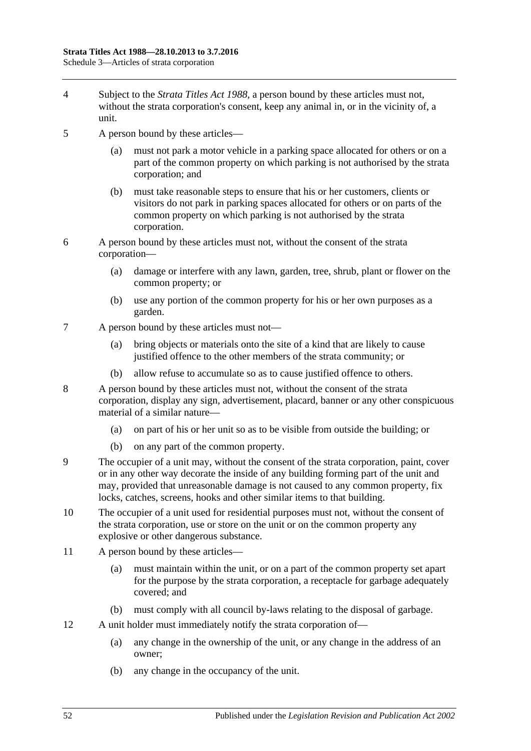4 Subject to the *Strata Titles Act 1988*, a person bound by these articles must not, without the strata corporation's consent, keep any animal in, or in the vicinity of, a unit.

5 A person bound by these articles—

(a) must not park a motor vehicle in a parking space allocated for others or on a part of the common property on which parking is not authorised by the strata corporation; and

(b) must take reasonable steps to ensure that his or her customers, clients or visitors do not park in parking spaces allocated for others or on parts of the common property on which parking is not authorised by the strata corporation.

6 A person bound by these articles must not, without the consent of the strata corporation—

(a) damage or interfere with any lawn, garden, tree, shrub, plant or flower on the common property; or

(b) use any portion of the common property for his or her own purposes as a garden.

7 A person bound by these articles must not—

(a) bring objects or materials onto the site of a kind that are likely to cause justified offence to the other members of the strata community; or

(b) allow refuse to accumulate so as to cause justified offence to others.

8 A person bound by these articles must not, without the consent of the strata corporation, display any sign, advertisement, placard, banner or any other conspicuous material of a similar nature—

(a) on part of his or her unit so as to be visible from outside the building; or

(b) on any part of the common property.

9 The occupier of a unit may, without the consent of the strata corporation, paint, cover or in any other way decorate the inside of any building forming part of the unit and may, provided that unreasonable damage is not caused to any common property, fix locks, catches, screens, hooks and other similar items to that building.

10 The occupier of a unit used for residential purposes must not, without the consent of the strata corporation, use or store on the unit or on the common property any explosive or other dangerous substance.

11 A person bound by these articles—

(a) must maintain within the unit, or on a part of the common property set apart for the purpose by the strata corporation, a receptacle for garbage adequately covered; and

(b) must comply with all council by-laws relating to the disposal of garbage.

12 A unit holder must immediately notify the strata corporation of—

(a) any change in the ownership of the unit, or any change in the address of an owner;

(b) any change in the occupancy of the unit.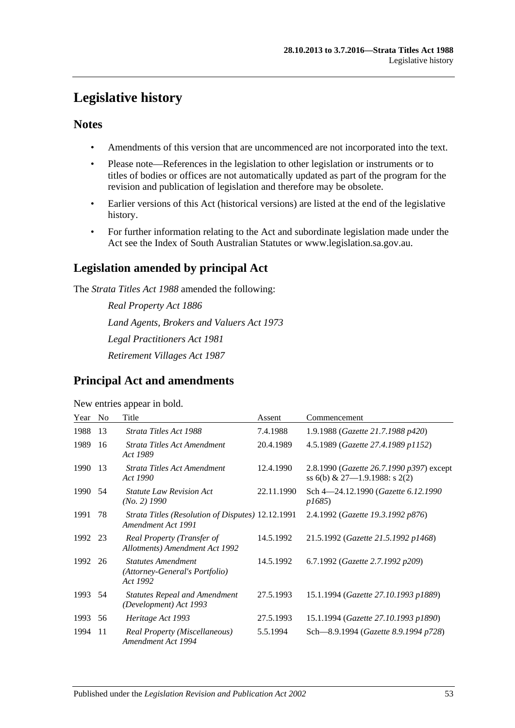# Legislative history

## Notes

- Amendments of this version that are uncommenced are not incorporated into the text.
- Please note—References in the legislation to other legislation or instruments or to titles of bodies or offices are not automatically updated as part of the program for the revision and publication of legislation and therefore may be obsolete.
- Earlier versions of this Act (historical versions) are listed at the end of the legislative history.
- For further information relating to the Act and subordinate legislation made under the Act see the Index of South Australian Statutes or www.legislation.sa.gov.au.

## Legislation amended by principal Act

The *Strata Titles Act 1988* amended the following:

*Real Property Act 1886*

*Land Agents, Brokers and Valuers Act 1973*

*Legal Practitioners Act 1981*

*Retirement Villages Act 1987*

## Principal Act and amendments

New entries appear in bold.

| Year | No | Title | Assent | Commencement |
|---|---|---|---|---|
| 1988 | 13 | *Strata Titles Act 1988* | 7.4.1988 | 1.9.1988 (*Gazette 21.7.1988 p420*) |
| 1989 | 16 | *Strata Titles Act Amendment Act 1989* | 20.4.1989 | 4.5.1989 (*Gazette 27.4.1989 p1152*) |
| 1990 | 13 | *Strata Titles Act Amendment Act 1990* | 12.4.1990 | 2.8.1990 (*Gazette 26.7.1990 p397*) except ss 6(b) & 27—1.9.1988: s 2(2) |
| 1990 | 54 | *Statute Law Revision Act (No. 2) 1990* | 22.11.1990 | Sch 4—24.12.1990 (*Gazette 6.12.1990 p1685*) |
| 1991 | 78 | *Strata Titles (Resolution of Disputes) Amendment Act 1991* | 12.12.1991 | 2.4.1992 (*Gazette 19.3.1992 p876*) |
| 1992 | 23 | *Real Property (Transfer of Allotments) Amendment Act 1992* | 14.5.1992 | 21.5.1992 (*Gazette 21.5.1992 p1468*) |
| 1992 | 26 | *Statutes Amendment (Attorney-General's Portfolio) Act 1992* | 14.5.1992 | 6.7.1992 (*Gazette 2.7.1992 p209*) |
| 1993 | 54 | *Statutes Repeal and Amendment (Development) Act 1993* | 27.5.1993 | 15.1.1994 (*Gazette 27.10.1993 p1889*) |
| 1993 | 56 | *Heritage Act 1993* | 27.5.1993 | 15.1.1994 (*Gazette 27.10.1993 p1890*) |
| 1994 | 11 | *Real Property (Miscellaneous) Amendment Act 1994* | 5.5.1994 | Sch—8.9.1994 (*Gazette 8.9.1994 p728*) |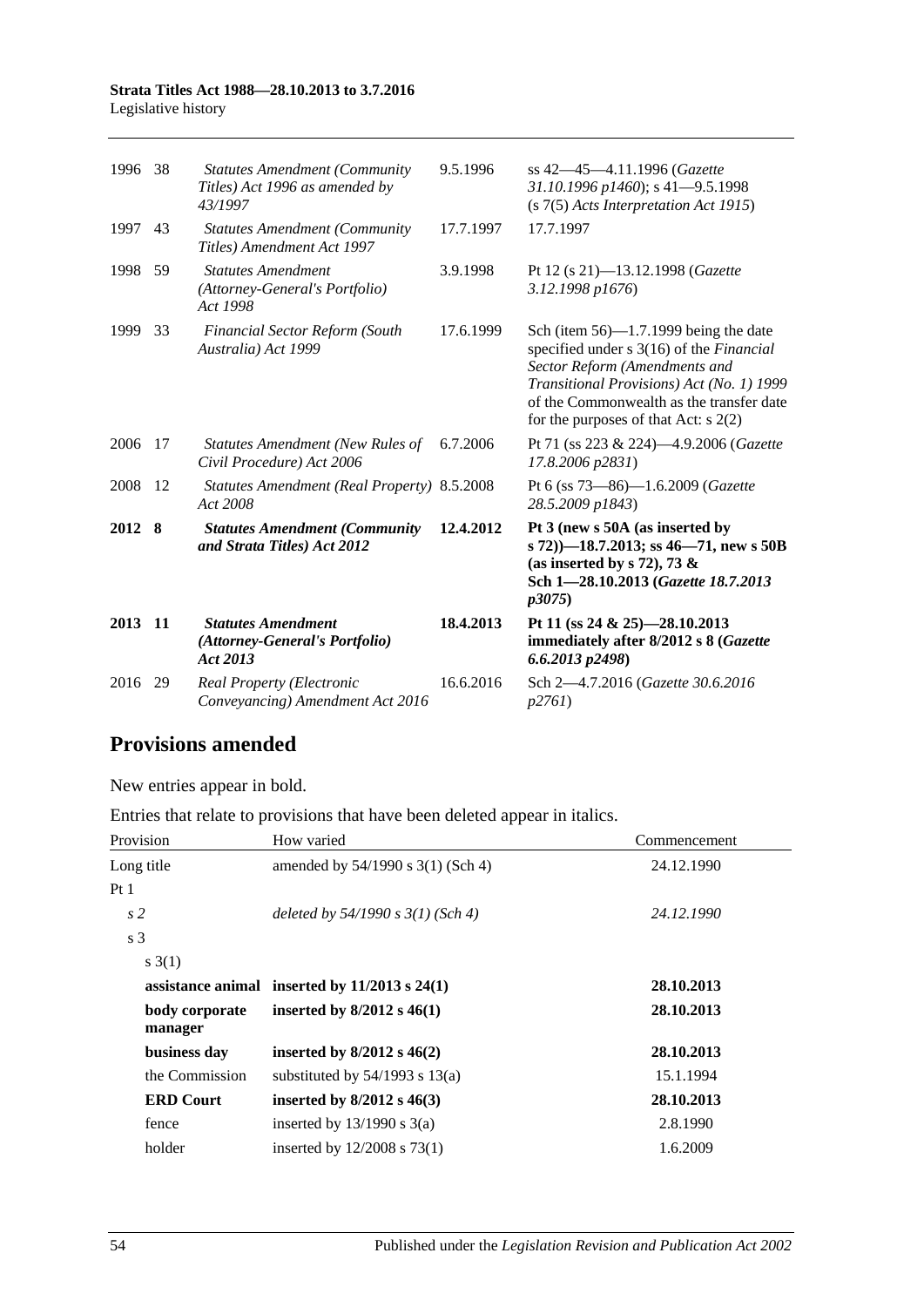| | | | | |
|---|---|---|---|---|
| 1996 | 38 | *Statutes Amendment (Community Titles) Act 1996 as amended by 43/1997* | 9.5.1996 | ss 42—45—4.11.1996 (*Gazette 31.10.1996 p1460*); s 41—9.5.1998 (s 7(5) *Acts Interpretation Act 1915*) |
| 1997 | 43 | *Statutes Amendment (Community Titles) Amendment Act 1997* | 17.7.1997 | 17.7.1997 |
| 1998 | 59 | *Statutes Amendment (Attorney-General's Portfolio) Act 1998* | 3.9.1998 | Pt 12 (s 21)—13.12.1998 (*Gazette 3.12.1998 p1676*) |
| 1999 | 33 | *Financial Sector Reform (South Australia) Act 1999* | 17.6.1999 | Sch (item 56)—1.7.1999 being the date specified under s 3(16) of the *Financial Sector Reform (Amendments and Transitional Provisions) Act (No. 1) 1999* of the Commonwealth as the transfer date for the purposes of that Act: s 2(2) |
| 2006 | 17 | *Statutes Amendment (New Rules of Civil Procedure) Act 2006* | 6.7.2006 | Pt 71 (ss 223 & 224)—4.9.2006 (*Gazette 17.8.2006 p2831*) |
| 2008 | 12 | *Statutes Amendment (Real Property) Act 2008* | 8.5.2008 | Pt 6 (ss 73—86)—1.6.2009 (*Gazette 28.5.2009 p1843*) |
| **2012** | **8** | ***Statutes Amendment (Community and Strata Titles) Act 2012*** | **12.4.2012** | **Pt 3 (new s 50A (as inserted by s 72))—18.7.2013; ss 46—71, new s 50B (as inserted by s 72), 73 & Sch 1—28.10.2013 (*Gazette 18.7.2013 p3075*)** |
| **2013** | **11** | ***Statutes Amendment (Attorney-General's Portfolio) Act 2013*** | **18.4.2013** | **Pt 11 (ss 24 & 25)—28.10.2013 immediately after 8/2012 s 8 (*Gazette 6.6.2013 p2498*)** |
| 2016 | 29 | *Real Property (Electronic Conveyancing) Amendment Act 2016* | 16.6.2016 | Sch 2—4.7.2016 (*Gazette 30.6.2016 p2761*) |

## Provisions amended

New entries appear in bold.

Entries that relate to provisions that have been deleted appear in italics.

| Provision | How varied | Commencement |
|---|---|---|
| Long title | amended by 54/1990 s 3(1) (Sch 4) | 24.12.1990 |
| Pt 1 | | |
| *s 2* | *deleted by 54/1990 s 3(1) (Sch 4)* | *24.12.1990* |
| s 3 | | |
| s 3(1) | | |
| **assistance animal** | **inserted by 11/2013 s 24(1)** | **28.10.2013** |
| **body corporate manager** | **inserted by 8/2012 s 46(1)** | **28.10.2013** |
| **business day** | **inserted by 8/2012 s 46(2)** | **28.10.2013** |
| the Commission | substituted by 54/1993 s 13(a) | 15.1.1994 |
| **ERD Court** | **inserted by 8/2012 s 46(3)** | **28.10.2013** |
| fence | inserted by 13/1990 s 3(a) | 2.8.1990 |
| holder | inserted by 12/2008 s 73(1) | 1.6.2009 |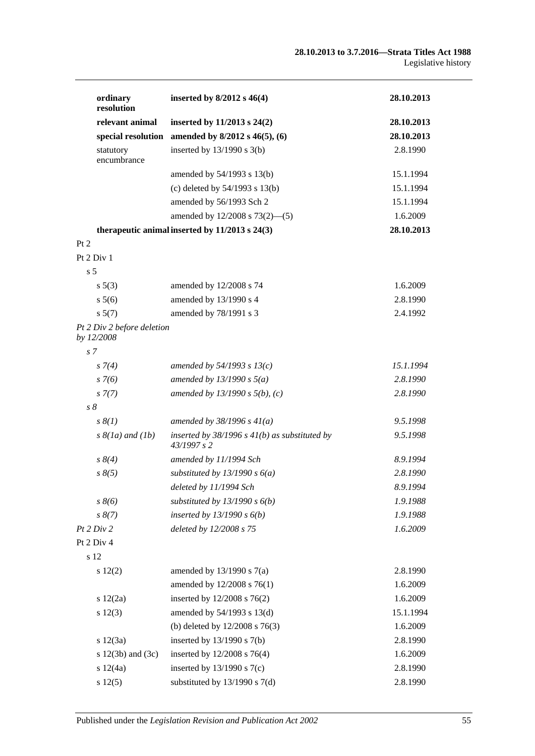| | | |
|---|---|---|
| **ordinary resolution** | **inserted by 8/2012 s 46(4)** | **28.10.2013** |
| **relevant animal** | **inserted by 11/2013 s 24(2)** | **28.10.2013** |
| **special resolution** | **amended by 8/2012 s 46(5), (6)** | **28.10.2013** |
| statutory encumbrance | inserted by 13/1990 s 3(b) | 2.8.1990 |
| | amended by 54/1993 s 13(b) | 15.1.1994 |
| | (c) deleted by 54/1993 s 13(b) | 15.1.1994 |
| | amended by 56/1993 Sch 2 | 15.1.1994 |
| | amended by 12/2008 s 73(2)—(5) | 1.6.2009 |
| **therapeutic animal** | **inserted by 11/2013 s 24(3)** | **28.10.2013** |
| Pt 2 | | |
| Pt 2 Div 1 | | |
| s 5 | | |
| s 5(3) | amended by 12/2008 s 74 | 1.6.2009 |
| s 5(6) | amended by 13/1990 s 4 | 2.8.1990 |
| s 5(7) | amended by 78/1991 s 3 | 2.4.1992 |
| *Pt 2 Div 2 before deletion by 12/2008* | | |
| *s 7* | | |
| *s 7(4)* | *amended by 54/1993 s 13(c)* | *15.1.1994* |
| *s 7(6)* | *amended by 13/1990 s 5(a)* | *2.8.1990* |
| *s 7(7)* | *amended by 13/1990 s 5(b), (c)* | *2.8.1990* |
| *s 8* | | |
| *s 8(1)* | *amended by 38/1996 s 41(a)* | *9.5.1998* |
| *s 8(1a) and (1b)* | *inserted by 38/1996 s 41(b) as substituted by 43/1997 s 2* | *9.5.1998* |
| *s 8(4)* | *amended by 11/1994 Sch* | *8.9.1994* |
| *s 8(5)* | *substituted by 13/1990 s 6(a)* | *2.8.1990* |
| | *deleted by 11/1994 Sch* | *8.9.1994* |
| *s 8(6)* | *substituted by 13/1990 s 6(b)* | *1.9.1988* |
| *s 8(7)* | *inserted by 13/1990 s 6(b)* | *1.9.1988* |
| *Pt 2 Div 2* | *deleted by 12/2008 s 75* | *1.6.2009* |
| Pt 2 Div 4 | | |
| s 12 | | |
| s 12(2) | amended by 13/1990 s 7(a) | 2.8.1990 |
| | amended by 12/2008 s 76(1) | 1.6.2009 |
| s 12(2a) | inserted by 12/2008 s 76(2) | 1.6.2009 |
| s 12(3) | amended by 54/1993 s 13(d) | 15.1.1994 |
| | (b) deleted by 12/2008 s 76(3) | 1.6.2009 |
| s 12(3a) | inserted by 13/1990 s 7(b) | 2.8.1990 |
| s 12(3b) and (3c) | inserted by 12/2008 s 76(4) | 1.6.2009 |
| s 12(4a) | inserted by 13/1990 s 7(c) | 2.8.1990 |
| s 12(5) | substituted by 13/1990 s 7(d) | 2.8.1990 |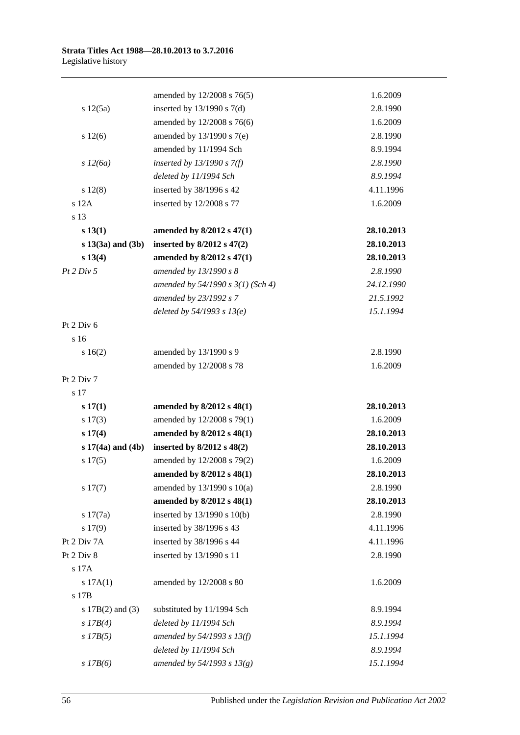| | | |
|---|---|---|
| | amended by 12/2008 s 76(5) | 1.6.2009 |
| s 12(5a) | inserted by 13/1990 s 7(d) | 2.8.1990 |
| | amended by 12/2008 s 76(6) | 1.6.2009 |
| s 12(6) | amended by 13/1990 s 7(e) | 2.8.1990 |
| | amended by 11/1994 Sch | 8.9.1994 |
| *s 12(6a)* | *inserted by 13/1990 s 7(f)* | *2.8.1990* |
| | *deleted by 11/1994 Sch* | *8.9.1994* |
| s 12(8) | inserted by 38/1996 s 42 | 4.11.1996 |
| s 12A | inserted by 12/2008 s 77 | 1.6.2009 |
| s 13 | | |
| **s 13(1)** | **amended by 8/2012 s 47(1)** | **28.10.2013** |
| **s 13(3a) and (3b)** | **inserted by 8/2012 s 47(2)** | **28.10.2013** |
| **s 13(4)** | **amended by 8/2012 s 47(1)** | **28.10.2013** |
| *Pt 2 Div 5* | *amended by 13/1990 s 8* | *2.8.1990* |
| | *amended by 54/1990 s 3(1) (Sch 4)* | *24.12.1990* |
| | *amended by 23/1992 s 7* | *21.5.1992* |
| | *deleted by 54/1993 s 13(e)* | *15.1.1994* |
| Pt 2 Div 6 | | |
| s 16 | | |
| s 16(2) | amended by 13/1990 s 9 | 2.8.1990 |
| | amended by 12/2008 s 78 | 1.6.2009 |
| Pt 2 Div 7 | | |
| s 17 | | |
| **s 17(1)** | **amended by 8/2012 s 48(1)** | **28.10.2013** |
| s 17(3) | amended by 12/2008 s 79(1) | 1.6.2009 |
| **s 17(4)** | **amended by 8/2012 s 48(1)** | **28.10.2013** |
| **s 17(4a) and (4b)** | **inserted by 8/2012 s 48(2)** | **28.10.2013** |
| s 17(5) | amended by 12/2008 s 79(2) | 1.6.2009 |
| | **amended by 8/2012 s 48(1)** | **28.10.2013** |
| s 17(7) | amended by 13/1990 s 10(a) | 2.8.1990 |
| | **amended by 8/2012 s 48(1)** | **28.10.2013** |
| s 17(7a) | inserted by 13/1990 s 10(b) | 2.8.1990 |
| s 17(9) | inserted by 38/1996 s 43 | 4.11.1996 |
| Pt 2 Div 7A | inserted by 38/1996 s 44 | 4.11.1996 |
| Pt 2 Div 8 | inserted by 13/1990 s 11 | 2.8.1990 |
| s 17A | | |
| s 17A(1) | amended by 12/2008 s 80 | 1.6.2009 |
| s 17B | | |
| s 17B(2) and (3) | substituted by 11/1994 Sch | 8.9.1994 |
| *s 17B(4)* | *deleted by 11/1994 Sch* | *8.9.1994* |
| *s 17B(5)* | *amended by 54/1993 s 13(f)* | *15.1.1994* |
| | *deleted by 11/1994 Sch* | *8.9.1994* |
| *s 17B(6)* | *amended by 54/1993 s 13(g)* | *15.1.1994* |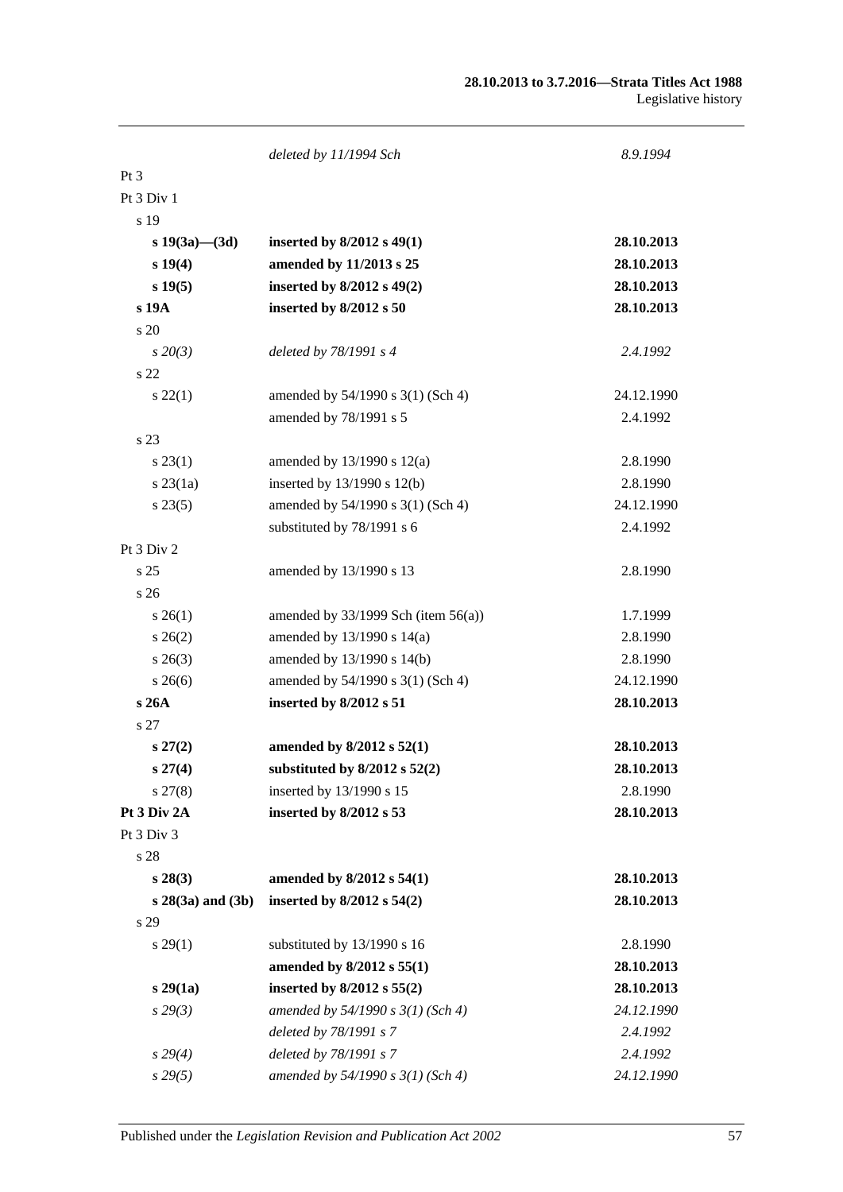|  |  |  |
|---|---|---|
|  | *deleted by 11/1994 Sch* | *8.9.1994* |
| Pt 3 |  |  |
| Pt 3 Div 1 |  |  |
| s 19 |  |  |
| **s 19(3a)—(3d)** | **inserted by 8/2012 s 49(1)** | **28.10.2013** |
| **s 19(4)** | **amended by 11/2013 s 25** | **28.10.2013** |
| **s 19(5)** | **inserted by 8/2012 s 49(2)** | **28.10.2013** |
| **s 19A** | **inserted by 8/2012 s 50** | **28.10.2013** |
| s 20 |  |  |
| *s 20(3)* | *deleted by 78/1991 s 4* | *2.4.1992* |
| s 22 |  |  |
| s 22(1) | amended by 54/1990 s 3(1) (Sch 4) | 24.12.1990 |
|  | amended by 78/1991 s 5 | 2.4.1992 |
| s 23 |  |  |
| s 23(1) | amended by 13/1990 s 12(a) | 2.8.1990 |
| s 23(1a) | inserted by 13/1990 s 12(b) | 2.8.1990 |
| s 23(5) | amended by 54/1990 s 3(1) (Sch 4) | 24.12.1990 |
|  | substituted by 78/1991 s 6 | 2.4.1992 |
| Pt 3 Div 2 |  |  |
| s 25 | amended by 13/1990 s 13 | 2.8.1990 |
| s 26 |  |  |
| s 26(1) | amended by 33/1999 Sch (item 56(a)) | 1.7.1999 |
| s 26(2) | amended by 13/1990 s 14(a) | 2.8.1990 |
| s 26(3) | amended by 13/1990 s 14(b) | 2.8.1990 |
| s 26(6) | amended by 54/1990 s 3(1) (Sch 4) | 24.12.1990 |
| **s 26A** | **inserted by 8/2012 s 51** | **28.10.2013** |
| s 27 |  |  |
| **s 27(2)** | **amended by 8/2012 s 52(1)** | **28.10.2013** |
| **s 27(4)** | **substituted by 8/2012 s 52(2)** | **28.10.2013** |
| s 27(8) | inserted by 13/1990 s 15 | 2.8.1990 |
| **Pt 3 Div 2A** | **inserted by 8/2012 s 53** | **28.10.2013** |
| Pt 3 Div 3 |  |  |
| s 28 |  |  |
| **s 28(3)** | **amended by 8/2012 s 54(1)** | **28.10.2013** |
| **s 28(3a) and (3b)** | **inserted by 8/2012 s 54(2)** | **28.10.2013** |
| s 29 |  |  |
| s 29(1) | substituted by 13/1990 s 16 | 2.8.1990 |
|  | **amended by 8/2012 s 55(1)** | **28.10.2013** |
| **s 29(1a)** | **inserted by 8/2012 s 55(2)** | **28.10.2013** |
| *s 29(3)* | *amended by 54/1990 s 3(1) (Sch 4)* | *24.12.1990* |
|  | *deleted by 78/1991 s 7* | *2.4.1992* |
| *s 29(4)* | *deleted by 78/1991 s 7* | *2.4.1992* |
| *s 29(5)* | *amended by 54/1990 s 3(1) (Sch 4)* | *24.12.1990* |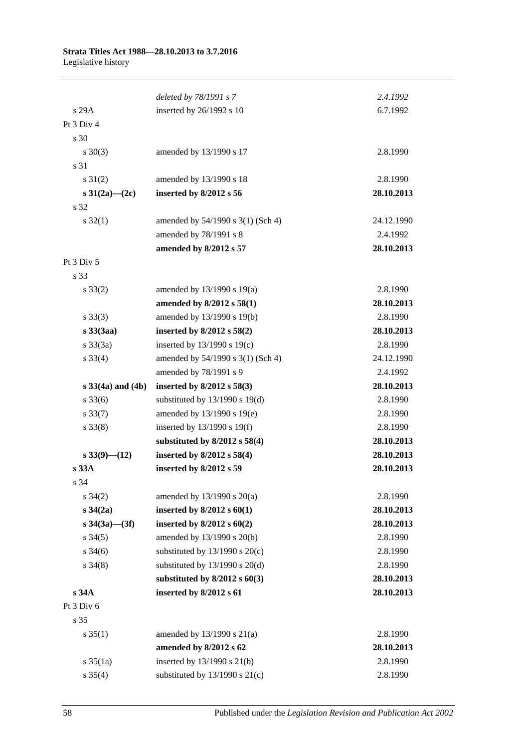| | | |
|---|---|---|
| | *deleted by 78/1991 s 7* | *2.4.1992* |
| s 29A | inserted by 26/1992 s 10 | 6.7.1992 |
| Pt 3 Div 4 | | |
| s 30 | | |
| s 30(3) | amended by 13/1990 s 17 | 2.8.1990 |
| s 31 | | |
| s 31(2) | amended by 13/1990 s 18 | 2.8.1990 |
| **s 31(2a)—(2c)** | **inserted by 8/2012 s 56** | **28.10.2013** |
| s 32 | | |
| s 32(1) | amended by 54/1990 s 3(1) (Sch 4) | 24.12.1990 |
| | amended by 78/1991 s 8 | 2.4.1992 |
| | **amended by 8/2012 s 57** | **28.10.2013** |
| Pt 3 Div 5 | | |
| s 33 | | |
| s 33(2) | amended by 13/1990 s 19(a) | 2.8.1990 |
| | **amended by 8/2012 s 58(1)** | **28.10.2013** |
| s 33(3) | amended by 13/1990 s 19(b) | 2.8.1990 |
| **s 33(3aa)** | **inserted by 8/2012 s 58(2)** | **28.10.2013** |
| s 33(3a) | inserted by 13/1990 s 19(c) | 2.8.1990 |
| s 33(4) | amended by 54/1990 s 3(1) (Sch 4) | 24.12.1990 |
| | amended by 78/1991 s 9 | 2.4.1992 |
| **s 33(4a) and (4b)** | **inserted by 8/2012 s 58(3)** | **28.10.2013** |
| s 33(6) | substituted by 13/1990 s 19(d) | 2.8.1990 |
| s 33(7) | amended by 13/1990 s 19(e) | 2.8.1990 |
| s 33(8) | inserted by 13/1990 s 19(f) | 2.8.1990 |
| | **substituted by 8/2012 s 58(4)** | **28.10.2013** |
| **s 33(9)—(12)** | **inserted by 8/2012 s 58(4)** | **28.10.2013** |
| **s 33A** | **inserted by 8/2012 s 59** | **28.10.2013** |
| s 34 | | |
| s 34(2) | amended by 13/1990 s 20(a) | 2.8.1990 |
| **s 34(2a)** | **inserted by 8/2012 s 60(1)** | **28.10.2013** |
| **s 34(3a)—(3f)** | **inserted by 8/2012 s 60(2)** | **28.10.2013** |
| s 34(5) | amended by 13/1990 s 20(b) | 2.8.1990 |
| s 34(6) | substituted by 13/1990 s 20(c) | 2.8.1990 |
| s 34(8) | substituted by 13/1990 s 20(d) | 2.8.1990 |
| | **substituted by 8/2012 s 60(3)** | **28.10.2013** |
| **s 34A** | **inserted by 8/2012 s 61** | **28.10.2013** |
| Pt 3 Div 6 | | |
| s 35 | | |
| s 35(1) | amended by 13/1990 s 21(a) | 2.8.1990 |
| | **amended by 8/2012 s 62** | **28.10.2013** |
| s 35(1a) | inserted by 13/1990 s 21(b) | 2.8.1990 |
| s 35(4) | substituted by 13/1990 s 21(c) | 2.8.1990 |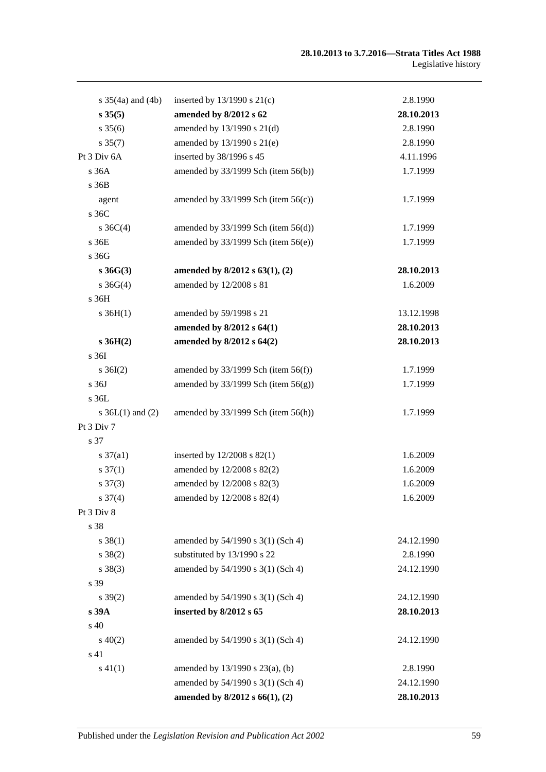| | | |
|---|---|---|
| s 35(4a) and (4b) | inserted by 13/1990 s 21(c) | 2.8.1990 |
| **s 35(5)** | **amended by 8/2012 s 62** | **28.10.2013** |
| s 35(6) | amended by 13/1990 s 21(d) | 2.8.1990 |
| s 35(7) | amended by 13/1990 s 21(e) | 2.8.1990 |
| Pt 3 Div 6A | inserted by 38/1996 s 45 | 4.11.1996 |
| s 36A | amended by 33/1999 Sch (item 56(b)) | 1.7.1999 |
| s 36B | | |
| agent | amended by 33/1999 Sch (item 56(c)) | 1.7.1999 |
| s 36C | | |
| s 36C(4) | amended by 33/1999 Sch (item 56(d)) | 1.7.1999 |
| s 36E | amended by 33/1999 Sch (item 56(e)) | 1.7.1999 |
| s 36G | | |
| **s 36G(3)** | **amended by 8/2012 s 63(1), (2)** | **28.10.2013** |
| s 36G(4) | amended by 12/2008 s 81 | 1.6.2009 |
| s 36H | | |
| s 36H(1) | amended by 59/1998 s 21 | 13.12.1998 |
| | **amended by 8/2012 s 64(1)** | **28.10.2013** |
| **s 36H(2)** | **amended by 8/2012 s 64(2)** | **28.10.2013** |
| s 36I | | |
| s 36I(2) | amended by 33/1999 Sch (item 56(f)) | 1.7.1999 |
| s 36J | amended by 33/1999 Sch (item 56(g)) | 1.7.1999 |
| s 36L | | |
| s 36L(1) and (2) | amended by 33/1999 Sch (item 56(h)) | 1.7.1999 |
| Pt 3 Div 7 | | |
| s 37 | | |
| s 37(a1) | inserted by 12/2008 s 82(1) | 1.6.2009 |
| s 37(1) | amended by 12/2008 s 82(2) | 1.6.2009 |
| s 37(3) | amended by 12/2008 s 82(3) | 1.6.2009 |
| s 37(4) | amended by 12/2008 s 82(4) | 1.6.2009 |
| Pt 3 Div 8 | | |
| s 38 | | |
| s 38(1) | amended by 54/1990 s 3(1) (Sch 4) | 24.12.1990 |
| s 38(2) | substituted by 13/1990 s 22 | 2.8.1990 |
| s 38(3) | amended by 54/1990 s 3(1) (Sch 4) | 24.12.1990 |
| s 39 | | |
| s 39(2) | amended by 54/1990 s 3(1) (Sch 4) | 24.12.1990 |
| **s 39A** | **inserted by 8/2012 s 65** | **28.10.2013** |
| s 40 | | |
| s 40(2) | amended by 54/1990 s 3(1) (Sch 4) | 24.12.1990 |
| s 41 | | |
| s 41(1) | amended by 13/1990 s 23(a), (b) | 2.8.1990 |
| | amended by 54/1990 s 3(1) (Sch 4) | 24.12.1990 |
| | **amended by 8/2012 s 66(1), (2)** | **28.10.2013** |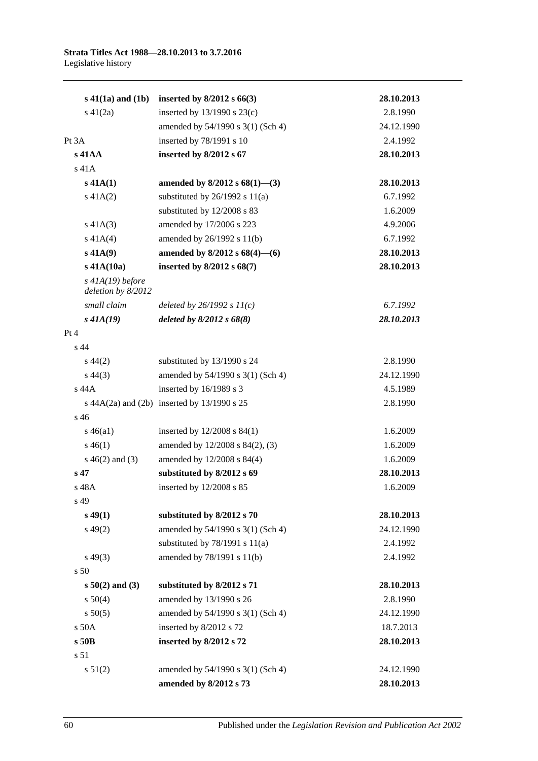| | | |
|---|---|---|
| **s 41(1a) and (1b)** | **inserted by 8/2012 s 66(3)** | **28.10.2013** |
| s 41(2a) | inserted by 13/1990 s 23(c) | 2.8.1990 |
| | amended by 54/1990 s 3(1) (Sch 4) | 24.12.1990 |
| Pt 3A | inserted by 78/1991 s 10 | 2.4.1992 |
| **s 41AA** | **inserted by 8/2012 s 67** | **28.10.2013** |
| s 41A | | |
| **s 41A(1)** | **amended by 8/2012 s 68(1)—(3)** | **28.10.2013** |
| s 41A(2) | substituted by 26/1992 s 11(a) | 6.7.1992 |
| | substituted by 12/2008 s 83 | 1.6.2009 |
| s 41A(3) | amended by 17/2006 s 223 | 4.9.2006 |
| s 41A(4) | amended by 26/1992 s 11(b) | 6.7.1992 |
| **s 41A(9)** | **amended by 8/2012 s 68(4)—(6)** | **28.10.2013** |
| **s 41A(10a)** | **inserted by 8/2012 s 68(7)** | **28.10.2013** |
| *s 41A(19) before deletion by 8/2012* | | |
| *small claim* | *deleted by 26/1992 s 11(c)* | *6.7.1992* |
| ***s 41A(19)*** | ***deleted by 8/2012 s 68(8)*** | ***28.10.2013*** |
| Pt 4 | | |
| s 44 | | |
| s 44(2) | substituted by 13/1990 s 24 | 2.8.1990 |
| s 44(3) | amended by 54/1990 s 3(1) (Sch 4) | 24.12.1990 |
| s 44A | inserted by 16/1989 s 3 | 4.5.1989 |
| s 44A(2a) and (2b) | inserted by 13/1990 s 25 | 2.8.1990 |
| s 46 | | |
| s 46(a1) | inserted by 12/2008 s 84(1) | 1.6.2009 |
| s 46(1) | amended by 12/2008 s 84(2), (3) | 1.6.2009 |
| s 46(2) and (3) | amended by 12/2008 s 84(4) | 1.6.2009 |
| **s 47** | **substituted by 8/2012 s 69** | **28.10.2013** |
| s 48A | inserted by 12/2008 s 85 | 1.6.2009 |
| s 49 | | |
| **s 49(1)** | **substituted by 8/2012 s 70** | **28.10.2013** |
| s 49(2) | amended by 54/1990 s 3(1) (Sch 4) | 24.12.1990 |
| | substituted by 78/1991 s 11(a) | 2.4.1992 |
| s 49(3) | amended by 78/1991 s 11(b) | 2.4.1992 |
| s 50 | | |
| **s 50(2) and (3)** | **substituted by 8/2012 s 71** | **28.10.2013** |
| s 50(4) | amended by 13/1990 s 26 | 2.8.1990 |
| s 50(5) | amended by 54/1990 s 3(1) (Sch 4) | 24.12.1990 |
| s 50A | inserted by 8/2012 s 72 | 18.7.2013 |
| **s 50B** | **inserted by 8/2012 s 72** | **28.10.2013** |
| s 51 | | |
| s 51(2) | amended by 54/1990 s 3(1) (Sch 4) | 24.12.1990 |
| | **amended by 8/2012 s 73** | **28.10.2013** |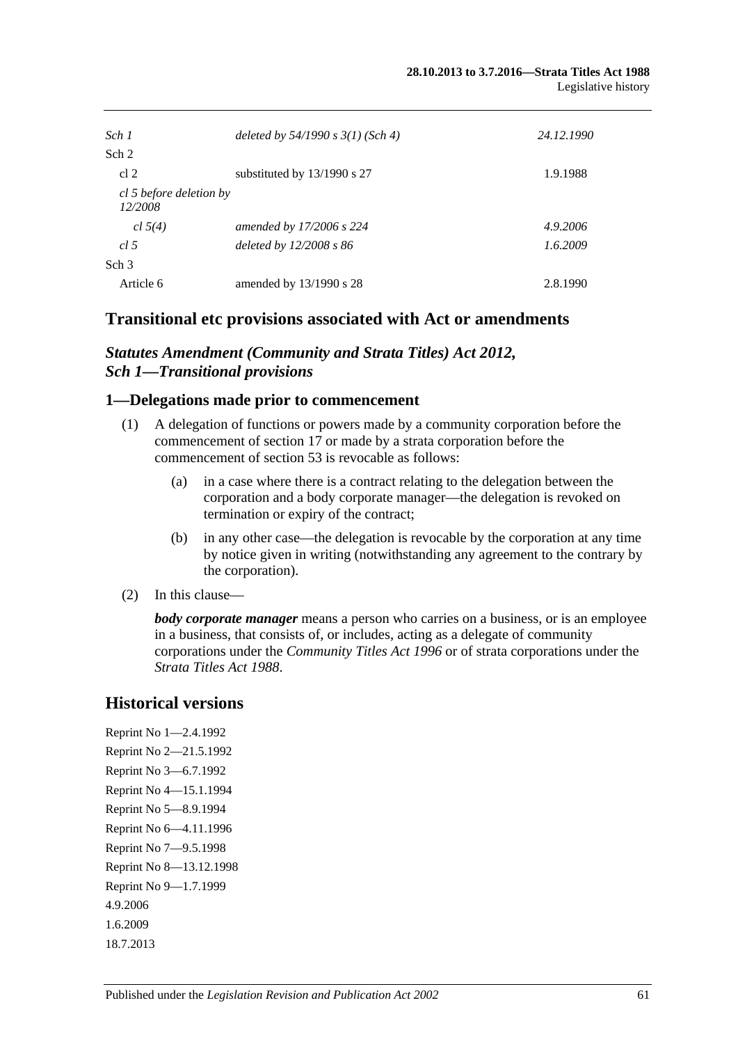| | | |
|---|---|---|
| *Sch 1* | *deleted by 54/1990 s 3(1) (Sch 4)* | *24.12.1990* |
| Sch 2 | | |
| cl 2 | substituted by 13/1990 s 27 | 1.9.1988 |
| *cl 5 before deletion by 12/2008* | | |
| *cl 5(4)* | *amended by 17/2006 s 224* | *4.9.2006* |
| *cl 5* | *deleted by 12/2008 s 86* | *1.6.2009* |
| Sch 3 | | |
| Article 6 | amended by 13/1990 s 28 | 2.8.1990 |

## Transitional etc provisions associated with Act or amendments

### *Statutes Amendment (Community and Strata Titles) Act 2012, Sch 1—Transitional provisions*

### 1—Delegations made prior to commencement

(1) A delegation of functions or powers made by a community corporation before the commencement of section 17 or made by a strata corporation before the commencement of section 53 is revocable as follows:

(a) in a case where there is a contract relating to the delegation between the corporation and a body corporate manager—the delegation is revoked on termination or expiry of the contract;

(b) in any other case—the delegation is revocable by the corporation at any time by notice given in writing (notwithstanding any agreement to the contrary by the corporation).

(2) In this clause—

***body corporate manager*** means a person who carries on a business, or is an employee in a business, that consists of, or includes, acting as a delegate of community corporations under the *Community Titles Act 1996* or of strata corporations under the *Strata Titles Act 1988*.

## Historical versions

Reprint No 1—2.4.1992

Reprint No 2—21.5.1992

Reprint No 3—6.7.1992

Reprint No 4—15.1.1994

Reprint No 5—8.9.1994

Reprint No 6—4.11.1996

Reprint No 7—9.5.1998

Reprint No 8—13.12.1998

Reprint No 9—1.7.1999

4.9.2006

1.6.2009

18.7.2013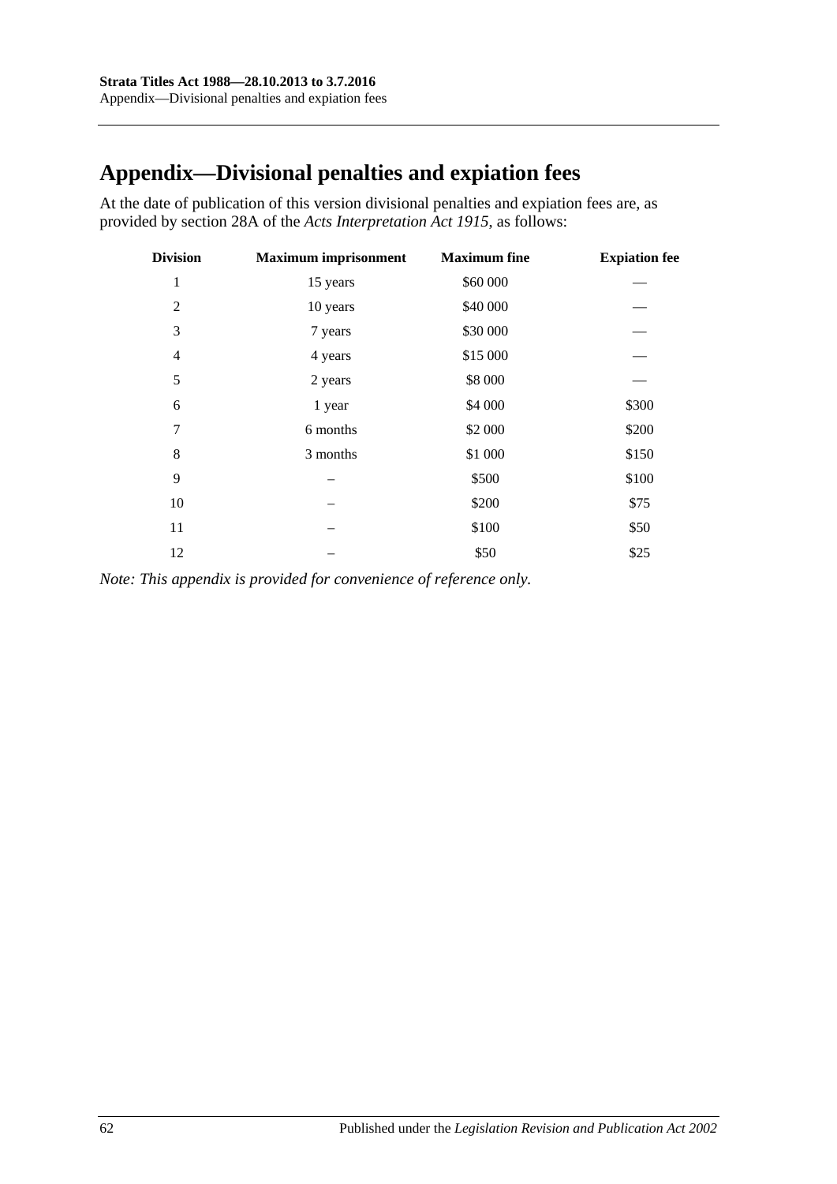# Appendix—Divisional penalties and expiation fees

At the date of publication of this version divisional penalties and expiation fees are, as provided by section 28A of the *Acts Interpretation Act 1915*, as follows:

| Division | Maximum imprisonment | Maximum fine | Expiation fee |
|---|---|---|---|
| 1 | 15 years | $60 000 | — |
| 2 | 10 years | $40 000 | — |
| 3 | 7 years | $30 000 | — |
| 4 | 4 years | $15 000 | — |
| 5 | 2 years | $8 000 | — |
| 6 | 1 year | $4 000 | $300 |
| 7 | 6 months | $2 000 | $200 |
| 8 | 3 months | $1 000 | $150 |
| 9 | – | $500 | $100 |
| 10 | – | $200 | $75 |
| 11 | – | $100 | $50 |
| 12 | – | $50 | $25 |

*Note: This appendix is provided for convenience of reference only.*